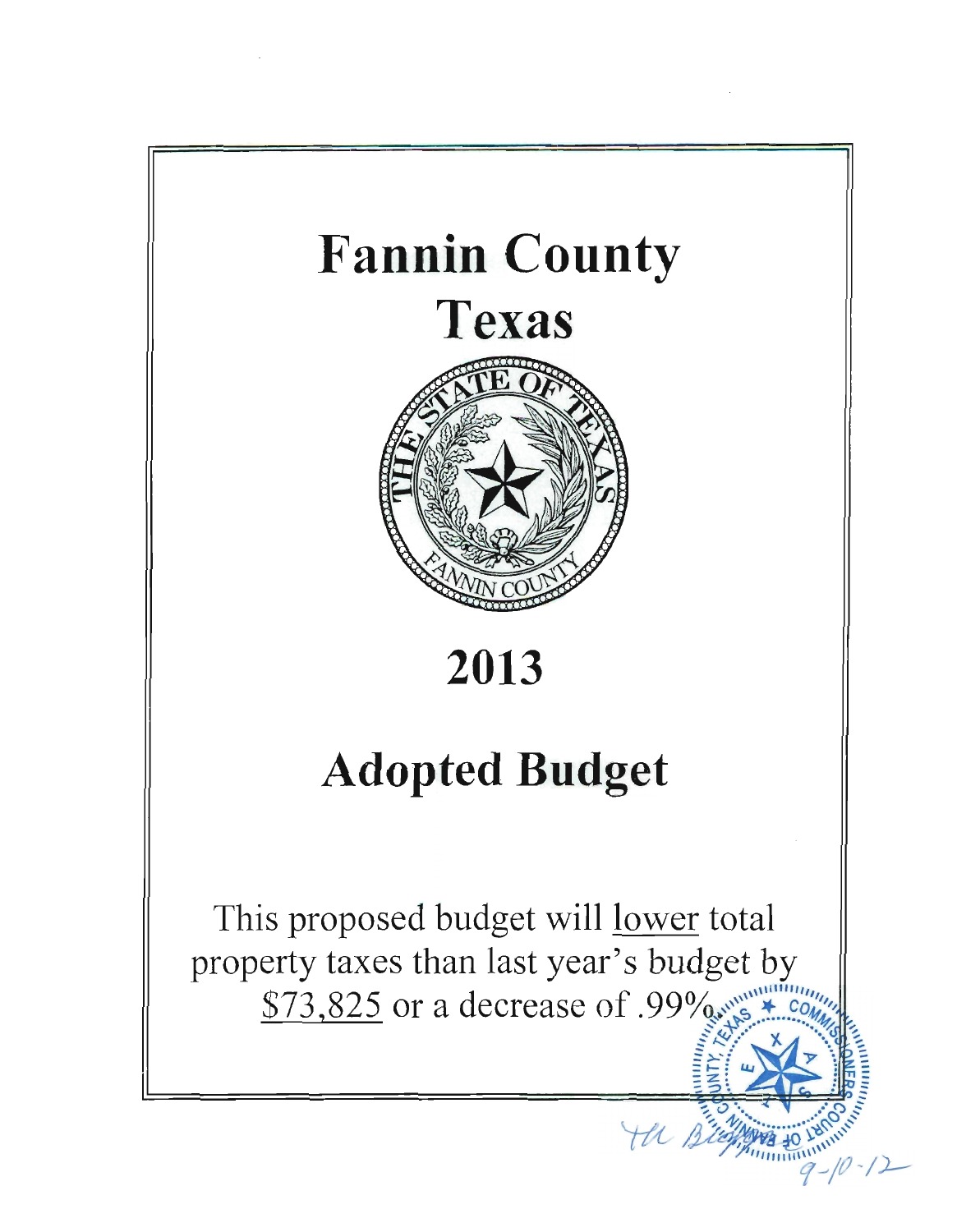# Fannin County

# Texas

# 2013

# Adopted Budget

This proposed budget will lower total property taxes than last year's budget by $73,825 or a decrease of .99%.

9-10-12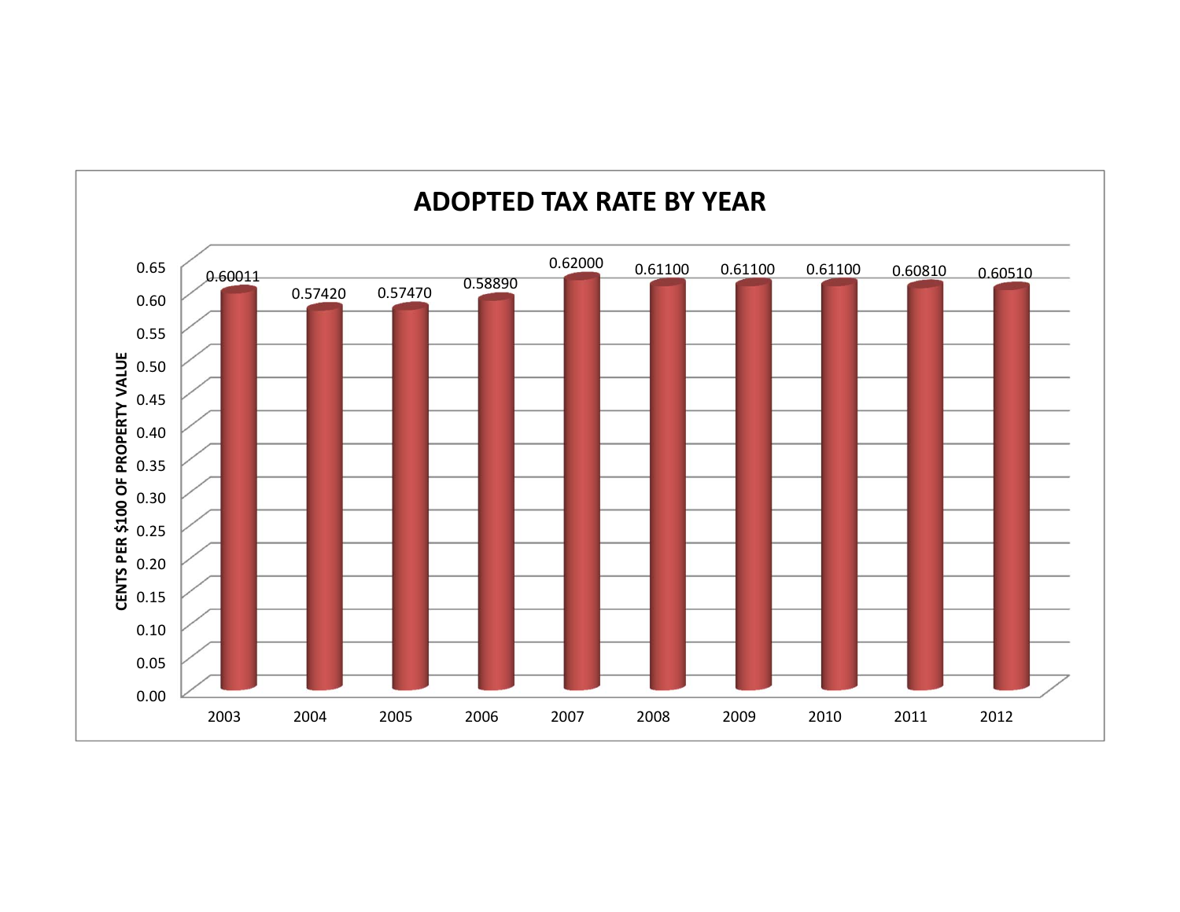## ADOPTED TAX RATE BY YEAR

| Year | Cents per $100 of Property Value |
|---|---|
| 2003 | 0.60011 |
| 2004 | 0.57420 |
| 2005 | 0.57470 |
| 2006 | 0.58890 |
| 2007 | 0.62000 |
| 2008 | 0.61100 |
| 2009 | 0.61100 |
| 2010 | 0.61100 |
| 2011 | 0.60810 |
| 2012 | 0.60510 |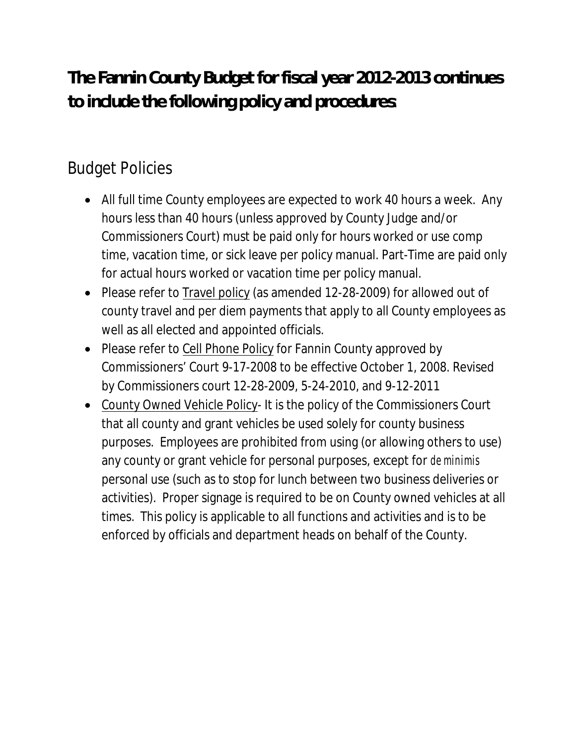## **The Fannin County Budget for fiscal year 2012-2013 continues to include the following policy and procedures:**

### Budget Policies

- All full time County employees are expected to work 40 hours a week. Any hours less than 40 hours (unless approved by County Judge and/or Commissioners Court) must be paid only for hours worked or use comp time, vacation time, or sick leave per policy manual. Part-Time are paid only for actual hours worked or vacation time per policy manual.
- Please refer to Travel policy (as amended 12-28-2009) for allowed out of county travel and per diem payments that apply to all County employees as well as all elected and appointed officials.
- Please refer to Cell Phone Policy for Fannin County approved by Commissioners' Court 9-17-2008 to be effective October 1, 2008. Revised by Commissioners court 12-28-2009, 5-24-2010, and 9-12-2011
- County Owned Vehicle Policy- It is the policy of the Commissioners Court that all county and grant vehicles be used solely for county business purposes. Employees are prohibited from using (or allowing others to use) any county or grant vehicle for personal purposes, except for *de minimis* personal use (such as to stop for lunch between two business deliveries or activities). Proper signage is required to be on County owned vehicles at all times. This policy is applicable to all functions and activities and is to be enforced by officials and department heads on behalf of the County.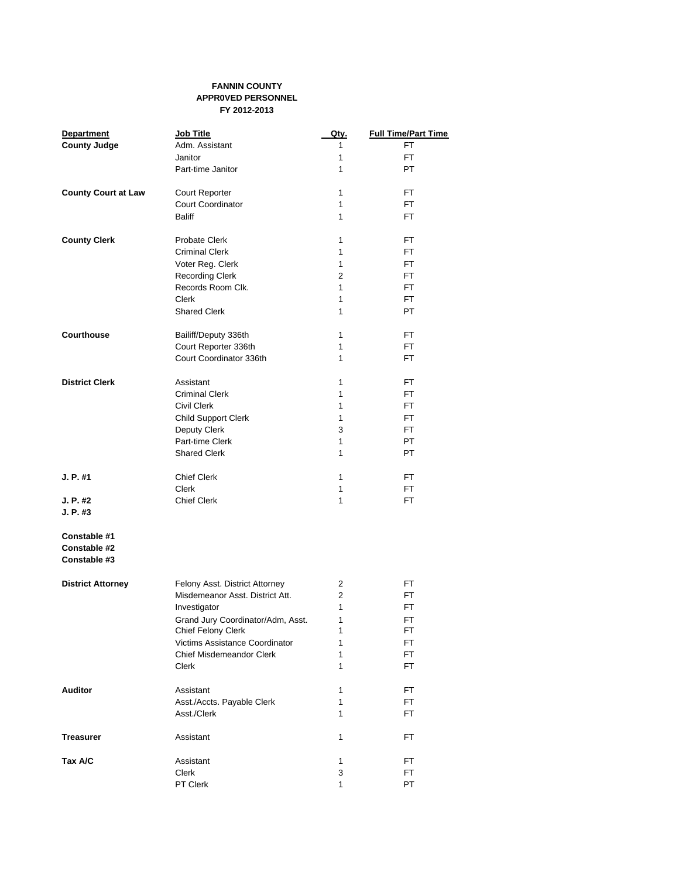**FANNIN COUNTY**
**APPR0VED PERSONNEL**
**FY 2012-2013**

| Department | Job Title | Qty. | Full Time/Part Time |
|---|---|---|---|
| **County Judge** | Adm. Assistant | 1 | FT |
| | Janitor | 1 | FT |
| | Part-time Janitor | 1 | PT |
| | | | |
| **County Court at Law** | Court Reporter | 1 | FT |
| | Court Coordinator | 1 | FT |
| | Baliff | 1 | FT |
| | | | |
| **County Clerk** | Probate Clerk | 1 | FT |
| | Criminal Clerk | 1 | FT |
| | Voter Reg. Clerk | 1 | FT |
| | Recording Clerk | 2 | FT |
| | Records Room Clk. | 1 | FT |
| | Clerk | 1 | FT |
| | Shared Clerk | 1 | PT |
| | | | |
| **Courthouse** | Bailiff/Deputy 336th | 1 | FT |
| | Court Reporter 336th | 1 | FT |
| | Court Coordinator 336th | 1 | FT |
| | | | |
| **District Clerk** | Assistant | 1 | FT |
| | Criminal Clerk | 1 | FT |
| | Civil Clerk | 1 | FT |
| | Child Support Clerk | 1 | FT |
| | Deputy Clerk | 3 | FT |
| | Part-time Clerk | 1 | PT |
| | Shared Clerk | 1 | PT |
| | | | |
| **J. P. #1** | Chief Clerk | 1 | FT |
| | Clerk | 1 | FT |
| **J. P. #2** | Chief Clerk | 1 | FT |
| **J. P. #3** | | | |
| | | | |
| **Constable #1** | | | |
| **Constable #2** | | | |
| **Constable #3** | | | |
| | | | |
| **District Attorney** | Felony Asst. District Attorney | 2 | FT |
| | Misdemeanor Asst. District Att. | 2 | FT |
| | Investigator | 1 | FT |
| | Grand Jury Coordinator/Adm, Asst. | 1 | FT |
| | Chief Felony Clerk | 1 | FT |
| | Victims Assistance Coordinator | 1 | FT |
| | Chief Misdemeandor Clerk | 1 | FT |
| | Clerk | 1 | FT |
| | | | |
| **Auditor** | Assistant | 1 | FT |
| | Asst./Accts. Payable Clerk | 1 | FT |
| | Asst./Clerk | 1 | FT |
| | | | |
| **Treasurer** | Assistant | 1 | FT |
| | | | |
| **Tax A/C** | Assistant | 1 | FT |
| | Clerk | 3 | FT |
| | PT Clerk | 1 | PT |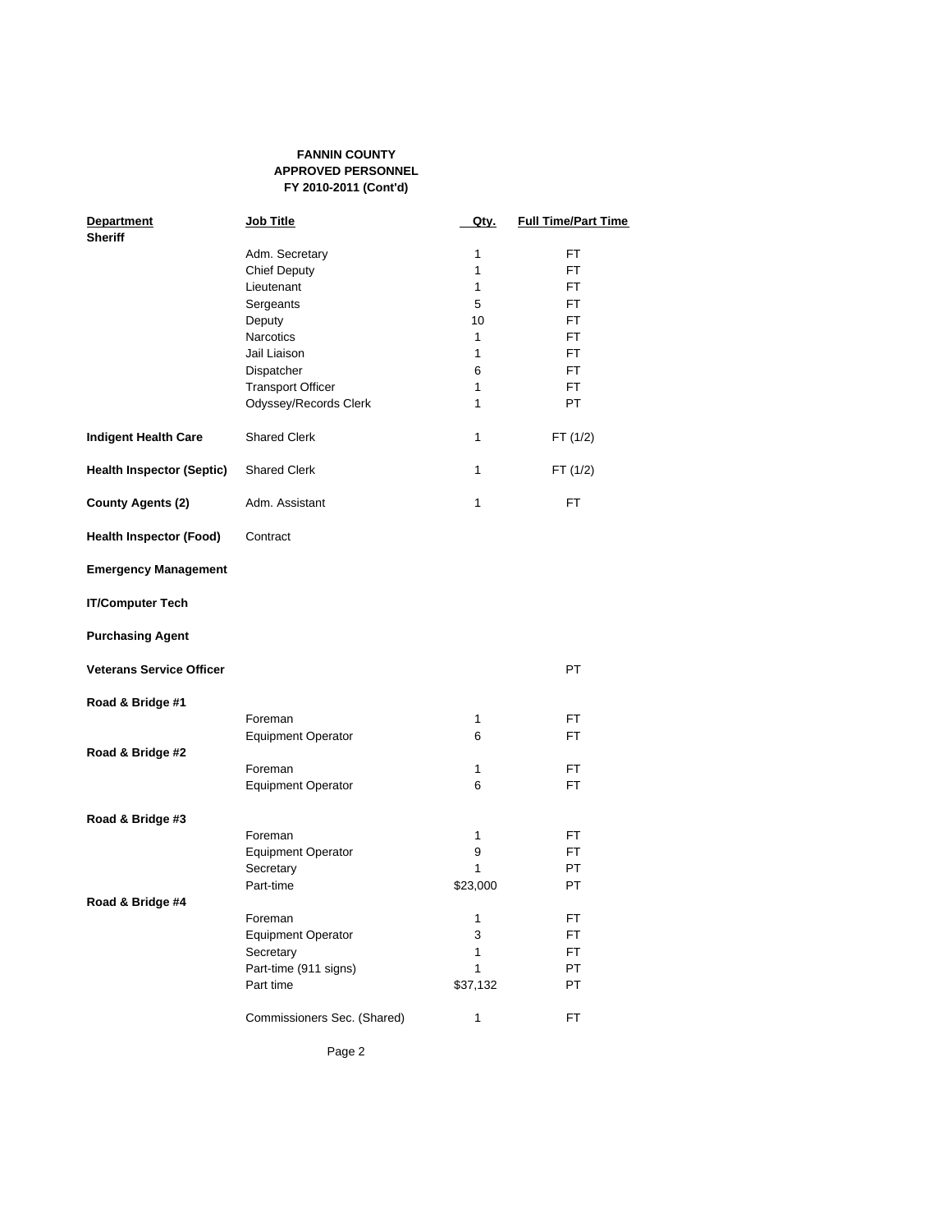**FANNIN COUNTY**
**APPROVED PERSONNEL**
**FY 2010-2011 (Cont'd)**

| Department | Job Title | Qty. | Full Time/Part Time |
|---|---|---|---|
| **Sheriff** | | | |
| | Adm. Secretary | 1 | FT |
| | Chief Deputy | 1 | FT |
| | Lieutenant | 1 | FT |
| | Sergeants | 5 | FT |
| | Deputy | 10 | FT |
| | Narcotics | 1 | FT |
| | Jail Liaison | 1 | FT |
| | Dispatcher | 6 | FT |
| | Transport Officer | 1 | FT |
| | Odyssey/Records Clerk | 1 | PT |
| **Indigent Health Care** | Shared Clerk | 1 | FT (1/2) |
| **Health Inspector (Septic)** | Shared Clerk | 1 | FT (1/2) |
| **County Agents (2)** | Adm. Assistant | 1 | FT |
| **Health Inspector (Food)** | Contract | | |
| **Emergency Management** | | | |
| **IT/Computer Tech** | | | |
| **Purchasing Agent** | | | |
| **Veterans Service Officer** | | | PT |
| **Road & Bridge #1** | | | |
| | Foreman | 1 | FT |
| | Equipment Operator | 6 | FT |
| **Road & Bridge #2** | | | |
| | Foreman | 1 | FT |
| | Equipment Operator | 6 | FT |
| **Road & Bridge #3** | | | |
| | Foreman | 1 | FT |
| | Equipment Operator | 9 | FT |
| | Secretary | 1 | PT |
| | Part-time | $23,000 | PT |
| **Road & Bridge #4** | | | |
| | Foreman | 1 | FT |
| | Equipment Operator | 3 | FT |
| | Secretary | 1 | FT |
| | Part-time (911 signs) | 1 | PT |
| | Part time | $37,132 | PT |
| | Commissioners Sec. (Shared) | 1 | FT |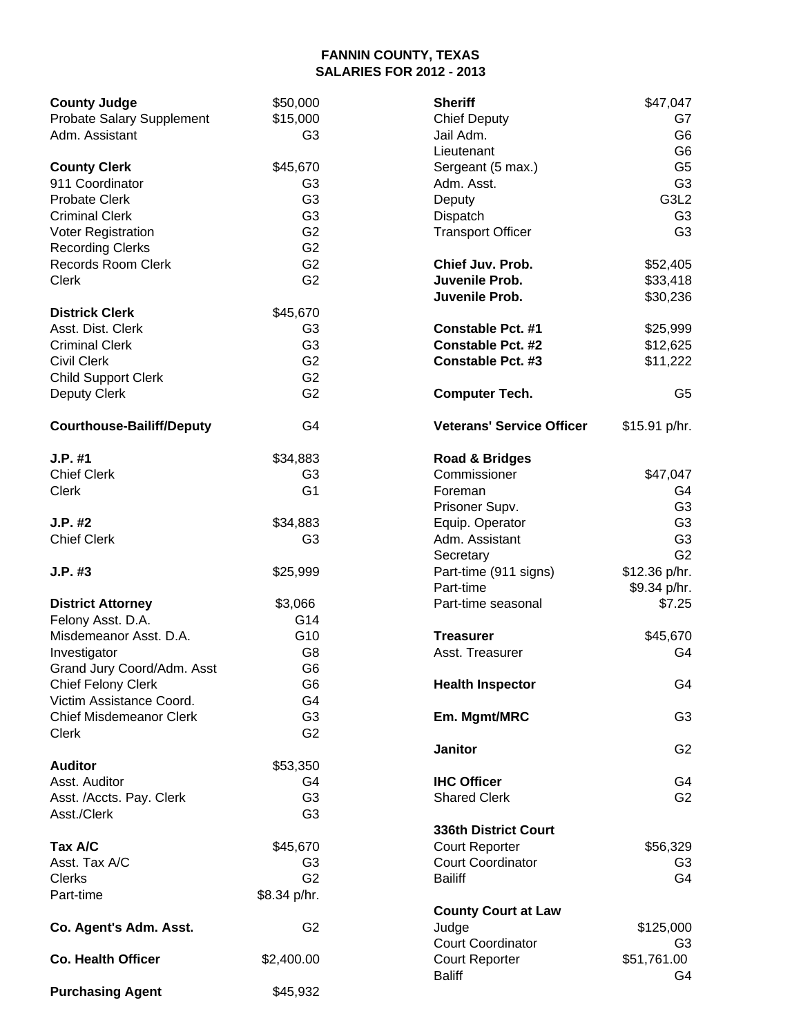# FANNIN COUNTY, TEXAS
## SALARIES FOR 2012 - 2013

| Position | Salary |
|---|---|
| **County Judge** | $50,000 |
| Probate Salary Supplement | $15,000 |
| Adm. Assistant | G3 |
| | |
| **County Clerk** | $45,670 |
| 911 Coordinator | G3 |
| Probate Clerk | G3 |
| Criminal Clerk | G3 |
| Voter Registration | G2 |
| Recording Clerks | G2 |
| Records Room Clerk | G2 |
| Clerk | G2 |
| | |
| **Districk Clerk** | $45,670 |
| Asst. Dist. Clerk | G3 |
| Criminal Clerk | G3 |
| Civil Clerk | G2 |
| Child Support Clerk | G2 |
| Deputy Clerk | G2 |
| | |
| **Courthouse-Bailiff/Deputy** | G4 |
| | |
| **J.P. #1** | $34,883 |
| Chief Clerk | G3 |
| Clerk | G1 |
| | |
| **J.P. #2** | $34,883 |
| Chief Clerk | G3 |
| | |
| **J.P. #3** | $25,999 |
| | |
| **District Attorney** | $3,066 |
| Felony Asst. D.A. | G14 |
| Misdemeanor Asst. D.A. | G10 |
| Investigator | G8 |
| Grand Jury Coord/Adm. Asst | G6 |
| Chief Felony Clerk | G6 |
| Victim Assistance Coord. | G4 |
| Chief Misdemeanor Clerk | G3 |
| Clerk | G2 |
| | |
| **Auditor** | $53,350 |
| Asst. Auditor | G4 |
| Asst. /Accts. Pay. Clerk | G3 |
| Asst./Clerk | G3 |
| | |
| **Tax A/C** | $45,670 |
| Asst. Tax A/C | G3 |
| Clerks | G2 |
| Part-time | $8.34 p/hr. |
| | |
| **Co. Agent's Adm. Asst.** | G2 |
| | |
| **Co. Health Officer** | $2,400.00 |
| | |
| **Purchasing Agent** | $45,932 |

| Position | Salary |
|---|---|
| **Sheriff** | $47,047 |
| Chief Deputy | G7 |
| Jail Adm. | G6 |
| Lieutenant | G6 |
| Sergeant (5 max.) | G5 |
| Adm. Asst. | G3 |
| Deputy | G3L2 |
| Dispatch | G3 |
| Transport Officer | G3 |
| | |
| **Chief Juv. Prob.** | $52,405 |
| **Juvenile Prob.** | $33,418 |
| **Juvenile Prob.** | $30,236 |
| | |
| **Constable Pct. #1** | $25,999 |
| **Constable Pct. #2** | $12,625 |
| **Constable Pct. #3** | $11,222 |
| | |
| **Computer Tech.** | G5 |
| | |
| **Veterans' Service Officer** | $15.91 p/hr. |
| | |
| **Road & Bridges** | |
| Commissioner | $47,047 |
| Foreman | G4 |
| Prisoner Supv. | G3 |
| Equip. Operator | G3 |
| Adm. Assistant | G3 |
| Secretary | G2 |
| Part-time (911 signs) | $12.36 p/hr. |
| Part-time | $9.34 p/hr. |
| Part-time seasonal | $7.25 |
| | |
| **Treasurer** | $45,670 |
| Asst. Treasurer | G4 |
| | |
| **Health Inspector** | G4 |
| | |
| **Em. Mgmt/MRC** | G3 |
| | |
| **Janitor** | G2 |
| | |
| **IHC Officer** | G4 |
| Shared Clerk | G2 |
| | |
| **336th District Court** | |
| Court Reporter | $56,329 |
| Court Coordinator | G3 |
| Bailiff | G4 |
| | |
| **County Court at Law** | |
| Judge | $125,000 |
| Court Coordinator | G3 |
| Court Reporter | $51,761.00 |
| Baliff | G4 |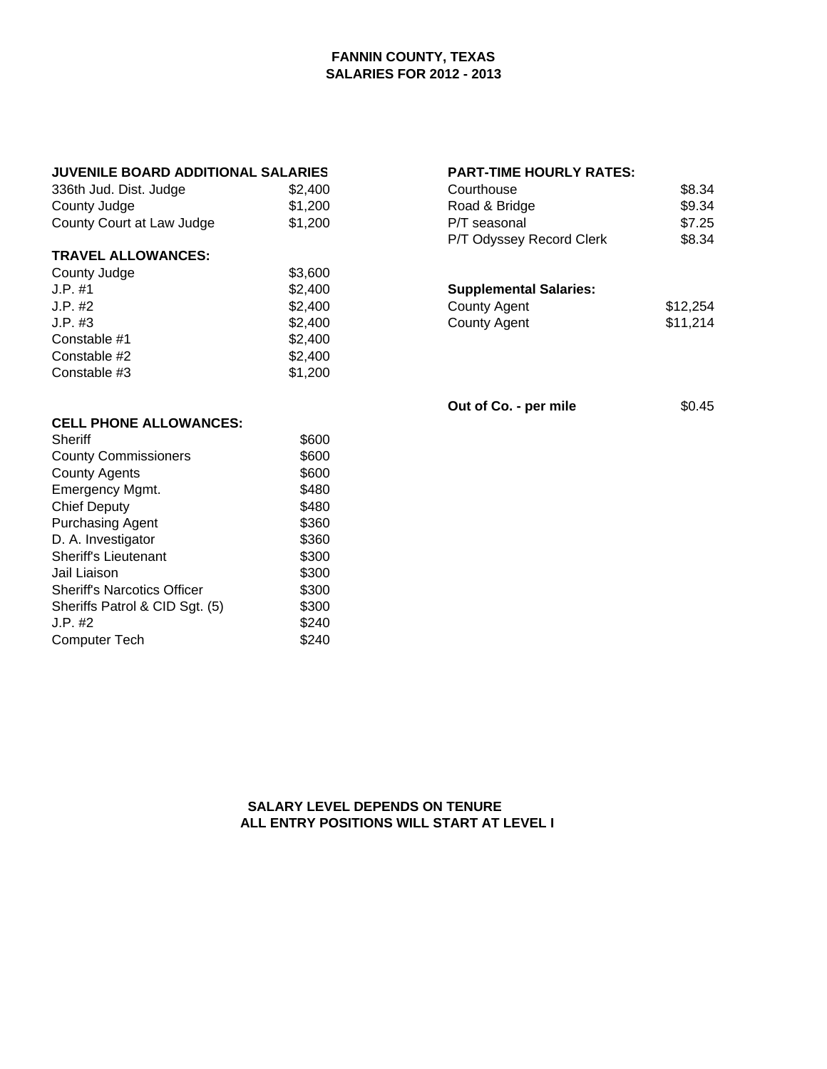# FANNIN COUNTY, TEXAS
## SALARIES FOR 2012 - 2013

**JUVENILE BOARD ADDITIONAL SALARIES**

| | |
|---|---|
| 336th Jud. Dist. Judge | $2,400 |
| County Judge | $1,200 |
| County Court at Law Judge | $1,200 |

**TRAVEL ALLOWANCES:**

| | |
|---|---|
| County Judge | $3,600 |
| J.P. #1 | $2,400 |
| J.P. #2 | $2,400 |
| J.P. #3 | $2,400 |
| Constable #1 | $2,400 |
| Constable #2 | $2,400 |
| Constable #3 | $1,200 |

**CELL PHONE ALLOWANCES:**

| | |
|---|---|
| Sheriff | $600 |
| County Commissioners | $600 |
| County Agents | $600 |
| Emergency Mgmt. | $480 |
| Chief Deputy | $480 |
| Purchasing Agent | $360 |
| D. A. Investigator | $360 |
| Sheriff's Lieutenant | $300 |
| Jail Liaison | $300 |
| Sheriff's Narcotics Officer | $300 |
| Sheriffs Patrol & CID Sgt. (5) | $300 |
| J.P. #2 | $240 |
| Computer Tech | $240 |

**PART-TIME HOURLY RATES:**

| | |
|---|---|
| Courthouse | $8.34 |
| Road & Bridge | $9.34 |
| P/T seasonal | $7.25 |
| P/T Odyssey Record Clerk | $8.34 |

**Supplemental Salaries:**

| | |
|---|---|
| County Agent | $12,254 |
| County Agent | $11,214 |

**Out of Co. - per mile** $0.45

**SALARY LEVEL DEPENDS ON TENURE**
**ALL ENTRY POSITIONS WILL START AT LEVEL I**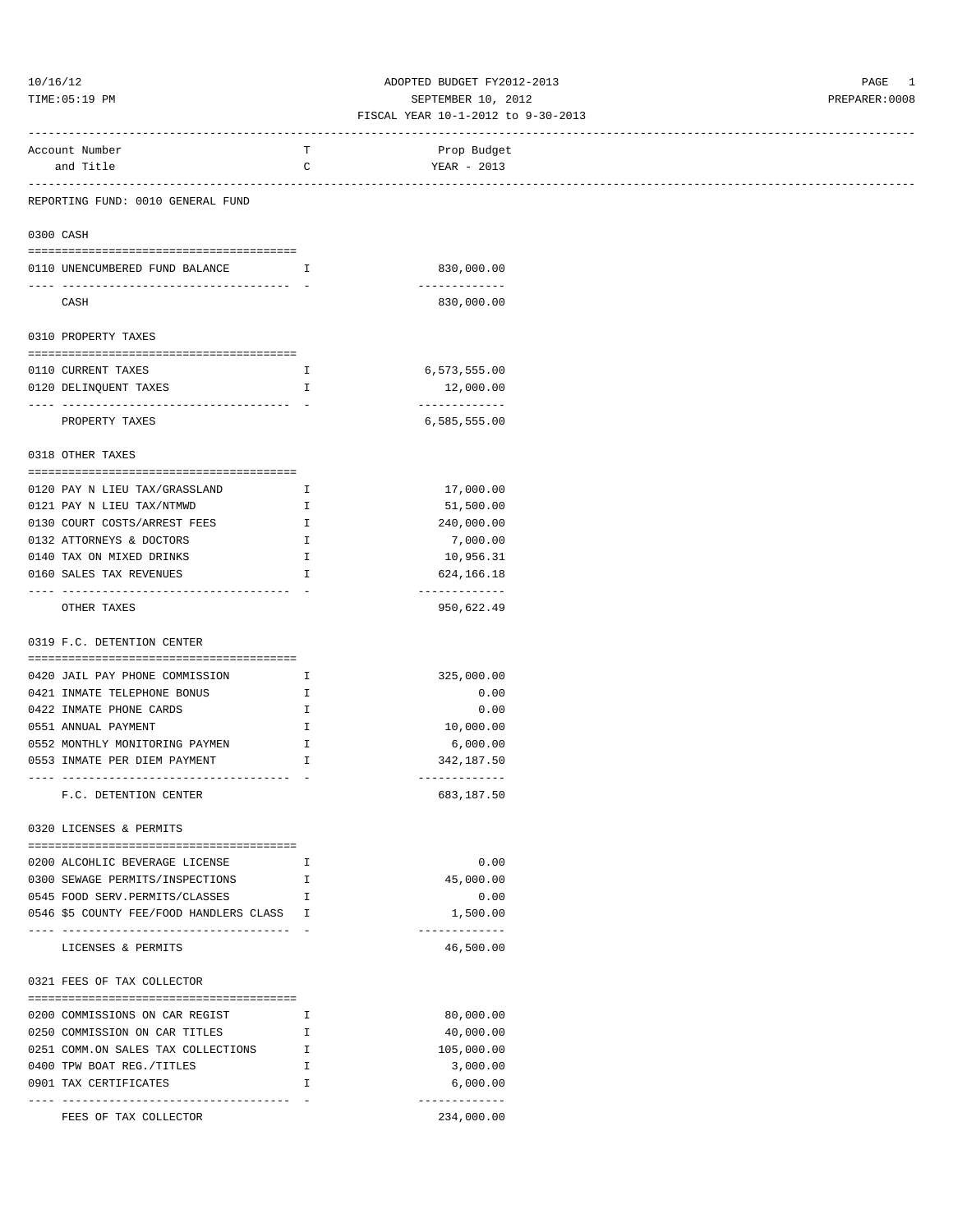ADOPTED BUDGET FY2012-2013
SEPTEMBER 10, 2012
FISCAL YEAR 10-1-2012 to 9-30-2013

| Account Number and Title | TC | Prop Budget YEAR - 2013 |
|---|---|---|
| **REPORTING FUND: 0010 GENERAL FUND** | | |
| **0300 CASH** | | |
| 0110 UNENCUMBERED FUND BALANCE | I | 830,000.00 |
| CASH | | 830,000.00 |
| **0310 PROPERTY TAXES** | | |
| 0110 CURRENT TAXES | I | 6,573,555.00 |
| 0120 DELINQUENT TAXES | I | 12,000.00 |
| PROPERTY TAXES | | 6,585,555.00 |
| **0318 OTHER TAXES** | | |
| 0120 PAY N LIEU TAX/GRASSLAND | I | 17,000.00 |
| 0121 PAY N LIEU TAX/NTMWD | I | 51,500.00 |
| 0130 COURT COSTS/ARREST FEES | I | 240,000.00 |
| 0132 ATTORNEYS & DOCTORS | I | 7,000.00 |
| 0140 TAX ON MIXED DRINKS | I | 10,956.31 |
| 0160 SALES TAX REVENUES | I | 624,166.18 |
| OTHER TAXES | | 950,622.49 |
| **0319 F.C. DETENTION CENTER** | | |
| 0420 JAIL PAY PHONE COMMISSION | I | 325,000.00 |
| 0421 INMATE TELEPHONE BONUS | I | 0.00 |
| 0422 INMATE PHONE CARDS | I | 0.00 |
| 0551 ANNUAL PAYMENT | I | 10,000.00 |
| 0552 MONTHLY MONITORING PAYMEN | I | 6,000.00 |
| 0553 INMATE PER DIEM PAYMENT | I | 342,187.50 |
| F.C. DETENTION CENTER | | 683,187.50 |
| **0320 LICENSES & PERMITS** | | |
| 0200 ALCOHLIC BEVERAGE LICENSE | I | 0.00 |
| 0300 SEWAGE PERMITS/INSPECTIONS | I | 45,000.00 |
| 0545 FOOD SERV.PERMITS/CLASSES | I | 0.00 |
| 0546 $5 COUNTY FEE/FOOD HANDLERS CLASS | I | 1,500.00 |
| LICENSES & PERMITS | | 46,500.00 |
| **0321 FEES OF TAX COLLECTOR** | | |
| 0200 COMMISSIONS ON CAR REGIST | I | 80,000.00 |
| 0250 COMMISSION ON CAR TITLES | I | 40,000.00 |
| 0251 COMM.ON SALES TAX COLLECTIONS | I | 105,000.00 |
| 0400 TPW BOAT REG./TITLES | I | 3,000.00 |
| 0901 TAX CERTIFICATES | I | 6,000.00 |
| FEES OF TAX COLLECTOR | | 234,000.00 |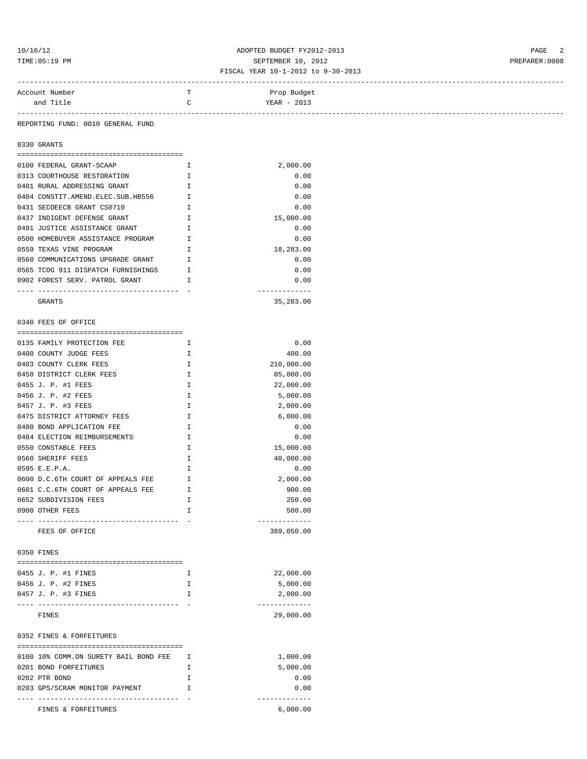ADOPTED BUDGET FY2012-2013
SEPTEMBER 10, 2012
FISCAL YEAR 10-1-2012 to 9-30-2013

REPORTING FUND: 0010 GENERAL FUND

## 0330 GRANTS

| Account Number and Title | TC | Prop Budget YEAR - 2013 |
|---|---|---|
| 0100 FEDERAL GRANT-SCAAP | I | 2,000.00 |
| 0313 COURTHOUSE RESTORATION | I | 0.00 |
| 0401 RURAL ADDRESSING GRANT | I | 0.00 |
| 0404 CONSTIT.AMEND.ELEC.SUB.HB556 | I | 0.00 |
| 0431 SECOEECB GRANT CS0710 | I | 0.00 |
| 0437 INDIGENT DEFENSE GRANT | I | 15,000.00 |
| 0491 JUSTICE ASSISTANCE GRANT | I | 0.00 |
| 0500 HOMEBUYER ASSISTANCE PROGRAM | I | 0.00 |
| 0559 TEXAS VINE PROGRAM | I | 18,283.00 |
| 0560 COMMUNICATIONS UPGRADE GRANT | I | 0.00 |
| 0565 TCOG 911 DISPATCH FURNISHINGS | I | 0.00 |
| 0902 FOREST SERV. PATROL GRANT | I | 0.00 |
| GRANTS | | 35,283.00 |

## 0340 FEES OF OFFICE

| Account Number and Title | TC | Prop Budget YEAR - 2013 |
|---|---|---|
| 0135 FAMILY PROTECTION FEE | I | 0.00 |
| 0400 COUNTY JUDGE FEES | I | 400.00 |
| 0403 COUNTY CLERK FEES | I | 210,000.00 |
| 0450 DISTRICT CLERK FEES | I | 85,000.00 |
| 0455 J. P. #1 FEES | I | 22,000.00 |
| 0456 J. P. #2 FEES | I | 5,000.00 |
| 0457 J. P. #3 FEES | I | 2,000.00 |
| 0475 DISTRICT ATTORNEY FEES | I | 6,000.00 |
| 0480 BOND APPLICATION FEE | I | 0.00 |
| 0484 ELECTION REIMBURSEMENTS | I | 0.00 |
| 0550 CONSTABLE FEES | I | 15,000.00 |
| 0560 SHERIFF FEES | I | 40,000.00 |
| 0595 E.E.P.A. | I | 0.00 |
| 0600 D.C.6TH COURT OF APPEALS FEE | I | 2,000.00 |
| 0601 C.C.6TH COURT OF APPEALS FEE | I | 900.00 |
| 0652 SUBDIVISION FEES | I | 250.00 |
| 0900 OTHER FEES | I | 500.00 |
| FEES OF OFFICE | | 389,050.00 |

## 0350 FINES

| Account Number and Title | TC | Prop Budget YEAR - 2013 |
|---|---|---|
| 0455 J. P. #1 FINES | I | 22,000.00 |
| 0456 J. P. #2 FINES | I | 5,000.00 |
| 0457 J. P. #3 FINES | I | 2,000.00 |
| FINES | | 29,000.00 |

## 0352 FINES & FORFEITURES

| Account Number and Title | TC | Prop Budget YEAR - 2013 |
|---|---|---|
| 0100 10% COMM.ON SURETY BAIL BOND FEE | I | 1,000.00 |
| 0201 BOND FORFEITURES | I | 5,000.00 |
| 0202 PTR BOND | I | 0.00 |
| 0203 GPS/SCRAM MONITOR PAYMENT | I | 0.00 |
| FINES & FORFEITURES | | 6,000.00 |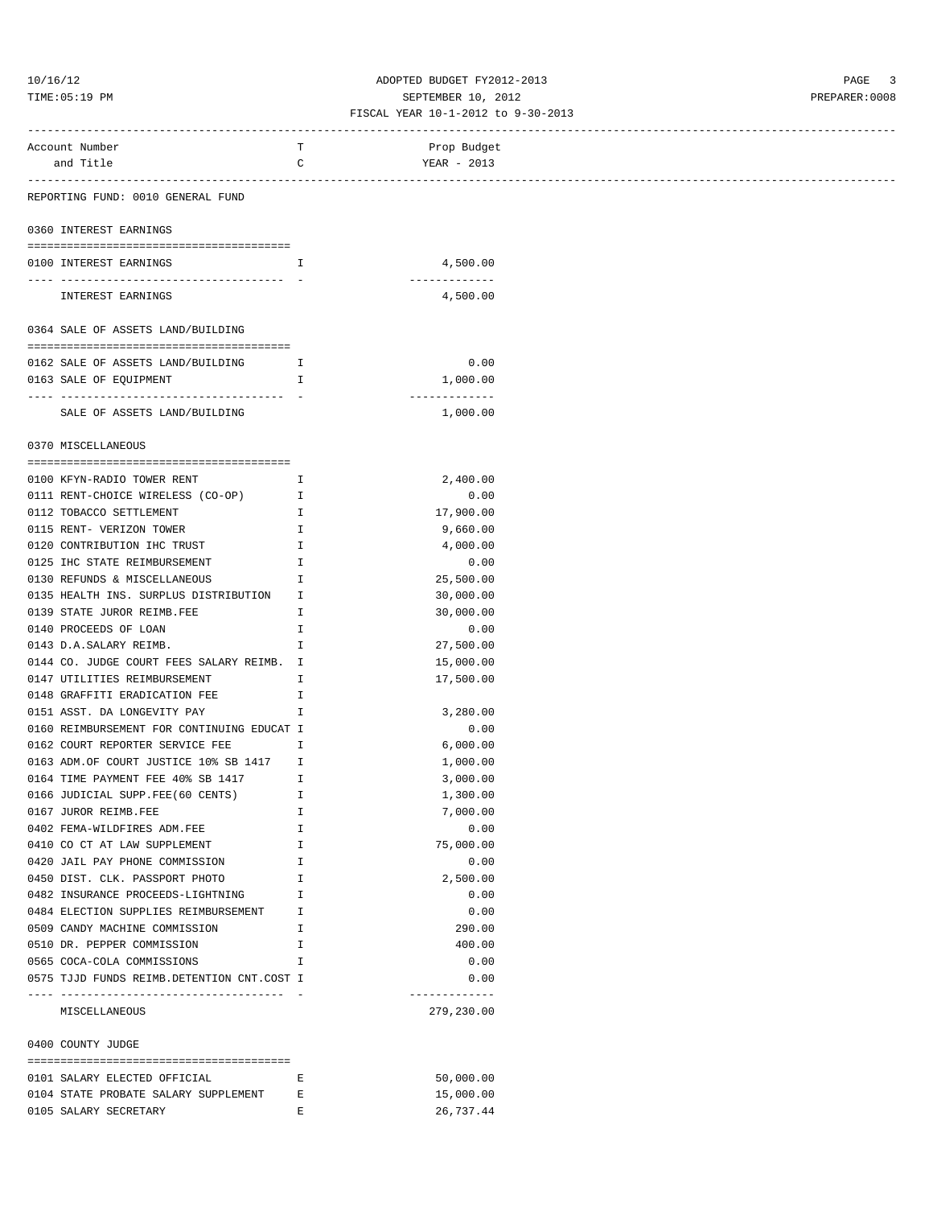ADOPTED BUDGET FY2012-2013
SEPTEMBER 10, 2012
FISCAL YEAR 10-1-2012 to 9-30-2013

| Account Number and Title | T C | Prop Budget YEAR - 2013 |
|---|---|---|
| **REPORTING FUND: 0010 GENERAL FUND** | | |
| **0360 INTEREST EARNINGS** | | |
| 0100 INTEREST EARNINGS | I | 4,500.00 |
| INTEREST EARNINGS | | 4,500.00 |
| **0364 SALE OF ASSETS LAND/BUILDING** | | |
| 0162 SALE OF ASSETS LAND/BUILDING | I | 0.00 |
| 0163 SALE OF EQUIPMENT | I | 1,000.00 |
| SALE OF ASSETS LAND/BUILDING | | 1,000.00 |
| **0370 MISCELLANEOUS** | | |
| 0100 KFYN-RADIO TOWER RENT | I | 2,400.00 |
| 0111 RENT-CHOICE WIRELESS (CO-OP) | I | 0.00 |
| 0112 TOBACCO SETTLEMENT | I | 17,900.00 |
| 0115 RENT- VERIZON TOWER | I | 9,660.00 |
| 0120 CONTRIBUTION IHC TRUST | I | 4,000.00 |
| 0125 IHC STATE REIMBURSEMENT | I | 0.00 |
| 0130 REFUNDS & MISCELLANEOUS | I | 25,500.00 |
| 0135 HEALTH INS. SURPLUS DISTRIBUTION | I | 30,000.00 |
| 0139 STATE JUROR REIMB.FEE | I | 30,000.00 |
| 0140 PROCEEDS OF LOAN | I | 0.00 |
| 0143 D.A.SALARY REIMB. | I | 27,500.00 |
| 0144 CO. JUDGE COURT FEES SALARY REIMB. | I | 15,000.00 |
| 0147 UTILITIES REIMBURSEMENT | I | 17,500.00 |
| 0148 GRAFFITI ERADICATION FEE | I | |
| 0151 ASST. DA LONGEVITY PAY | I | 3,280.00 |
| 0160 REIMBURSEMENT FOR CONTINUING EDUCAT | I | 0.00 |
| 0162 COURT REPORTER SERVICE FEE | I | 6,000.00 |
| 0163 ADM.OF COURT JUSTICE 10% SB 1417 | I | 1,000.00 |
| 0164 TIME PAYMENT FEE 40% SB 1417 | I | 3,000.00 |
| 0166 JUDICIAL SUPP.FEE(60 CENTS) | I | 1,300.00 |
| 0167 JUROR REIMB.FEE | I | 7,000.00 |
| 0402 FEMA-WILDFIRES ADM.FEE | I | 0.00 |
| 0410 CO CT AT LAW SUPPLEMENT | I | 75,000.00 |
| 0420 JAIL PAY PHONE COMMISSION | I | 0.00 |
| 0450 DIST. CLK. PASSPORT PHOTO | I | 2,500.00 |
| 0482 INSURANCE PROCEEDS-LIGHTNING | I | 0.00 |
| 0484 ELECTION SUPPLIES REIMBURSEMENT | I | 0.00 |
| 0509 CANDY MACHINE COMMISSION | I | 290.00 |
| 0510 DR. PEPPER COMMISSION | I | 400.00 |
| 0565 COCA-COLA COMMISSIONS | I | 0.00 |
| 0575 TJJD FUNDS REIMB.DETENTION CNT.COST | I | 0.00 |
| MISCELLANEOUS | | 279,230.00 |
| **0400 COUNTY JUDGE** | | |
| 0101 SALARY ELECTED OFFICIAL | E | 50,000.00 |
| 0104 STATE PROBATE SALARY SUPPLEMENT | E | 15,000.00 |
| 0105 SALARY SECRETARY | E | 26,737.44 |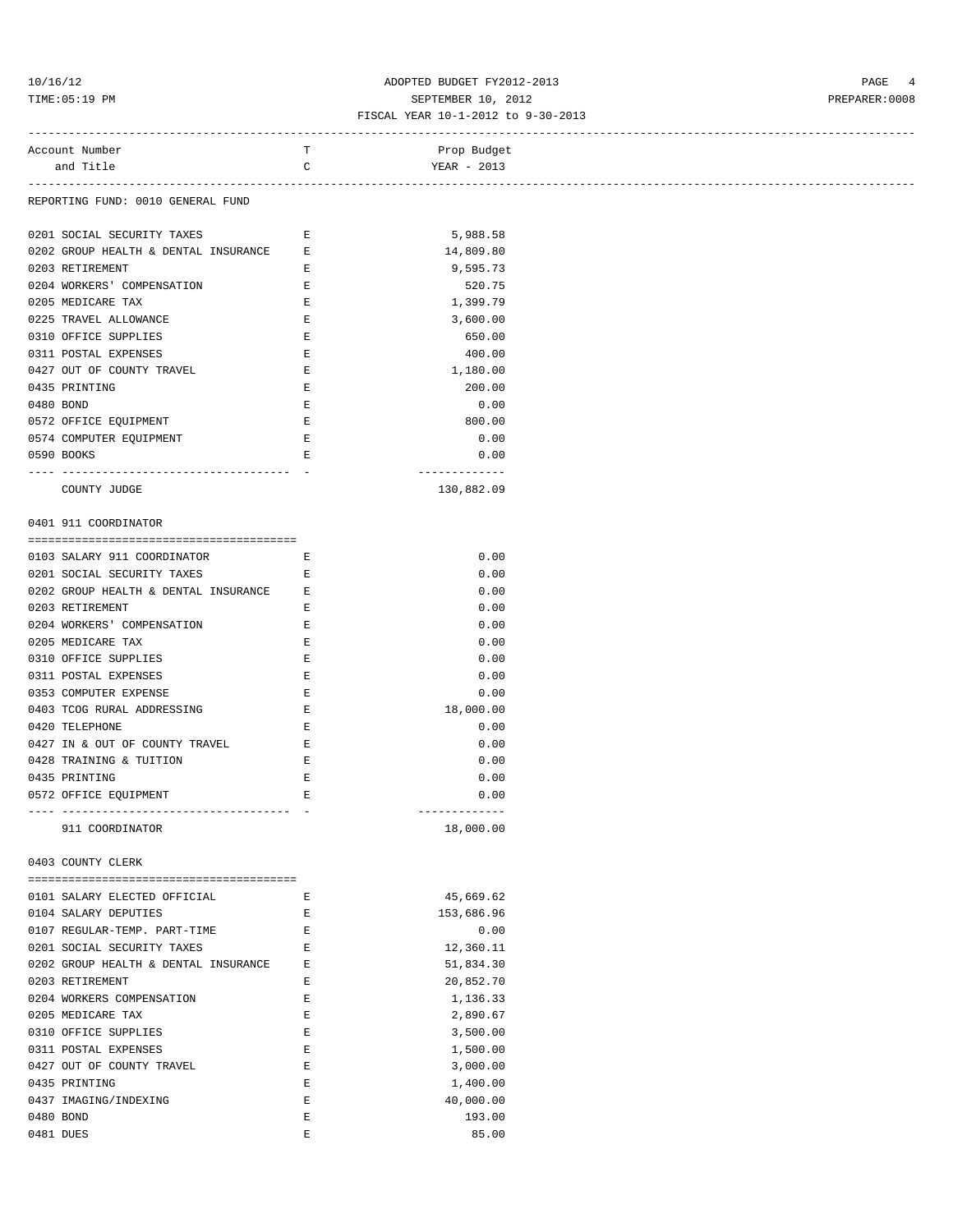ADOPTED BUDGET FY2012-2013
SEPTEMBER 10, 2012
FISCAL YEAR 10-1-2012 to 9-30-2013

| Account Number and Title | TC | Prop Budget YEAR - 2013 |
|---|---|---|

REPORTING FUND: 0010 GENERAL FUND

| Account Number and Title | TC | Prop Budget YEAR - 2013 |
|---|---|---|
| 0201 SOCIAL SECURITY TAXES | E | 5,988.58 |
| 0202 GROUP HEALTH & DENTAL INSURANCE | E | 14,809.80 |
| 0203 RETIREMENT | E | 9,595.73 |
| 0204 WORKERS' COMPENSATION | E | 520.75 |
| 0205 MEDICARE TAX | E | 1,399.79 |
| 0225 TRAVEL ALLOWANCE | E | 3,600.00 |
| 0310 OFFICE SUPPLIES | E | 650.00 |
| 0311 POSTAL EXPENSES | E | 400.00 |
| 0427 OUT OF COUNTY TRAVEL | E | 1,180.00 |
| 0435 PRINTING | E | 200.00 |
| 0480 BOND | E | 0.00 |
| 0572 OFFICE EQUIPMENT | E | 800.00 |
| 0574 COMPUTER EQUIPMENT | E | 0.00 |
| 0590 BOOKS | E | 0.00 |
| COUNTY JUDGE | | 130,882.09 |

0401 911 COORDINATOR

| Account Number and Title | TC | Prop Budget YEAR - 2013 |
|---|---|---|
| 0103 SALARY 911 COORDINATOR | E | 0.00 |
| 0201 SOCIAL SECURITY TAXES | E | 0.00 |
| 0202 GROUP HEALTH & DENTAL INSURANCE | E | 0.00 |
| 0203 RETIREMENT | E | 0.00 |
| 0204 WORKERS' COMPENSATION | E | 0.00 |
| 0205 MEDICARE TAX | E | 0.00 |
| 0310 OFFICE SUPPLIES | E | 0.00 |
| 0311 POSTAL EXPENSES | E | 0.00 |
| 0353 COMPUTER EXPENSE | E | 0.00 |
| 0403 TCOG RURAL ADDRESSING | E | 18,000.00 |
| 0420 TELEPHONE | E | 0.00 |
| 0427 IN & OUT OF COUNTY TRAVEL | E | 0.00 |
| 0428 TRAINING & TUITION | E | 0.00 |
| 0435 PRINTING | E | 0.00 |
| 0572 OFFICE EQUIPMENT | E | 0.00 |
| 911 COORDINATOR | | 18,000.00 |

0403 COUNTY CLERK

| Account Number and Title | TC | Prop Budget YEAR - 2013 |
|---|---|---|
| 0101 SALARY ELECTED OFFICIAL | E | 45,669.62 |
| 0104 SALARY DEPUTIES | E | 153,686.96 |
| 0107 REGULAR-TEMP. PART-TIME | E | 0.00 |
| 0201 SOCIAL SECURITY TAXES | E | 12,360.11 |
| 0202 GROUP HEALTH & DENTAL INSURANCE | E | 51,834.30 |
| 0203 RETIREMENT | E | 20,852.70 |
| 0204 WORKERS COMPENSATION | E | 1,136.33 |
| 0205 MEDICARE TAX | E | 2,890.67 |
| 0310 OFFICE SUPPLIES | E | 3,500.00 |
| 0311 POSTAL EXPENSES | E | 1,500.00 |
| 0427 OUT OF COUNTY TRAVEL | E | 3,000.00 |
| 0435 PRINTING | E | 1,400.00 |
| 0437 IMAGING/INDEXING | E | 40,000.00 |
| 0480 BOND | E | 193.00 |
| 0481 DUES | E | 85.00 |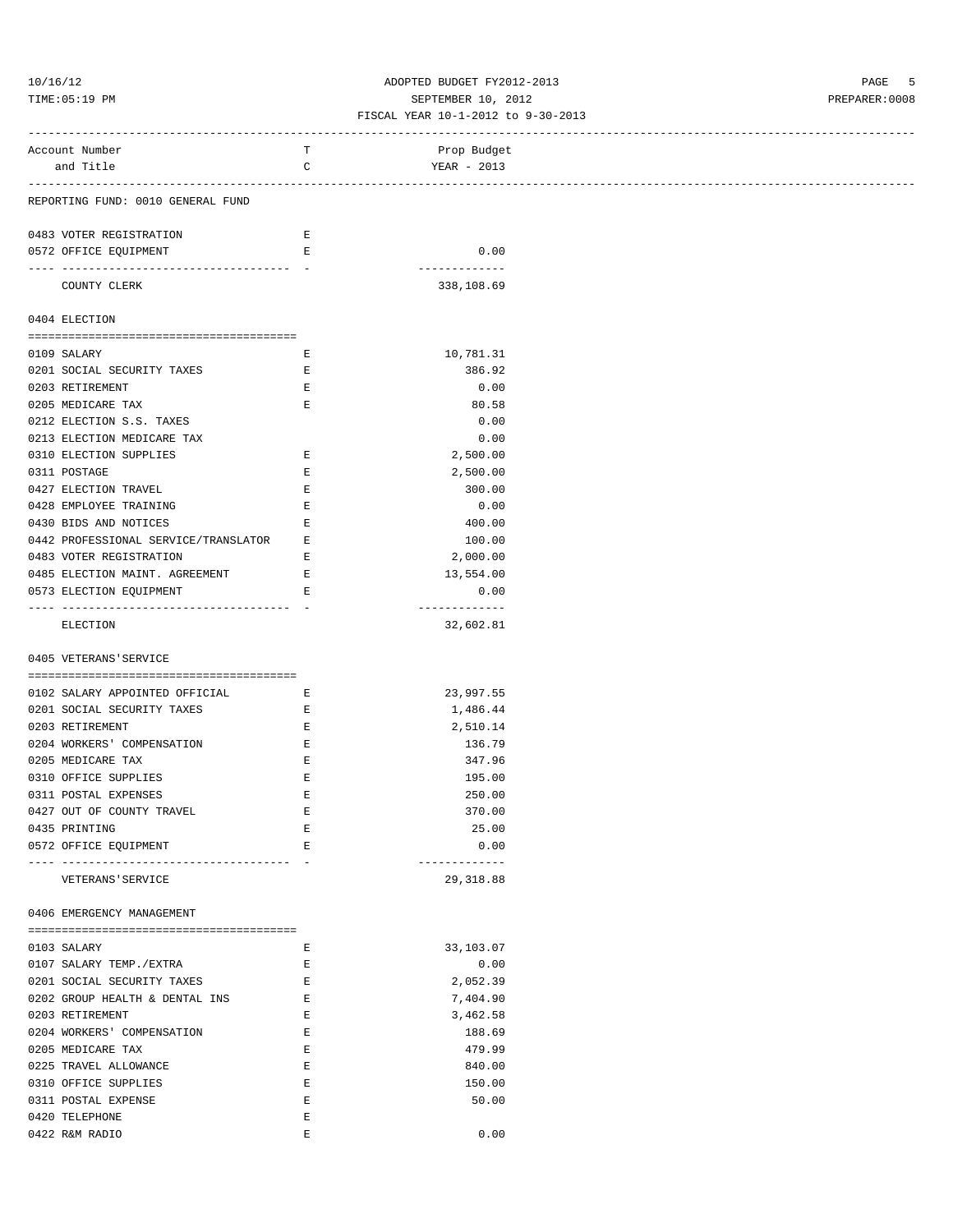ADOPTED BUDGET FY2012-2013
SEPTEMBER 10, 2012
FISCAL YEAR 10-1-2012 to 9-30-2013

| Account Number and Title | TC | Prop Budget YEAR - 2013 |
|---|---|---|
| **REPORTING FUND: 0010 GENERAL FUND** | | |
| 0483 VOTER REGISTRATION | E | |
| 0572 OFFICE EQUIPMENT | E | 0.00 |
| COUNTY CLERK | | 338,108.69 |
| **0404 ELECTION** | | |
| 0109 SALARY | E | 10,781.31 |
| 0201 SOCIAL SECURITY TAXES | E | 386.92 |
| 0203 RETIREMENT | E | 0.00 |
| 0205 MEDICARE TAX | E | 80.58 |
| 0212 ELECTION S.S. TAXES | | 0.00 |
| 0213 ELECTION MEDICARE TAX | | 0.00 |
| 0310 ELECTION SUPPLIES | E | 2,500.00 |
| 0311 POSTAGE | E | 2,500.00 |
| 0427 ELECTION TRAVEL | E | 300.00 |
| 0428 EMPLOYEE TRAINING | E | 0.00 |
| 0430 BIDS AND NOTICES | E | 400.00 |
| 0442 PROFESSIONAL SERVICE/TRANSLATOR | E | 100.00 |
| 0483 VOTER REGISTRATION | E | 2,000.00 |
| 0485 ELECTION MAINT. AGREEMENT | E | 13,554.00 |
| 0573 ELECTION EQUIPMENT | E | 0.00 |
| ELECTION | | 32,602.81 |
| **0405 VETERANS'SERVICE** | | |
| 0102 SALARY APPOINTED OFFICIAL | E | 23,997.55 |
| 0201 SOCIAL SECURITY TAXES | E | 1,486.44 |
| 0203 RETIREMENT | E | 2,510.14 |
| 0204 WORKERS' COMPENSATION | E | 136.79 |
| 0205 MEDICARE TAX | E | 347.96 |
| 0310 OFFICE SUPPLIES | E | 195.00 |
| 0311 POSTAL EXPENSES | E | 250.00 |
| 0427 OUT OF COUNTY TRAVEL | E | 370.00 |
| 0435 PRINTING | E | 25.00 |
| 0572 OFFICE EQUIPMENT | E | 0.00 |
| VETERANS'SERVICE | | 29,318.88 |
| **0406 EMERGENCY MANAGEMENT** | | |
| 0103 SALARY | E | 33,103.07 |
| 0107 SALARY TEMP./EXTRA | E | 0.00 |
| 0201 SOCIAL SECURITY TAXES | E | 2,052.39 |
| 0202 GROUP HEALTH & DENTAL INS | E | 7,404.90 |
| 0203 RETIREMENT | E | 3,462.58 |
| 0204 WORKERS' COMPENSATION | E | 188.69 |
| 0205 MEDICARE TAX | E | 479.99 |
| 0225 TRAVEL ALLOWANCE | E | 840.00 |
| 0310 OFFICE SUPPLIES | E | 150.00 |
| 0311 POSTAL EXPENSE | E | 50.00 |
| 0420 TELEPHONE | E | |
| 0422 R&M RADIO | E | 0.00 |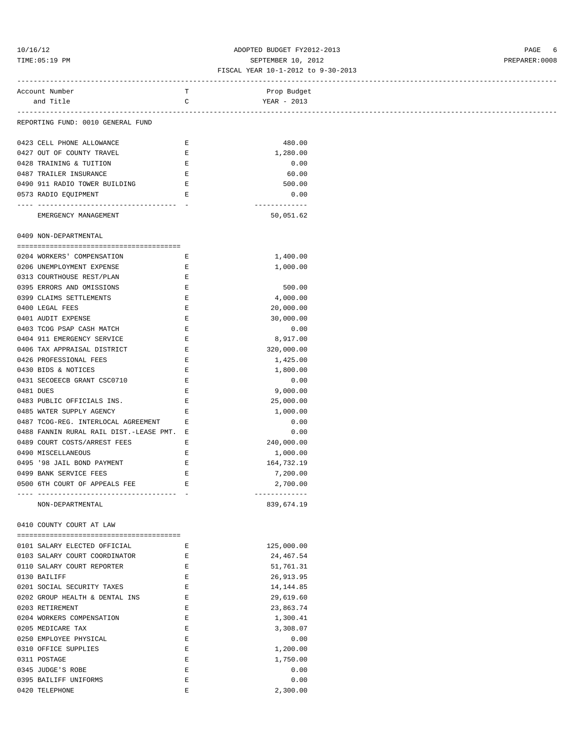ADOPTED BUDGET FY2012-2013
SEPTEMBER 10, 2012
FISCAL YEAR 10-1-2012 to 9-30-2013

| Account Number and Title | TC | Prop Budget YEAR - 2013 |
|---|---|---|
| **REPORTING FUND: 0010 GENERAL FUND** | | |
| 0423 CELL PHONE ALLOWANCE | E | 480.00 |
| 0427 OUT OF COUNTY TRAVEL | E | 1,280.00 |
| 0428 TRAINING & TUITION | E | 0.00 |
| 0487 TRAILER INSURANCE | E | 60.00 |
| 0490 911 RADIO TOWER BUILDING | E | 500.00 |
| 0573 RADIO EQUIPMENT | E | 0.00 |
| EMERGENCY MANAGEMENT | | 50,051.62 |
| **0409 NON-DEPARTMENTAL** | | |
| 0204 WORKERS' COMPENSATION | E | 1,400.00 |
| 0206 UNEMPLOYMENT EXPENSE | E | 1,000.00 |
| 0313 COURTHOUSE REST/PLAN | E | |
| 0395 ERRORS AND OMISSIONS | E | 500.00 |
| 0399 CLAIMS SETTLEMENTS | E | 4,000.00 |
| 0400 LEGAL FEES | E | 20,000.00 |
| 0401 AUDIT EXPENSE | E | 30,000.00 |
| 0403 TCOG PSAP CASH MATCH | E | 0.00 |
| 0404 911 EMERGENCY SERVICE | E | 8,917.00 |
| 0406 TAX APPRAISAL DISTRICT | E | 320,000.00 |
| 0426 PROFESSIONAL FEES | E | 1,425.00 |
| 0430 BIDS & NOTICES | E | 1,800.00 |
| 0431 SECOEECB GRANT CSC0710 | E | 0.00 |
| 0481 DUES | E | 9,000.00 |
| 0483 PUBLIC OFFICIALS INS. | E | 25,000.00 |
| 0485 WATER SUPPLY AGENCY | E | 1,000.00 |
| 0487 TCOG-REG. INTERLOCAL AGREEMENT | E | 0.00 |
| 0488 FANNIN RURAL RAIL DIST.-LEASE PMT. | E | 0.00 |
| 0489 COURT COSTS/ARREST FEES | E | 240,000.00 |
| 0490 MISCELLANEOUS | E | 1,000.00 |
| 0495 '98 JAIL BOND PAYMENT | E | 164,732.19 |
| 0499 BANK SERVICE FEES | E | 7,200.00 |
| 0500 6TH COURT OF APPEALS FEE | E | 2,700.00 |
| NON-DEPARTMENTAL | | 839,674.19 |
| **0410 COUNTY COURT AT LAW** | | |
| 0101 SALARY ELECTED OFFICIAL | E | 125,000.00 |
| 0103 SALARY COURT COORDINATOR | E | 24,467.54 |
| 0110 SALARY COURT REPORTER | E | 51,761.31 |
| 0130 BAILIFF | E | 26,913.95 |
| 0201 SOCIAL SECURITY TAXES | E | 14,144.85 |
| 0202 GROUP HEALTH & DENTAL INS | E | 29,619.60 |
| 0203 RETIREMENT | E | 23,863.74 |
| 0204 WORKERS COMPENSATION | E | 1,300.41 |
| 0205 MEDICARE TAX | E | 3,308.07 |
| 0250 EMPLOYEE PHYSICAL | E | 0.00 |
| 0310 OFFICE SUPPLIES | E | 1,200.00 |
| 0311 POSTAGE | E | 1,750.00 |
| 0345 JUDGE'S ROBE | E | 0.00 |
| 0395 BAILIFF UNIFORMS | E | 0.00 |
| 0420 TELEPHONE | E | 2,300.00 |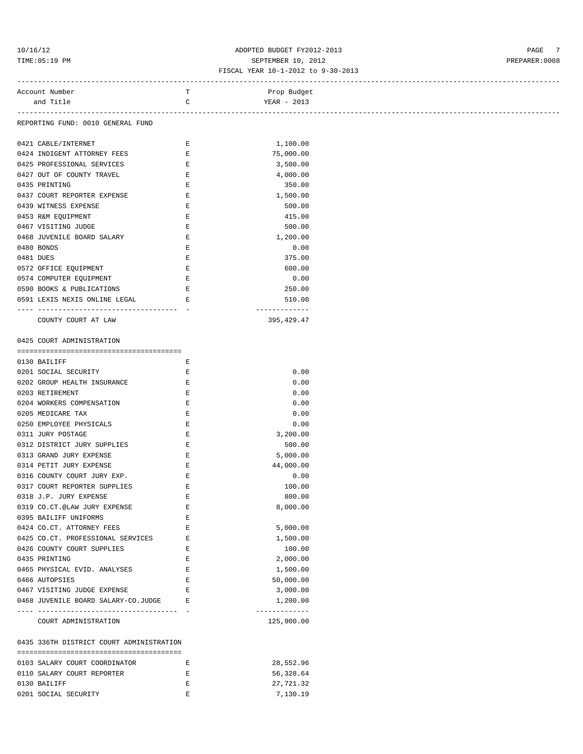REPORTING FUND: 0010 GENERAL FUND

| Account Number and Title | TC | Prop Budget YEAR - 2013 |
|---|---|---|
| 0421 CABLE/INTERNET | E | 1,100.00 |
| 0424 INDIGENT ATTORNEY FEES | E | 75,000.00 |
| 0425 PROFESSIONAL SERVICES | E | 3,500.00 |
| 0427 OUT OF COUNTY TRAVEL | E | 4,000.00 |
| 0435 PRINTING | E | 350.00 |
| 0437 COURT REPORTER EXPENSE | E | 1,500.00 |
| 0439 WITNESS EXPENSE | E | 500.00 |
| 0453 R&M EQUIPMENT | E | 415.00 |
| 0467 VISITING JUDGE | E | 500.00 |
| 0468 JUVENILE BOARD SALARY | E | 1,200.00 |
| 0480 BONDS | E | 0.00 |
| 0481 DUES | E | 375.00 |
| 0572 OFFICE EQUIPMENT | E | 600.00 |
| 0574 COMPUTER EQUIPMENT | E | 0.00 |
| 0590 BOOKS & PUBLICATIONS | E | 250.00 |
| 0591 LEXIS NEXIS ONLINE LEGAL | E | 510.00 |
| COUNTY COURT AT LAW | | 395,429.47 |

## 0425 COURT ADMINISTRATION

| Account Number and Title | TC | Prop Budget YEAR - 2013 |
|---|---|---|
| 0130 BAILIFF | E | |
| 0201 SOCIAL SECURITY | E | 0.00 |
| 0202 GROUP HEALTH INSURANCE | E | 0.00 |
| 0203 RETIREMENT | E | 0.00 |
| 0204 WORKERS COMPENSATION | E | 0.00 |
| 0205 MEDICARE TAX | E | 0.00 |
| 0250 EMPLOYEE PHYSICALS | E | 0.00 |
| 0311 JURY POSTAGE | E | 3,200.00 |
| 0312 DISTRICT JURY SUPPLIES | E | 500.00 |
| 0313 GRAND JURY EXPENSE | E | 5,000.00 |
| 0314 PETIT JURY EXPENSE | E | 44,000.00 |
| 0316 COUNTY COURT JURY EXP. | E | 0.00 |
| 0317 COURT REPORTER SUPPLIES | E | 100.00 |
| 0318 J.P. JURY EXPENSE | E | 800.00 |
| 0319 CO.CT.@LAW JURY EXPENSE | E | 8,000.00 |
| 0395 BAILIFF UNIFORMS | E | |
| 0424 CO.CT. ATTORNEY FEES | E | 5,000.00 |
| 0425 CO.CT. PROFESSIONAL SERVICES | E | 1,500.00 |
| 0426 COUNTY COURT SUPPLIES | E | 100.00 |
| 0435 PRINTING | E | 2,000.00 |
| 0465 PHYSICAL EVID. ANALYSES | E | 1,500.00 |
| 0466 AUTOPSIES | E | 50,000.00 |
| 0467 VISITING JUDGE EXPENSE | E | 3,000.00 |
| 0468 JUVENILE BOARD SALARY-CO.JUDGE | E | 1,200.00 |
| COURT ADMINISTRATION | | 125,900.00 |

## 0435 336TH DISTRICT COURT ADMINISTRATION

| Account Number and Title | TC | Prop Budget YEAR - 2013 |
|---|---|---|
| 0103 SALARY COURT COORDINATOR | E | 28,552.96 |
| 0110 SALARY COURT REPORTER | E | 56,328.64 |
| 0130 BAILIFF | E | 27,721.32 |
| 0201 SOCIAL SECURITY | E | 7,130.19 |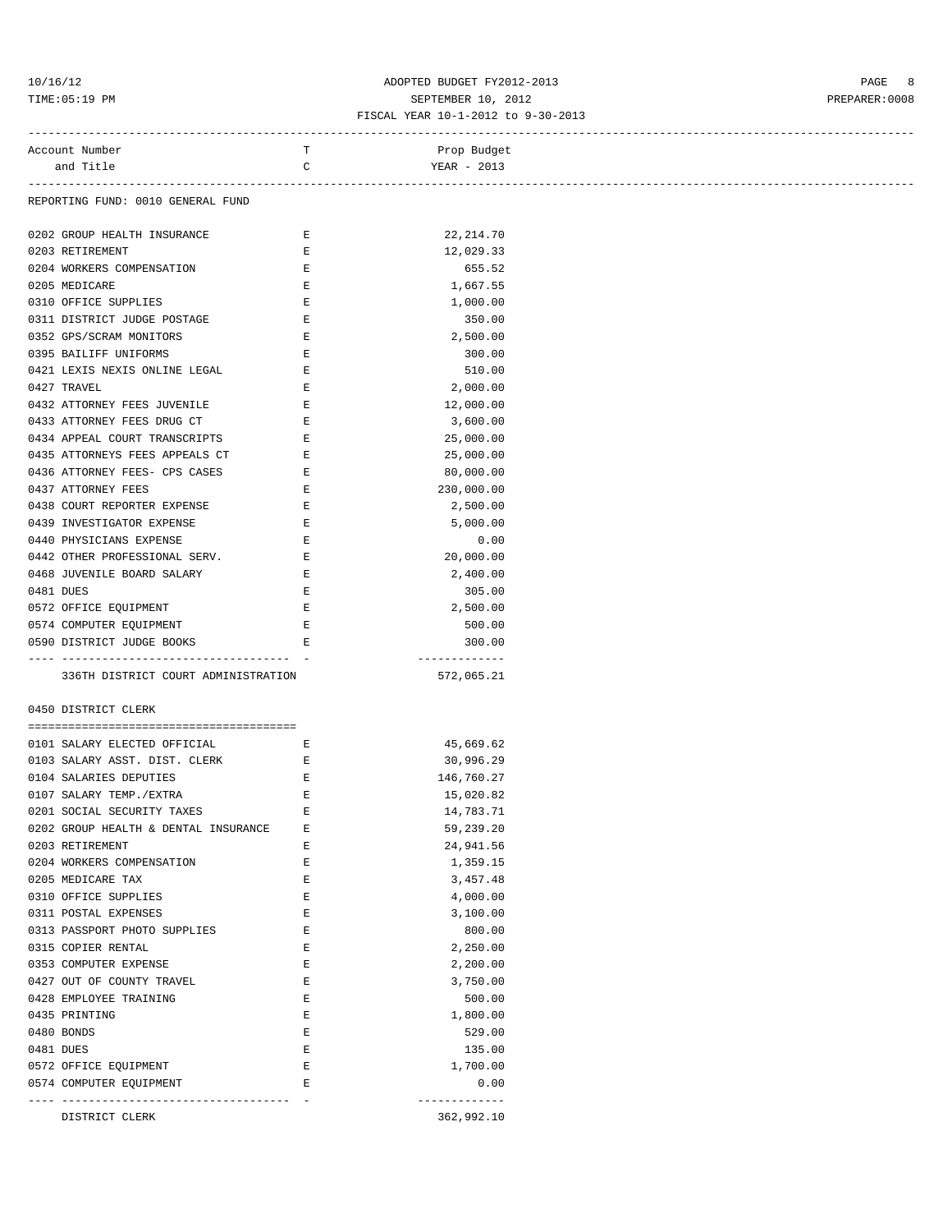REPORTING FUND: 0010 GENERAL FUND

| Account Number and Title | TC | Prop Budget YEAR - 2013 |
|---|---|---|
| 0202 GROUP HEALTH INSURANCE | E | 22,214.70 |
| 0203 RETIREMENT | E | 12,029.33 |
| 0204 WORKERS COMPENSATION | E | 655.52 |
| 0205 MEDICARE | E | 1,667.55 |
| 0310 OFFICE SUPPLIES | E | 1,000.00 |
| 0311 DISTRICT JUDGE POSTAGE | E | 350.00 |
| 0352 GPS/SCRAM MONITORS | E | 2,500.00 |
| 0395 BAILIFF UNIFORMS | E | 300.00 |
| 0421 LEXIS NEXIS ONLINE LEGAL | E | 510.00 |
| 0427 TRAVEL | E | 2,000.00 |
| 0432 ATTORNEY FEES JUVENILE | E | 12,000.00 |
| 0433 ATTORNEY FEES DRUG CT | E | 3,600.00 |
| 0434 APPEAL COURT TRANSCRIPTS | E | 25,000.00 |
| 0435 ATTORNEYS FEES APPEALS CT | E | 25,000.00 |
| 0436 ATTORNEY FEES- CPS CASES | E | 80,000.00 |
| 0437 ATTORNEY FEES | E | 230,000.00 |
| 0438 COURT REPORTER EXPENSE | E | 2,500.00 |
| 0439 INVESTIGATOR EXPENSE | E | 5,000.00 |
| 0440 PHYSICIANS EXPENSE | E | 0.00 |
| 0442 OTHER PROFESSIONAL SERV. | E | 20,000.00 |
| 0468 JUVENILE BOARD SALARY | E | 2,400.00 |
| 0481 DUES | E | 305.00 |
| 0572 OFFICE EQUIPMENT | E | 2,500.00 |
| 0574 COMPUTER EQUIPMENT | E | 500.00 |
| 0590 DISTRICT JUDGE BOOKS | E | 300.00 |
| 336TH DISTRICT COURT ADMINISTRATION | | 572,065.21 |

0450 DISTRICT CLERK

| Account Number and Title | TC | Prop Budget YEAR - 2013 |
|---|---|---|
| 0101 SALARY ELECTED OFFICIAL | E | 45,669.62 |
| 0103 SALARY ASST. DIST. CLERK | E | 30,996.29 |
| 0104 SALARIES DEPUTIES | E | 146,760.27 |
| 0107 SALARY TEMP./EXTRA | E | 15,020.82 |
| 0201 SOCIAL SECURITY TAXES | E | 14,783.71 |
| 0202 GROUP HEALTH & DENTAL INSURANCE | E | 59,239.20 |
| 0203 RETIREMENT | E | 24,941.56 |
| 0204 WORKERS COMPENSATION | E | 1,359.15 |
| 0205 MEDICARE TAX | E | 3,457.48 |
| 0310 OFFICE SUPPLIES | E | 4,000.00 |
| 0311 POSTAL EXPENSES | E | 3,100.00 |
| 0313 PASSPORT PHOTO SUPPLIES | E | 800.00 |
| 0315 COPIER RENTAL | E | 2,250.00 |
| 0353 COMPUTER EXPENSE | E | 2,200.00 |
| 0427 OUT OF COUNTY TRAVEL | E | 3,750.00 |
| 0428 EMPLOYEE TRAINING | E | 500.00 |
| 0435 PRINTING | E | 1,800.00 |
| 0480 BONDS | E | 529.00 |
| 0481 DUES | E | 135.00 |
| 0572 OFFICE EQUIPMENT | E | 1,700.00 |
| 0574 COMPUTER EQUIPMENT | E | 0.00 |
| DISTRICT CLERK | | 362,992.10 |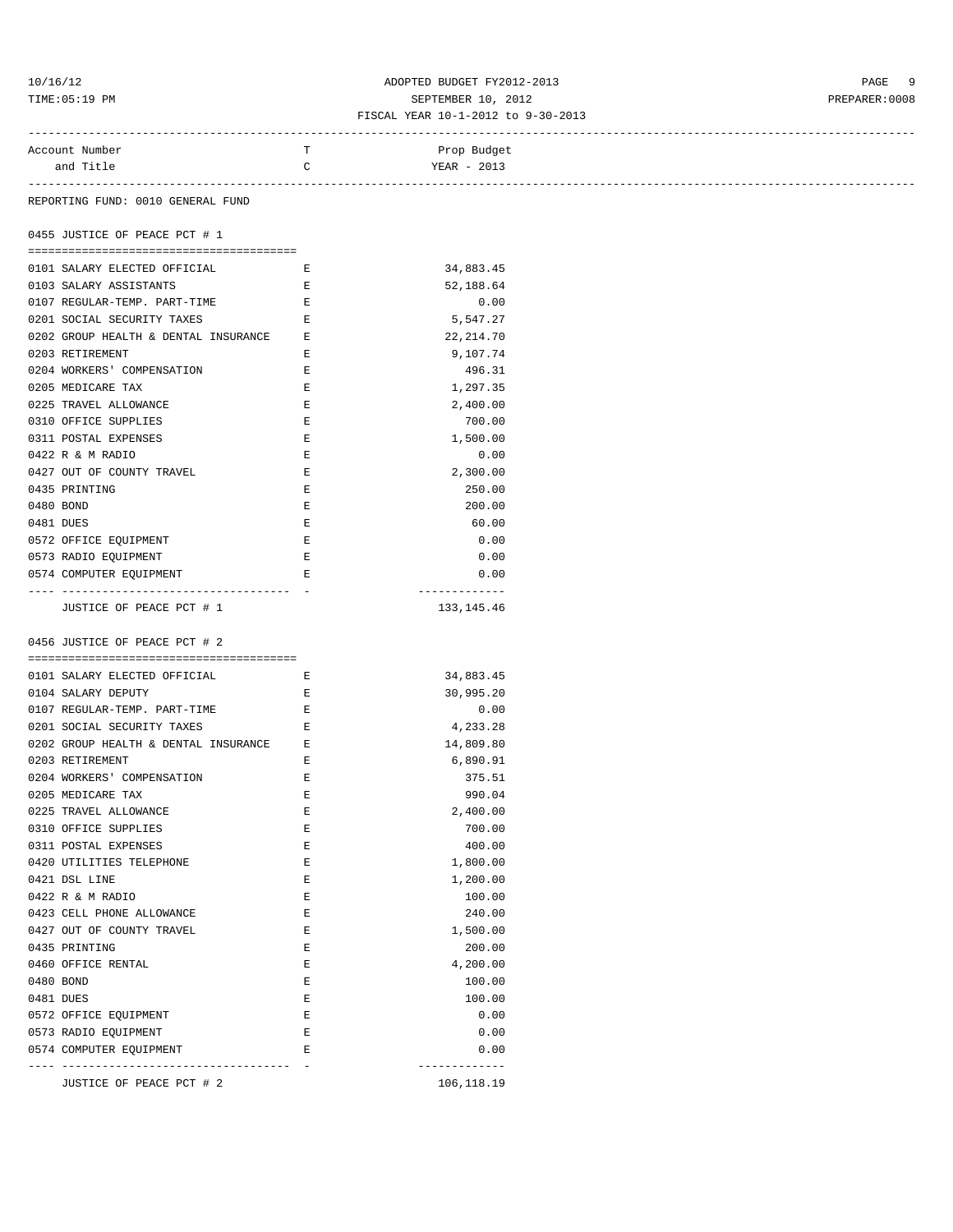ADOPTED BUDGET FY2012-2013
SEPTEMBER 10, 2012
FISCAL YEAR 10-1-2012 to 9-30-2013

REPORTING FUND: 0010 GENERAL FUND

## 0455 JUSTICE OF PEACE PCT # 1

| Account Number and Title | TC | Prop Budget YEAR - 2013 |
|---|---|---|
| 0101 SALARY ELECTED OFFICIAL | E | 34,883.45 |
| 0103 SALARY ASSISTANTS | E | 52,188.64 |
| 0107 REGULAR-TEMP. PART-TIME | E | 0.00 |
| 0201 SOCIAL SECURITY TAXES | E | 5,547.27 |
| 0202 GROUP HEALTH & DENTAL INSURANCE | E | 22,214.70 |
| 0203 RETIREMENT | E | 9,107.74 |
| 0204 WORKERS' COMPENSATION | E | 496.31 |
| 0205 MEDICARE TAX | E | 1,297.35 |
| 0225 TRAVEL ALLOWANCE | E | 2,400.00 |
| 0310 OFFICE SUPPLIES | E | 700.00 |
| 0311 POSTAL EXPENSES | E | 1,500.00 |
| 0422 R & M RADIO | E | 0.00 |
| 0427 OUT OF COUNTY TRAVEL | E | 2,300.00 |
| 0435 PRINTING | E | 250.00 |
| 0480 BOND | E | 200.00 |
| 0481 DUES | E | 60.00 |
| 0572 OFFICE EQUIPMENT | E | 0.00 |
| 0573 RADIO EQUIPMENT | E | 0.00 |
| 0574 COMPUTER EQUIPMENT | E | 0.00 |
| JUSTICE OF PEACE PCT # 1 | | 133,145.46 |

## 0456 JUSTICE OF PEACE PCT # 2

| Account Number and Title | TC | Prop Budget YEAR - 2013 |
|---|---|---|
| 0101 SALARY ELECTED OFFICIAL | E | 34,883.45 |
| 0104 SALARY DEPUTY | E | 30,995.20 |
| 0107 REGULAR-TEMP. PART-TIME | E | 0.00 |
| 0201 SOCIAL SECURITY TAXES | E | 4,233.28 |
| 0202 GROUP HEALTH & DENTAL INSURANCE | E | 14,809.80 |
| 0203 RETIREMENT | E | 6,890.91 |
| 0204 WORKERS' COMPENSATION | E | 375.51 |
| 0205 MEDICARE TAX | E | 990.04 |
| 0225 TRAVEL ALLOWANCE | E | 2,400.00 |
| 0310 OFFICE SUPPLIES | E | 700.00 |
| 0311 POSTAL EXPENSES | E | 400.00 |
| 0420 UTILITIES TELEPHONE | E | 1,800.00 |
| 0421 DSL LINE | E | 1,200.00 |
| 0422 R & M RADIO | E | 100.00 |
| 0423 CELL PHONE ALLOWANCE | E | 240.00 |
| 0427 OUT OF COUNTY TRAVEL | E | 1,500.00 |
| 0435 PRINTING | E | 200.00 |
| 0460 OFFICE RENTAL | E | 4,200.00 |
| 0480 BOND | E | 100.00 |
| 0481 DUES | E | 100.00 |
| 0572 OFFICE EQUIPMENT | E | 0.00 |
| 0573 RADIO EQUIPMENT | E | 0.00 |
| 0574 COMPUTER EQUIPMENT | E | 0.00 |
| JUSTICE OF PEACE PCT # 2 | | 106,118.19 |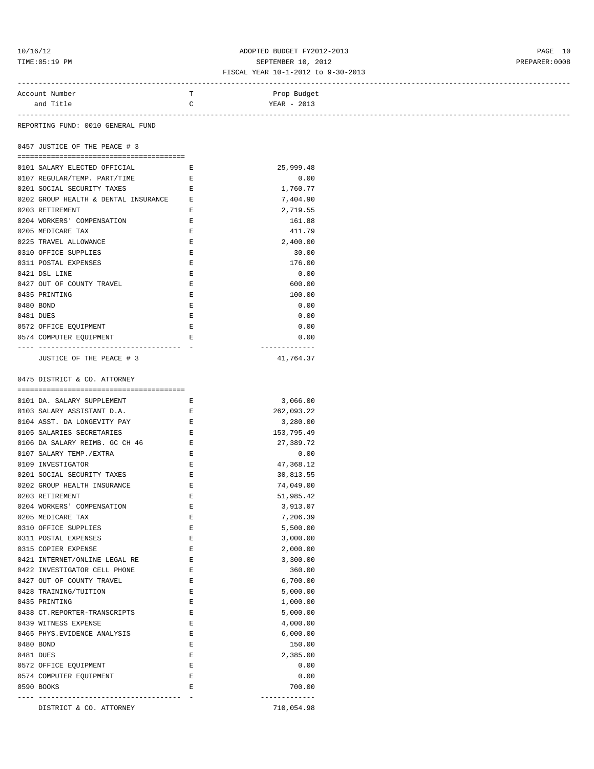ADOPTED BUDGET FY2012-2013
SEPTEMBER 10, 2012
FISCAL YEAR 10-1-2012 to 9-30-2013

REPORTING FUND: 0010 GENERAL FUND

## 0457 JUSTICE OF THE PEACE # 3

| Account Number and Title | TC | Prop Budget YEAR - 2013 |
|---|---|---|
| 0101 SALARY ELECTED OFFICIAL | E | 25,999.48 |
| 0107 REGULAR/TEMP. PART/TIME | E | 0.00 |
| 0201 SOCIAL SECURITY TAXES | E | 1,760.77 |
| 0202 GROUP HEALTH & DENTAL INSURANCE | E | 7,404.90 |
| 0203 RETIREMENT | E | 2,719.55 |
| 0204 WORKERS' COMPENSATION | E | 161.88 |
| 0205 MEDICARE TAX | E | 411.79 |
| 0225 TRAVEL ALLOWANCE | E | 2,400.00 |
| 0310 OFFICE SUPPLIES | E | 30.00 |
| 0311 POSTAL EXPENSES | E | 176.00 |
| 0421 DSL LINE | E | 0.00 |
| 0427 OUT OF COUNTY TRAVEL | E | 600.00 |
| 0435 PRINTING | E | 100.00 |
| 0480 BOND | E | 0.00 |
| 0481 DUES | E | 0.00 |
| 0572 OFFICE EQUIPMENT | E | 0.00 |
| 0574 COMPUTER EQUIPMENT | E | 0.00 |
| JUSTICE OF THE PEACE # 3 | | 41,764.37 |

## 0475 DISTRICT & CO. ATTORNEY

| Account Number and Title | TC | Prop Budget YEAR - 2013 |
|---|---|---|
| 0101 DA. SALARY SUPPLEMENT | E | 3,066.00 |
| 0103 SALARY ASSISTANT D.A. | E | 262,093.22 |
| 0104 ASST. DA LONGEVITY PAY | E | 3,280.00 |
| 0105 SALARIES SECRETARIES | E | 153,795.49 |
| 0106 DA SALARY REIMB. GC CH 46 | E | 27,389.72 |
| 0107 SALARY TEMP./EXTRA | E | 0.00 |
| 0109 INVESTIGATOR | E | 47,368.12 |
| 0201 SOCIAL SECURITY TAXES | E | 30,813.55 |
| 0202 GROUP HEALTH INSURANCE | E | 74,049.00 |
| 0203 RETIREMENT | E | 51,985.42 |
| 0204 WORKERS' COMPENSATION | E | 3,913.07 |
| 0205 MEDICARE TAX | E | 7,206.39 |
| 0310 OFFICE SUPPLIES | E | 5,500.00 |
| 0311 POSTAL EXPENSES | E | 3,000.00 |
| 0315 COPIER EXPENSE | E | 2,000.00 |
| 0421 INTERNET/ONLINE LEGAL RE | E | 3,300.00 |
| 0422 INVESTIGATOR CELL PHONE | E | 360.00 |
| 0427 OUT OF COUNTY TRAVEL | E | 6,700.00 |
| 0428 TRAINING/TUITION | E | 5,000.00 |
| 0435 PRINTING | E | 1,000.00 |
| 0438 CT.REPORTER-TRANSCRIPTS | E | 5,000.00 |
| 0439 WITNESS EXPENSE | E | 4,000.00 |
| 0465 PHYS.EVIDENCE ANALYSIS | E | 6,000.00 |
| 0480 BOND | E | 150.00 |
| 0481 DUES | E | 2,385.00 |
| 0572 OFFICE EQUIPMENT | E | 0.00 |
| 0574 COMPUTER EQUIPMENT | E | 0.00 |
| 0590 BOOKS | E | 700.00 |
| DISTRICT & CO. ATTORNEY | | 710,054.98 |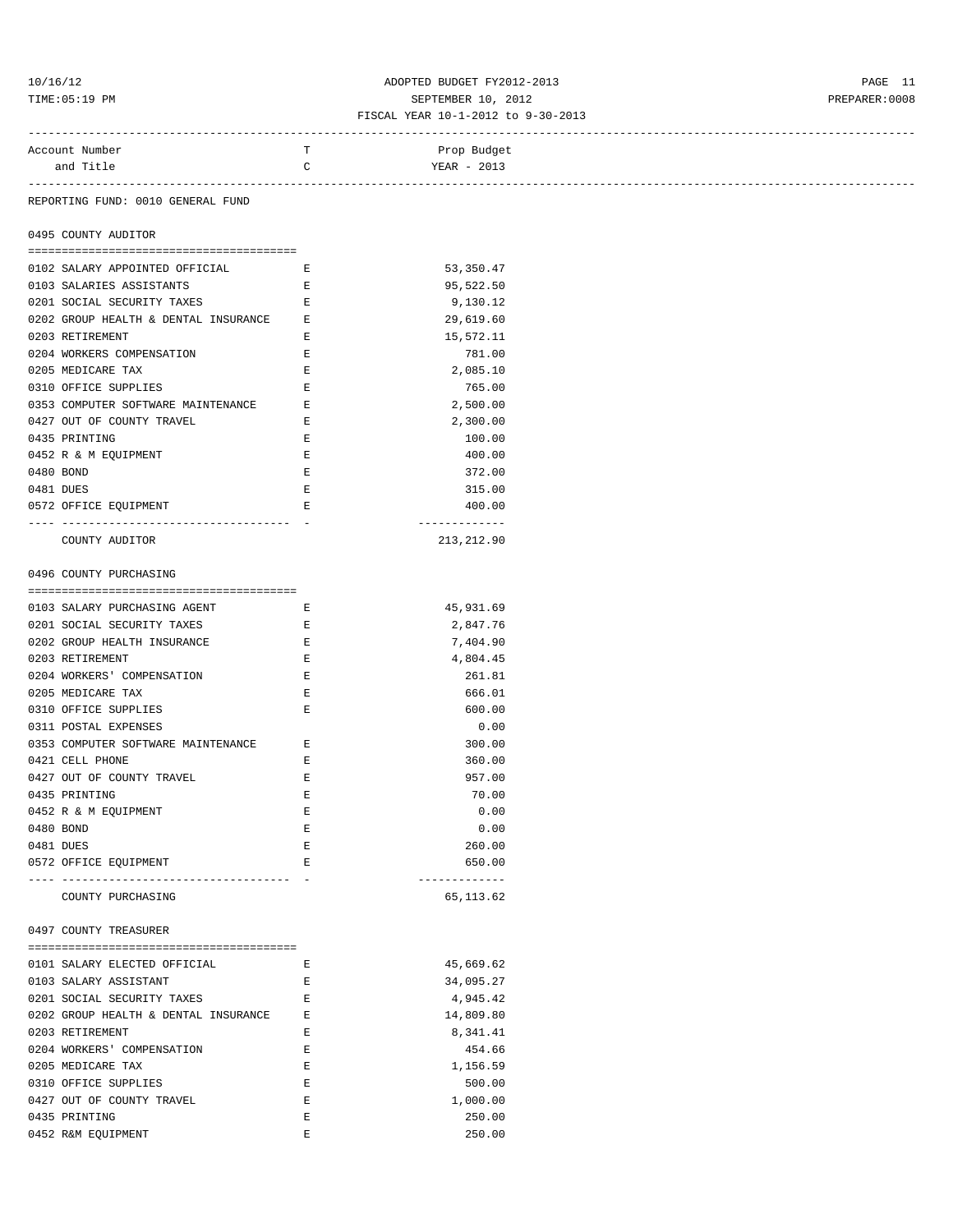ADOPTED BUDGET FY2012-2013
SEPTEMBER 10, 2012
FISCAL YEAR 10-1-2012 to 9-30-2013

REPORTING FUND: 0010 GENERAL FUND

## 0495 COUNTY AUDITOR

| Account Number and Title | TC | Prop Budget YEAR - 2013 |
|---|---|---|
| 0102 SALARY APPOINTED OFFICIAL | E | 53,350.47 |
| 0103 SALARIES ASSISTANTS | E | 95,522.50 |
| 0201 SOCIAL SECURITY TAXES | E | 9,130.12 |
| 0202 GROUP HEALTH & DENTAL INSURANCE | E | 29,619.60 |
| 0203 RETIREMENT | E | 15,572.11 |
| 0204 WORKERS COMPENSATION | E | 781.00 |
| 0205 MEDICARE TAX | E | 2,085.10 |
| 0310 OFFICE SUPPLIES | E | 765.00 |
| 0353 COMPUTER SOFTWARE MAINTENANCE | E | 2,500.00 |
| 0427 OUT OF COUNTY TRAVEL | E | 2,300.00 |
| 0435 PRINTING | E | 100.00 |
| 0452 R & M EQUIPMENT | E | 400.00 |
| 0480 BOND | E | 372.00 |
| 0481 DUES | E | 315.00 |
| 0572 OFFICE EQUIPMENT | E | 400.00 |
| COUNTY AUDITOR | | 213,212.90 |

## 0496 COUNTY PURCHASING

| Account Number and Title | TC | Prop Budget YEAR - 2013 |
|---|---|---|
| 0103 SALARY PURCHASING AGENT | E | 45,931.69 |
| 0201 SOCIAL SECURITY TAXES | E | 2,847.76 |
| 0202 GROUP HEALTH INSURANCE | E | 7,404.90 |
| 0203 RETIREMENT | E | 4,804.45 |
| 0204 WORKERS' COMPENSATION | E | 261.81 |
| 0205 MEDICARE TAX | E | 666.01 |
| 0310 OFFICE SUPPLIES | E | 600.00 |
| 0311 POSTAL EXPENSES | | 0.00 |
| 0353 COMPUTER SOFTWARE MAINTENANCE | E | 300.00 |
| 0421 CELL PHONE | E | 360.00 |
| 0427 OUT OF COUNTY TRAVEL | E | 957.00 |
| 0435 PRINTING | E | 70.00 |
| 0452 R & M EQUIPMENT | E | 0.00 |
| 0480 BOND | E | 0.00 |
| 0481 DUES | E | 260.00 |
| 0572 OFFICE EQUIPMENT | E | 650.00 |
| COUNTY PURCHASING | | 65,113.62 |

## 0497 COUNTY TREASURER

| Account Number and Title | TC | Prop Budget YEAR - 2013 |
|---|---|---|
| 0101 SALARY ELECTED OFFICIAL | E | 45,669.62 |
| 0103 SALARY ASSISTANT | E | 34,095.27 |
| 0201 SOCIAL SECURITY TAXES | E | 4,945.42 |
| 0202 GROUP HEALTH & DENTAL INSURANCE | E | 14,809.80 |
| 0203 RETIREMENT | E | 8,341.41 |
| 0204 WORKERS' COMPENSATION | E | 454.66 |
| 0205 MEDICARE TAX | E | 1,156.59 |
| 0310 OFFICE SUPPLIES | E | 500.00 |
| 0427 OUT OF COUNTY TRAVEL | E | 1,000.00 |
| 0435 PRINTING | E | 250.00 |
| 0452 R&M EQUIPMENT | E | 250.00 |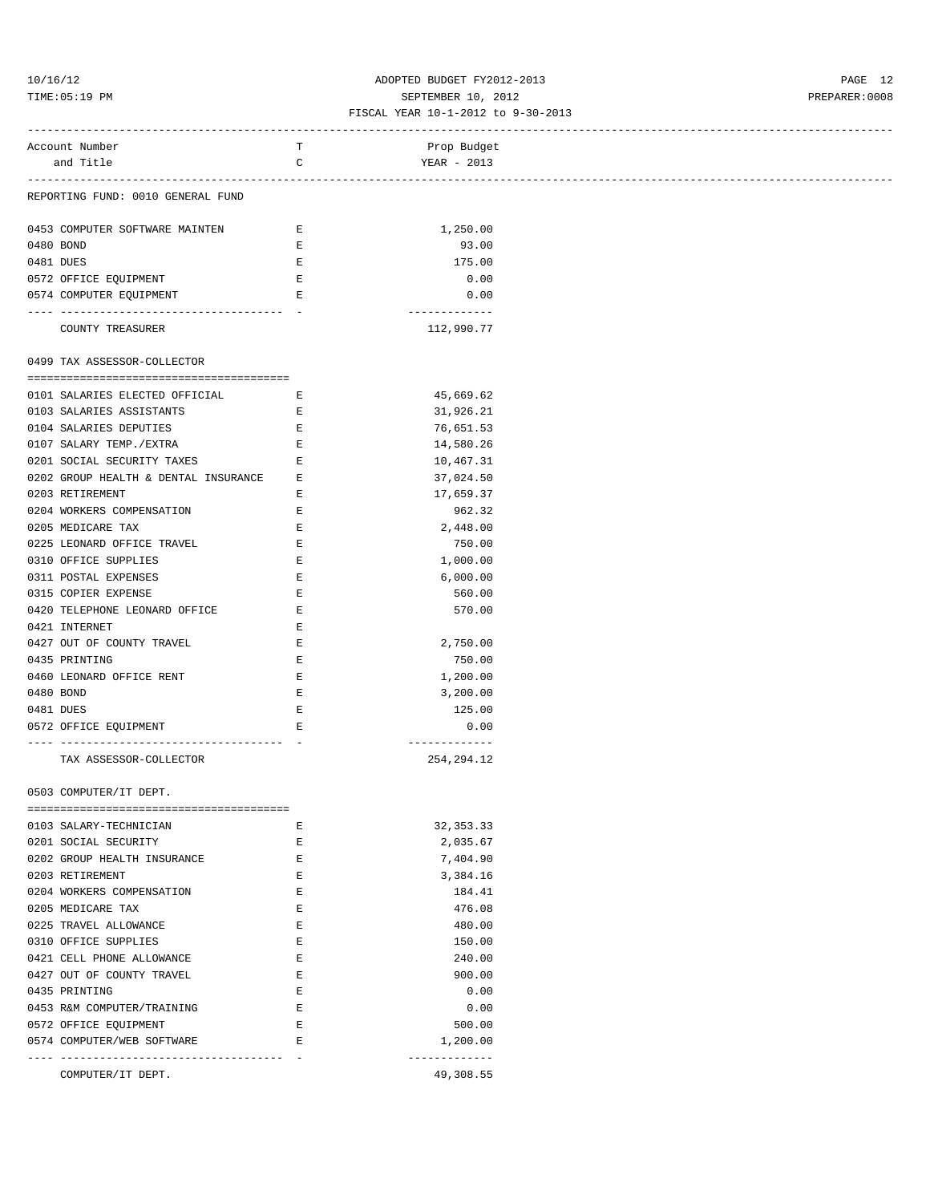REPORTING FUND: 0010 GENERAL FUND

| Account Number and Title | TC | Prop Budget YEAR - 2013 |
|---|---|---|
| 0453 COMPUTER SOFTWARE MAINTEN | E | 1,250.00 |
| 0480 BOND | E | 93.00 |
| 0481 DUES | E | 175.00 |
| 0572 OFFICE EQUIPMENT | E | 0.00 |
| 0574 COMPUTER EQUIPMENT | E | 0.00 |
| COUNTY TREASURER | | 112,990.77 |

0499 TAX ASSESSOR-COLLECTOR

| Account Number and Title | TC | Prop Budget YEAR - 2013 |
|---|---|---|
| 0101 SALARIES ELECTED OFFICIAL | E | 45,669.62 |
| 0103 SALARIES ASSISTANTS | E | 31,926.21 |
| 0104 SALARIES DEPUTIES | E | 76,651.53 |
| 0107 SALARY TEMP./EXTRA | E | 14,580.26 |
| 0201 SOCIAL SECURITY TAXES | E | 10,467.31 |
| 0202 GROUP HEALTH & DENTAL INSURANCE | E | 37,024.50 |
| 0203 RETIREMENT | E | 17,659.37 |
| 0204 WORKERS COMPENSATION | E | 962.32 |
| 0205 MEDICARE TAX | E | 2,448.00 |
| 0225 LEONARD OFFICE TRAVEL | E | 750.00 |
| 0310 OFFICE SUPPLIES | E | 1,000.00 |
| 0311 POSTAL EXPENSES | E | 6,000.00 |
| 0315 COPIER EXPENSE | E | 560.00 |
| 0420 TELEPHONE LEONARD OFFICE | E | 570.00 |
| 0421 INTERNET | E | |
| 0427 OUT OF COUNTY TRAVEL | E | 2,750.00 |
| 0435 PRINTING | E | 750.00 |
| 0460 LEONARD OFFICE RENT | E | 1,200.00 |
| 0480 BOND | E | 3,200.00 |
| 0481 DUES | E | 125.00 |
| 0572 OFFICE EQUIPMENT | E | 0.00 |
| TAX ASSESSOR-COLLECTOR | | 254,294.12 |

0503 COMPUTER/IT DEPT.

| Account Number and Title | TC | Prop Budget YEAR - 2013 |
|---|---|---|
| 0103 SALARY-TECHNICIAN | E | 32,353.33 |
| 0201 SOCIAL SECURITY | E | 2,035.67 |
| 0202 GROUP HEALTH INSURANCE | E | 7,404.90 |
| 0203 RETIREMENT | E | 3,384.16 |
| 0204 WORKERS COMPENSATION | E | 184.41 |
| 0205 MEDICARE TAX | E | 476.08 |
| 0225 TRAVEL ALLOWANCE | E | 480.00 |
| 0310 OFFICE SUPPLIES | E | 150.00 |
| 0421 CELL PHONE ALLOWANCE | E | 240.00 |
| 0427 OUT OF COUNTY TRAVEL | E | 900.00 |
| 0435 PRINTING | E | 0.00 |
| 0453 R&M COMPUTER/TRAINING | E | 0.00 |
| 0572 OFFICE EQUIPMENT | E | 500.00 |
| 0574 COMPUTER/WEB SOFTWARE | E | 1,200.00 |
| COMPUTER/IT DEPT. | | 49,308.55 |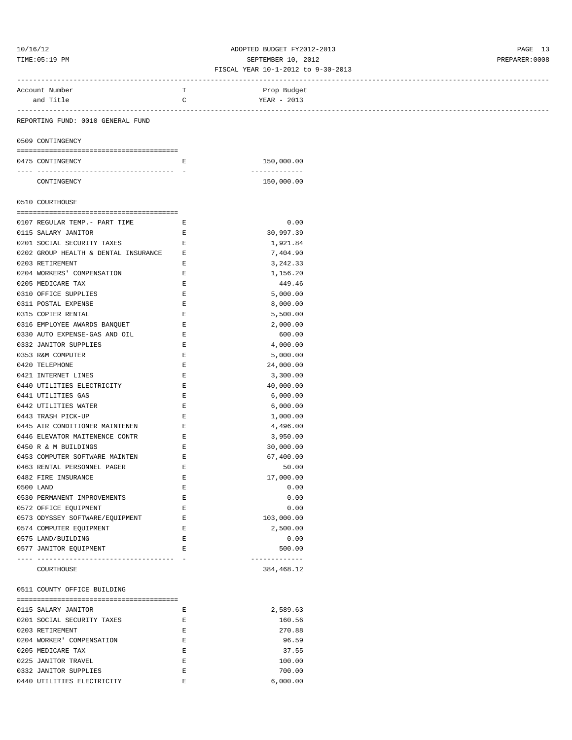ADOPTED BUDGET FY2012-2013
SEPTEMBER 10, 2012
FISCAL YEAR 10-1-2012 to 9-30-2013

| Account Number and Title | TC | Prop Budget YEAR - 2013 |
|---|---|---|

REPORTING FUND: 0010 GENERAL FUND

## 0509 CONTINGENCY

| Account Number and Title | TC | Prop Budget YEAR - 2013 |
|---|---|---|
| 0475 CONTINGENCY | E | 150,000.00 |
| CONTINGENCY | | 150,000.00 |

## 0510 COURTHOUSE

| Account Number and Title | TC | Prop Budget YEAR - 2013 |
|---|---|---|
| 0107 REGULAR TEMP.- PART TIME | E | 0.00 |
| 0115 SALARY JANITOR | E | 30,997.39 |
| 0201 SOCIAL SECURITY TAXES | E | 1,921.84 |
| 0202 GROUP HEALTH & DENTAL INSURANCE | E | 7,404.90 |
| 0203 RETIREMENT | E | 3,242.33 |
| 0204 WORKERS' COMPENSATION | E | 1,156.20 |
| 0205 MEDICARE TAX | E | 449.46 |
| 0310 OFFICE SUPPLIES | E | 5,000.00 |
| 0311 POSTAL EXPENSE | E | 8,000.00 |
| 0315 COPIER RENTAL | E | 5,500.00 |
| 0316 EMPLOYEE AWARDS BANQUET | E | 2,000.00 |
| 0330 AUTO EXPENSE-GAS AND OIL | E | 600.00 |
| 0332 JANITOR SUPPLIES | E | 4,000.00 |
| 0353 R&M COMPUTER | E | 5,000.00 |
| 0420 TELEPHONE | E | 24,000.00 |
| 0421 INTERNET LINES | E | 3,300.00 |
| 0440 UTILITIES ELECTRICITY | E | 40,000.00 |
| 0441 UTILITIES GAS | E | 6,000.00 |
| 0442 UTILITIES WATER | E | 6,000.00 |
| 0443 TRASH PICK-UP | E | 1,000.00 |
| 0445 AIR CONDITIONER MAINTENEN | E | 4,496.00 |
| 0446 ELEVATOR MAITENENCE CONTR | E | 3,950.00 |
| 0450 R & M BUILDINGS | E | 30,000.00 |
| 0453 COMPUTER SOFTWARE MAINTEN | E | 67,400.00 |
| 0463 RENTAL PERSONNEL PAGER | E | 50.00 |
| 0482 FIRE INSURANCE | E | 17,000.00 |
| 0500 LAND | E | 0.00 |
| 0530 PERMANENT IMPROVEMENTS | E | 0.00 |
| 0572 OFFICE EQUIPMENT | E | 0.00 |
| 0573 ODYSSEY SOFTWARE/EQUIPMENT | E | 103,000.00 |
| 0574 COMPUTER EQUIPMENT | E | 2,500.00 |
| 0575 LAND/BUILDING | E | 0.00 |
| 0577 JANITOR EQUIPMENT | E | 500.00 |
| COURTHOUSE | | 384,468.12 |

## 0511 COUNTY OFFICE BUILDING

| Account Number and Title | TC | Prop Budget YEAR - 2013 |
|---|---|---|
| 0115 SALARY JANITOR | E | 2,589.63 |
| 0201 SOCIAL SECURITY TAXES | E | 160.56 |
| 0203 RETIREMENT | E | 270.88 |
| 0204 WORKER' COMPENSATION | E | 96.59 |
| 0205 MEDICARE TAX | E | 37.55 |
| 0225 JANITOR TRAVEL | E | 100.00 |
| 0332 JANITOR SUPPLIES | E | 700.00 |
| 0440 UTILITIES ELECTRICITY | E | 6,000.00 |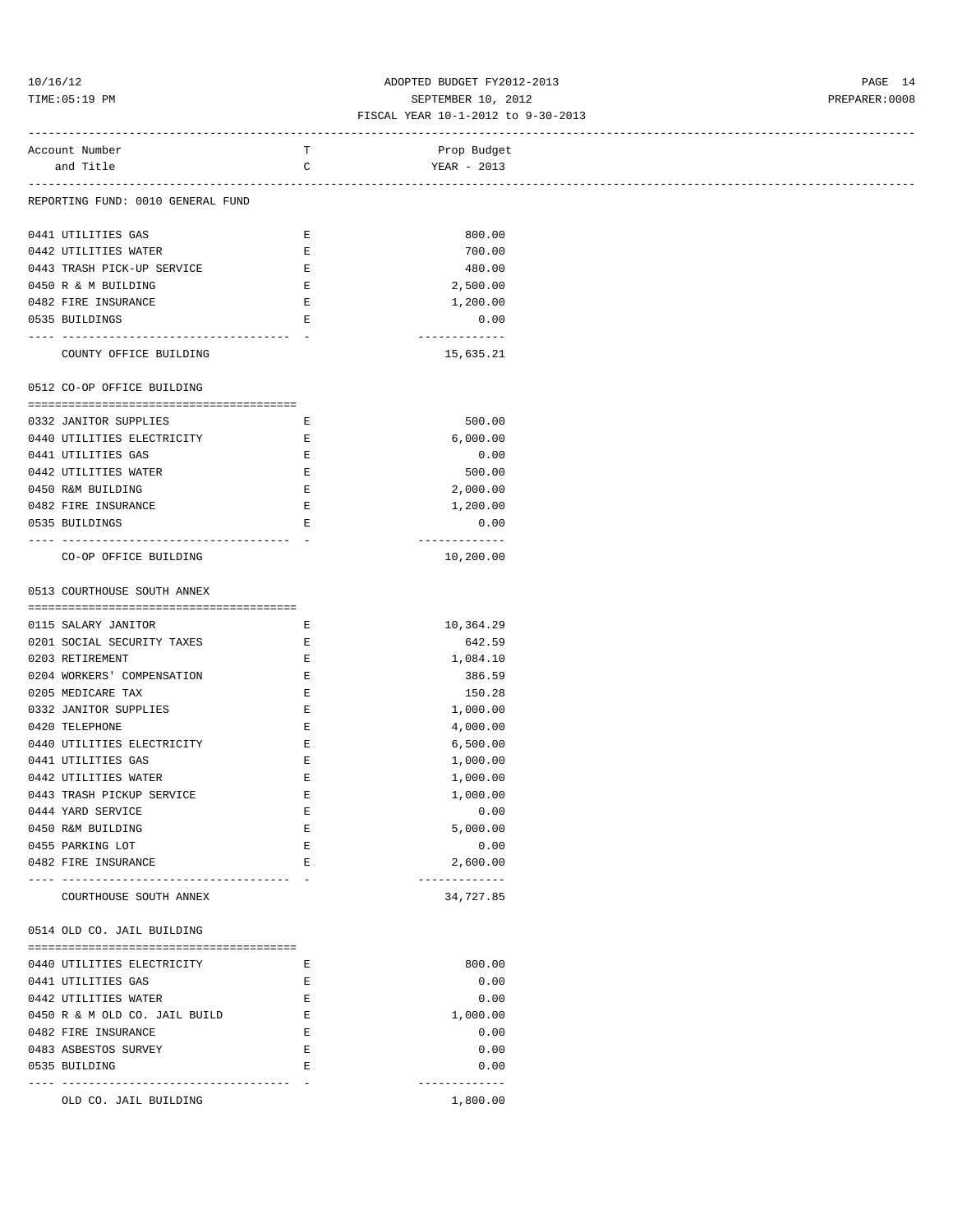| Account Number and Title | TC | Prop Budget YEAR - 2013 |
|---|---|---|
| **REPORTING FUND: 0010 GENERAL FUND** | | |
| 0441 UTILITIES GAS | E | 800.00 |
| 0442 UTILITIES WATER | E | 700.00 |
| 0443 TRASH PICK-UP SERVICE | E | 480.00 |
| 0450 R & M BUILDING | E | 2,500.00 |
| 0482 FIRE INSURANCE | E | 1,200.00 |
| 0535 BUILDINGS | E | 0.00 |
| COUNTY OFFICE BUILDING | | 15,635.21 |
| **0512 CO-OP OFFICE BUILDING** | | |
| 0332 JANITOR SUPPLIES | E | 500.00 |
| 0440 UTILITIES ELECTRICITY | E | 6,000.00 |
| 0441 UTILITIES GAS | E | 0.00 |
| 0442 UTILITIES WATER | E | 500.00 |
| 0450 R&M BUILDING | E | 2,000.00 |
| 0482 FIRE INSURANCE | E | 1,200.00 |
| 0535 BUILDINGS | E | 0.00 |
| CO-OP OFFICE BUILDING | | 10,200.00 |
| **0513 COURTHOUSE SOUTH ANNEX** | | |
| 0115 SALARY JANITOR | E | 10,364.29 |
| 0201 SOCIAL SECURITY TAXES | E | 642.59 |
| 0203 RETIREMENT | E | 1,084.10 |
| 0204 WORKERS' COMPENSATION | E | 386.59 |
| 0205 MEDICARE TAX | E | 150.28 |
| 0332 JANITOR SUPPLIES | E | 1,000.00 |
| 0420 TELEPHONE | E | 4,000.00 |
| 0440 UTILITIES ELECTRICITY | E | 6,500.00 |
| 0441 UTILITIES GAS | E | 1,000.00 |
| 0442 UTILITIES WATER | E | 1,000.00 |
| 0443 TRASH PICKUP SERVICE | E | 1,000.00 |
| 0444 YARD SERVICE | E | 0.00 |
| 0450 R&M BUILDING | E | 5,000.00 |
| 0455 PARKING LOT | E | 0.00 |
| 0482 FIRE INSURANCE | E | 2,600.00 |
| COURTHOUSE SOUTH ANNEX | | 34,727.85 |
| **0514 OLD CO. JAIL BUILDING** | | |
| 0440 UTILITIES ELECTRICITY | E | 800.00 |
| 0441 UTILITIES GAS | E | 0.00 |
| 0442 UTILITIES WATER | E | 0.00 |
| 0450 R & M OLD CO. JAIL BUILD | E | 1,000.00 |
| 0482 FIRE INSURANCE | E | 0.00 |
| 0483 ASBESTOS SURVEY | E | 0.00 |
| 0535 BUILDING | E | 0.00 |
| OLD CO. JAIL BUILDING | | 1,800.00 |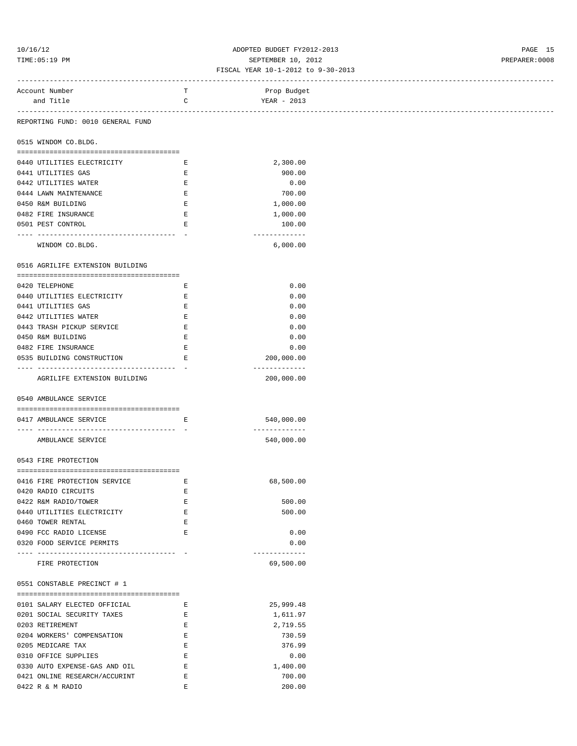REPORTING FUND: 0010 GENERAL FUND

| Account Number and Title | TC | Prop Budget YEAR - 2013 |
|---|---|---|
| **0515 WINDOM CO.BLDG.** | | |
| 0440 UTILITIES ELECTRICITY | E | 2,300.00 |
| 0441 UTILITIES GAS | E | 900.00 |
| 0442 UTILITIES WATER | E | 0.00 |
| 0444 LAWN MAINTENANCE | E | 700.00 |
| 0450 R&M BUILDING | E | 1,000.00 |
| 0482 FIRE INSURANCE | E | 1,000.00 |
| 0501 PEST CONTROL | E | 100.00 |
| WINDOM CO.BLDG. | | 6,000.00 |
| **0516 AGRILIFE EXTENSION BUILDING** | | |
| 0420 TELEPHONE | E | 0.00 |
| 0440 UTILITIES ELECTRICITY | E | 0.00 |
| 0441 UTILITIES GAS | E | 0.00 |
| 0442 UTILITIES WATER | E | 0.00 |
| 0443 TRASH PICKUP SERVICE | E | 0.00 |
| 0450 R&M BUILDING | E | 0.00 |
| 0482 FIRE INSURANCE | E | 0.00 |
| 0535 BUILDING CONSTRUCTION | E | 200,000.00 |
| AGRILIFE EXTENSION BUILDING | | 200,000.00 |
| **0540 AMBULANCE SERVICE** | | |
| 0417 AMBULANCE SERVICE | E | 540,000.00 |
| AMBULANCE SERVICE | | 540,000.00 |
| **0543 FIRE PROTECTION** | | |
| 0416 FIRE PROTECTION SERVICE | E | 68,500.00 |
| 0420 RADIO CIRCUITS | E | |
| 0422 R&M RADIO/TOWER | E | 500.00 |
| 0440 UTILITIES ELECTRICITY | E | 500.00 |
| 0460 TOWER RENTAL | E | |
| 0490 FCC RADIO LICENSE | E | 0.00 |
| 0320 FOOD SERVICE PERMITS | | 0.00 |
| FIRE PROTECTION | | 69,500.00 |
| **0551 CONSTABLE PRECINCT # 1** | | |
| 0101 SALARY ELECTED OFFICIAL | E | 25,999.48 |
| 0201 SOCIAL SECURITY TAXES | E | 1,611.97 |
| 0203 RETIREMENT | E | 2,719.55 |
| 0204 WORKERS' COMPENSATION | E | 730.59 |
| 0205 MEDICARE TAX | E | 376.99 |
| 0310 OFFICE SUPPLIES | E | 0.00 |
| 0330 AUTO EXPENSE-GAS AND OIL | E | 1,400.00 |
| 0421 ONLINE RESEARCH/ACCURINT | E | 700.00 |
| 0422 R & M RADIO | E | 200.00 |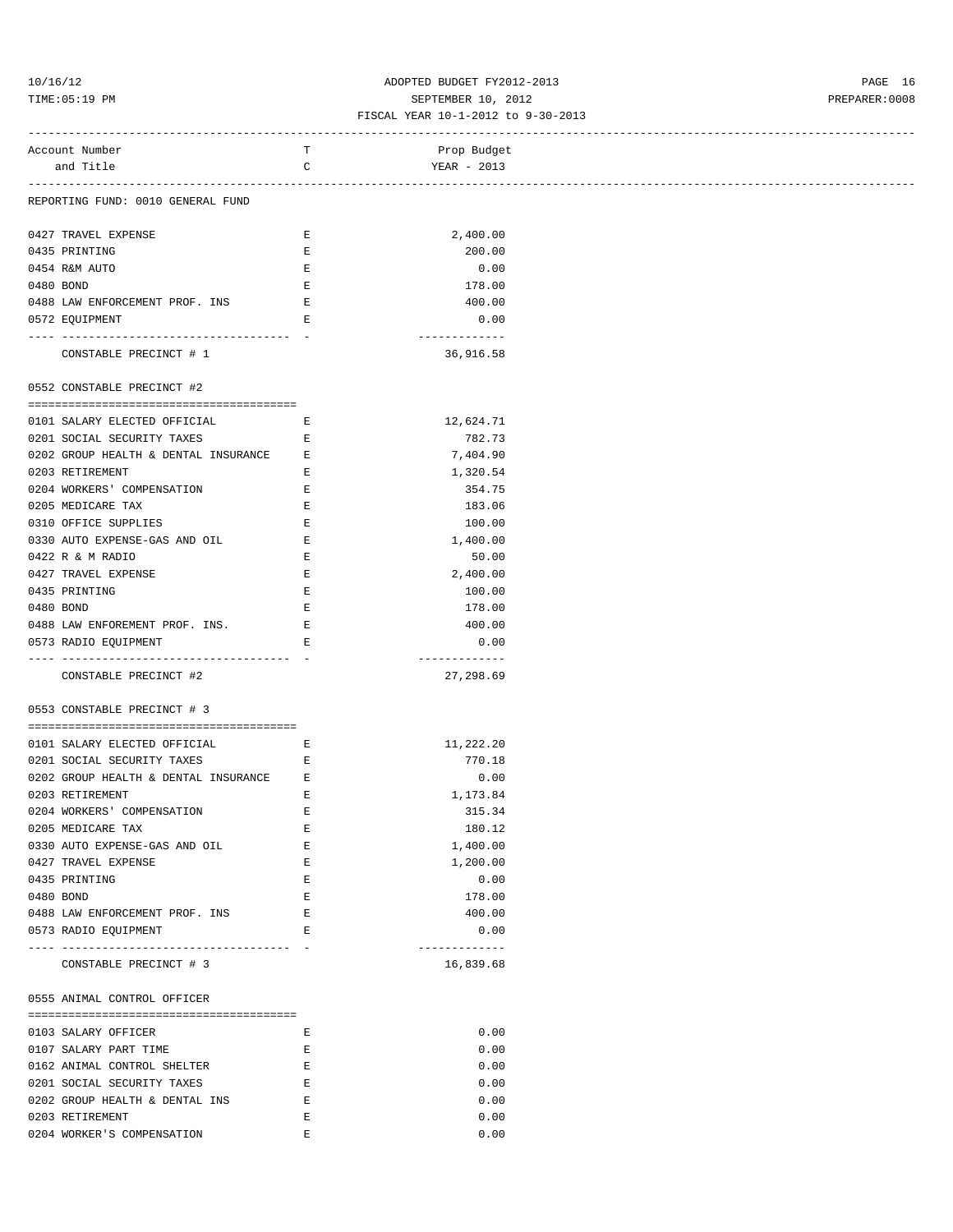| Account Number and Title | TC | Prop Budget YEAR - 2013 |
|---|---|---|
| **REPORTING FUND: 0010 GENERAL FUND** | | |
| 0427 TRAVEL EXPENSE | E | 2,400.00 |
| 0435 PRINTING | E | 200.00 |
| 0454 R&M AUTO | E | 0.00 |
| 0480 BOND | E | 178.00 |
| 0488 LAW ENFORCEMENT PROF. INS | E | 400.00 |
| 0572 EQUIPMENT | E | 0.00 |
| CONSTABLE PRECINCT # 1 | | 36,916.58 |
| **0552 CONSTABLE PRECINCT #2** | | |
| 0101 SALARY ELECTED OFFICIAL | E | 12,624.71 |
| 0201 SOCIAL SECURITY TAXES | E | 782.73 |
| 0202 GROUP HEALTH & DENTAL INSURANCE | E | 7,404.90 |
| 0203 RETIREMENT | E | 1,320.54 |
| 0204 WORKERS' COMPENSATION | E | 354.75 |
| 0205 MEDICARE TAX | E | 183.06 |
| 0310 OFFICE SUPPLIES | E | 100.00 |
| 0330 AUTO EXPENSE-GAS AND OIL | E | 1,400.00 |
| 0422 R & M RADIO | E | 50.00 |
| 0427 TRAVEL EXPENSE | E | 2,400.00 |
| 0435 PRINTING | E | 100.00 |
| 0480 BOND | E | 178.00 |
| 0488 LAW ENFOREMENT PROF. INS. | E | 400.00 |
| 0573 RADIO EQUIPMENT | E | 0.00 |
| CONSTABLE PRECINCT #2 | | 27,298.69 |
| **0553 CONSTABLE PRECINCT # 3** | | |
| 0101 SALARY ELECTED OFFICIAL | E | 11,222.20 |
| 0201 SOCIAL SECURITY TAXES | E | 770.18 |
| 0202 GROUP HEALTH & DENTAL INSURANCE | E | 0.00 |
| 0203 RETIREMENT | E | 1,173.84 |
| 0204 WORKERS' COMPENSATION | E | 315.34 |
| 0205 MEDICARE TAX | E | 180.12 |
| 0330 AUTO EXPENSE-GAS AND OIL | E | 1,400.00 |
| 0427 TRAVEL EXPENSE | E | 1,200.00 |
| 0435 PRINTING | E | 0.00 |
| 0480 BOND | E | 178.00 |
| 0488 LAW ENFORCEMENT PROF. INS | E | 400.00 |
| 0573 RADIO EQUIPMENT | E | 0.00 |
| CONSTABLE PRECINCT # 3 | | 16,839.68 |
| **0555 ANIMAL CONTROL OFFICER** | | |
| 0103 SALARY OFFICER | E | 0.00 |
| 0107 SALARY PART TIME | E | 0.00 |
| 0162 ANIMAL CONTROL SHELTER | E | 0.00 |
| 0201 SOCIAL SECURITY TAXES | E | 0.00 |
| 0202 GROUP HEALTH & DENTAL INS | E | 0.00 |
| 0203 RETIREMENT | E | 0.00 |
| 0204 WORKER'S COMPENSATION | E | 0.00 |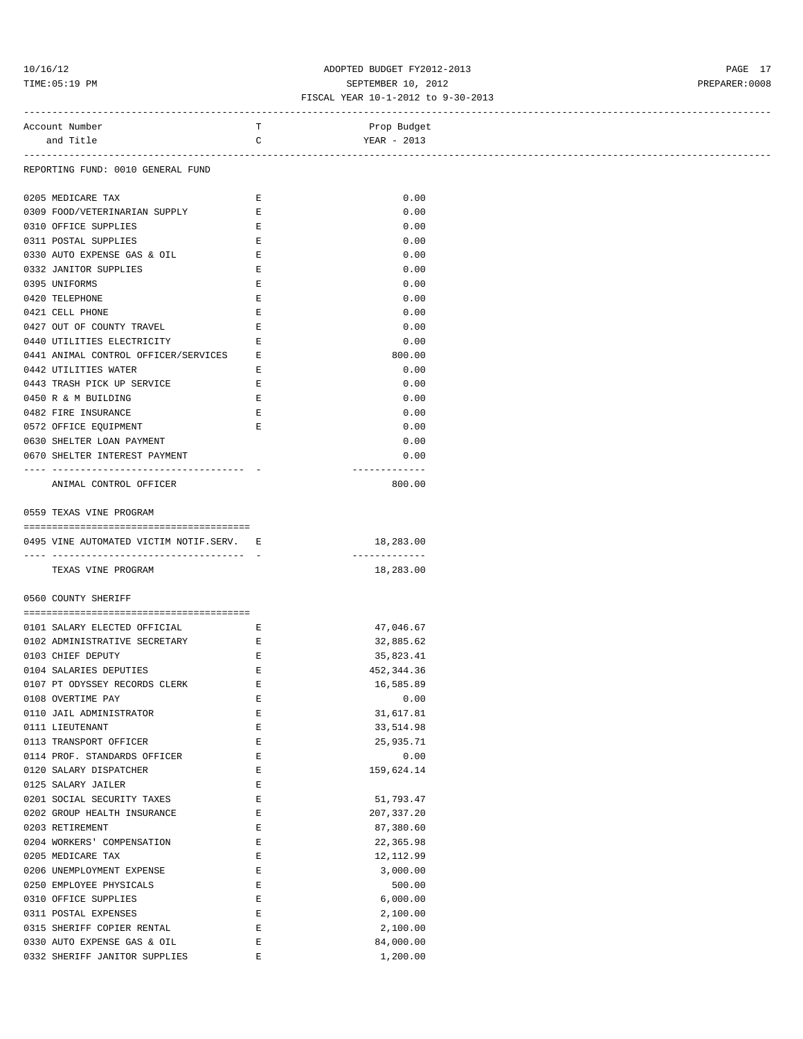ADOPTED BUDGET FY2012-2013
SEPTEMBER 10, 2012
FISCAL YEAR 10-1-2012 to 9-30-2013

| Account Number and Title | TC | Prop Budget YEAR - 2013 |
|---|---|---|
| **REPORTING FUND: 0010 GENERAL FUND** | | |
| 0205 MEDICARE TAX | E | 0.00 |
| 0309 FOOD/VETERINARIAN SUPPLY | E | 0.00 |
| 0310 OFFICE SUPPLIES | E | 0.00 |
| 0311 POSTAL SUPPLIES | E | 0.00 |
| 0330 AUTO EXPENSE GAS & OIL | E | 0.00 |
| 0332 JANITOR SUPPLIES | E | 0.00 |
| 0395 UNIFORMS | E | 0.00 |
| 0420 TELEPHONE | E | 0.00 |
| 0421 CELL PHONE | E | 0.00 |
| 0427 OUT OF COUNTY TRAVEL | E | 0.00 |
| 0440 UTILITIES ELECTRICITY | E | 0.00 |
| 0441 ANIMAL CONTROL OFFICER/SERVICES | E | 800.00 |
| 0442 UTILITIES WATER | E | 0.00 |
| 0443 TRASH PICK UP SERVICE | E | 0.00 |
| 0450 R & M BUILDING | E | 0.00 |
| 0482 FIRE INSURANCE | E | 0.00 |
| 0572 OFFICE EQUIPMENT | E | 0.00 |
| 0630 SHELTER LOAN PAYMENT | | 0.00 |
| 0670 SHELTER INTEREST PAYMENT | | 0.00 |
| ANIMAL CONTROL OFFICER | | 800.00 |
| **0559 TEXAS VINE PROGRAM** | | |
| 0495 VINE AUTOMATED VICTIM NOTIF.SERV. | E | 18,283.00 |
| TEXAS VINE PROGRAM | | 18,283.00 |
| **0560 COUNTY SHERIFF** | | |
| 0101 SALARY ELECTED OFFICIAL | E | 47,046.67 |
| 0102 ADMINISTRATIVE SECRETARY | E | 32,885.62 |
| 0103 CHIEF DEPUTY | E | 35,823.41 |
| 0104 SALARIES DEPUTIES | E | 452,344.36 |
| 0107 PT ODYSSEY RECORDS CLERK | E | 16,585.89 |
| 0108 OVERTIME PAY | E | 0.00 |
| 0110 JAIL ADMINISTRATOR | E | 31,617.81 |
| 0111 LIEUTENANT | E | 33,514.98 |
| 0113 TRANSPORT OFFICER | E | 25,935.71 |
| 0114 PROF. STANDARDS OFFICER | E | 0.00 |
| 0120 SALARY DISPATCHER | E | 159,624.14 |
| 0125 SALARY JAILER | E | |
| 0201 SOCIAL SECURITY TAXES | E | 51,793.47 |
| 0202 GROUP HEALTH INSURANCE | E | 207,337.20 |
| 0203 RETIREMENT | E | 87,380.60 |
| 0204 WORKERS' COMPENSATION | E | 22,365.98 |
| 0205 MEDICARE TAX | E | 12,112.99 |
| 0206 UNEMPLOYMENT EXPENSE | E | 3,000.00 |
| 0250 EMPLOYEE PHYSICALS | E | 500.00 |
| 0310 OFFICE SUPPLIES | E | 6,000.00 |
| 0311 POSTAL EXPENSES | E | 2,100.00 |
| 0315 SHERIFF COPIER RENTAL | E | 2,100.00 |
| 0330 AUTO EXPENSE GAS & OIL | E | 84,000.00 |
| 0332 SHERIFF JANITOR SUPPLIES | E | 1,200.00 |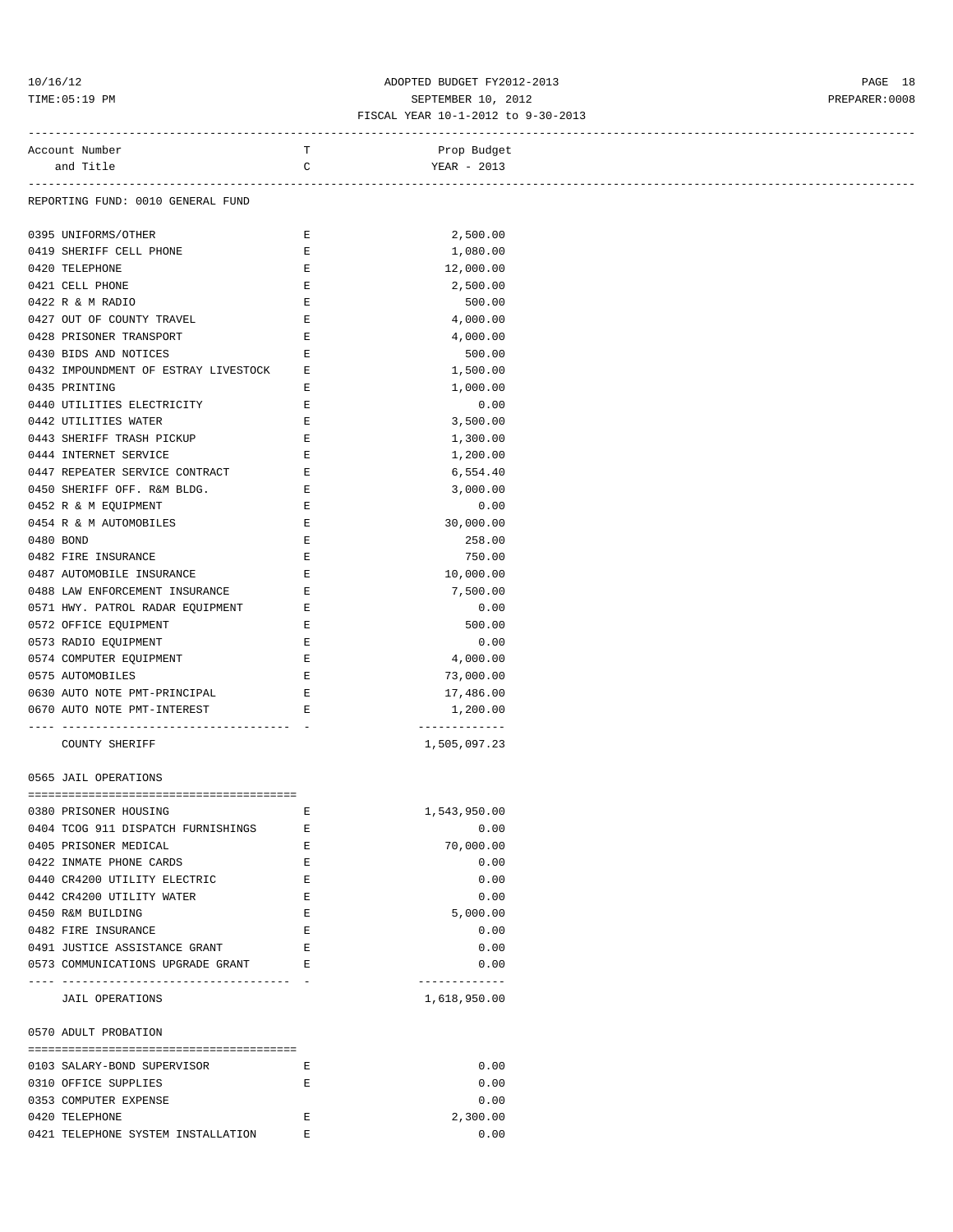ADOPTED BUDGET FY2012-2013
SEPTEMBER 10, 2012
FISCAL YEAR 10-1-2012 to 9-30-2013

| Account Number and Title | TC | Prop Budget YEAR - 2013 |
|---|---|---|

REPORTING FUND: 0010 GENERAL FUND

| Account Number and Title | TC | Prop Budget YEAR - 2013 |
|---|---|---|
| 0395 UNIFORMS/OTHER | E | 2,500.00 |
| 0419 SHERIFF CELL PHONE | E | 1,080.00 |
| 0420 TELEPHONE | E | 12,000.00 |
| 0421 CELL PHONE | E | 2,500.00 |
| 0422 R & M RADIO | E | 500.00 |
| 0427 OUT OF COUNTY TRAVEL | E | 4,000.00 |
| 0428 PRISONER TRANSPORT | E | 4,000.00 |
| 0430 BIDS AND NOTICES | E | 500.00 |
| 0432 IMPOUNDMENT OF ESTRAY LIVESTOCK | E | 1,500.00 |
| 0435 PRINTING | E | 1,000.00 |
| 0440 UTILITIES ELECTRICITY | E | 0.00 |
| 0442 UTILITIES WATER | E | 3,500.00 |
| 0443 SHERIFF TRASH PICKUP | E | 1,300.00 |
| 0444 INTERNET SERVICE | E | 1,200.00 |
| 0447 REPEATER SERVICE CONTRACT | E | 6,554.40 |
| 0450 SHERIFF OFF. R&M BLDG. | E | 3,000.00 |
| 0452 R & M EQUIPMENT | E | 0.00 |
| 0454 R & M AUTOMOBILES | E | 30,000.00 |
| 0480 BOND | E | 258.00 |
| 0482 FIRE INSURANCE | E | 750.00 |
| 0487 AUTOMOBILE INSURANCE | E | 10,000.00 |
| 0488 LAW ENFORCEMENT INSURANCE | E | 7,500.00 |
| 0571 HWY. PATROL RADAR EQUIPMENT | E | 0.00 |
| 0572 OFFICE EQUIPMENT | E | 500.00 |
| 0573 RADIO EQUIPMENT | E | 0.00 |
| 0574 COMPUTER EQUIPMENT | E | 4,000.00 |
| 0575 AUTOMOBILES | E | 73,000.00 |
| 0630 AUTO NOTE PMT-PRINCIPAL | E | 17,486.00 |
| 0670 AUTO NOTE PMT-INTEREST | E | 1,200.00 |
| COUNTY SHERIFF | | 1,505,097.23 |

0565 JAIL OPERATIONS

| Account Number and Title | TC | Prop Budget YEAR - 2013 |
|---|---|---|
| 0380 PRISONER HOUSING | E | 1,543,950.00 |
| 0404 TCOG 911 DISPATCH FURNISHINGS | E | 0.00 |
| 0405 PRISONER MEDICAL | E | 70,000.00 |
| 0422 INMATE PHONE CARDS | E | 0.00 |
| 0440 CR4200 UTILITY ELECTRIC | E | 0.00 |
| 0442 CR4200 UTILITY WATER | E | 0.00 |
| 0450 R&M BUILDING | E | 5,000.00 |
| 0482 FIRE INSURANCE | E | 0.00 |
| 0491 JUSTICE ASSISTANCE GRANT | E | 0.00 |
| 0573 COMMUNICATIONS UPGRADE GRANT | E | 0.00 |
| JAIL OPERATIONS | | 1,618,950.00 |

0570 ADULT PROBATION

| Account Number and Title | TC | Prop Budget YEAR - 2013 |
|---|---|---|
| 0103 SALARY-BOND SUPERVISOR | E | 0.00 |
| 0310 OFFICE SUPPLIES | E | 0.00 |
| 0353 COMPUTER EXPENSE | | 0.00 |
| 0420 TELEPHONE | E | 2,300.00 |
| 0421 TELEPHONE SYSTEM INSTALLATION | E | 0.00 |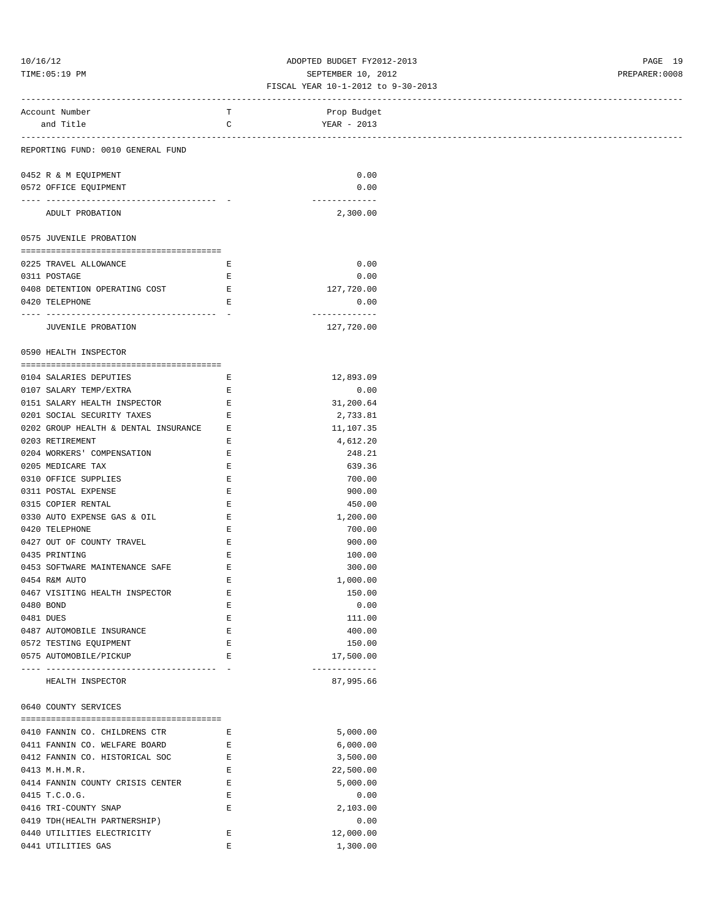ADOPTED BUDGET FY2012-2013
SEPTEMBER 10, 2012
FISCAL YEAR 10-1-2012 to 9-30-2013

| Account Number and Title | TC | Prop Budget YEAR - 2013 |
|---|---|---|
| **REPORTING FUND: 0010 GENERAL FUND** | | |
| 0452 R & M EQUIPMENT | | 0.00 |
| 0572 OFFICE EQUIPMENT | | 0.00 |
| ADULT PROBATION | | 2,300.00 |
| **0575 JUVENILE PROBATION** | | |
| 0225 TRAVEL ALLOWANCE | E | 0.00 |
| 0311 POSTAGE | E | 0.00 |
| 0408 DETENTION OPERATING COST | E | 127,720.00 |
| 0420 TELEPHONE | E | 0.00 |
| JUVENILE PROBATION | | 127,720.00 |
| **0590 HEALTH INSPECTOR** | | |
| 0104 SALARIES DEPUTIES | E | 12,893.09 |
| 0107 SALARY TEMP/EXTRA | E | 0.00 |
| 0151 SALARY HEALTH INSPECTOR | E | 31,200.64 |
| 0201 SOCIAL SECURITY TAXES | E | 2,733.81 |
| 0202 GROUP HEALTH & DENTAL INSURANCE | E | 11,107.35 |
| 0203 RETIREMENT | E | 4,612.20 |
| 0204 WORKERS' COMPENSATION | E | 248.21 |
| 0205 MEDICARE TAX | E | 639.36 |
| 0310 OFFICE SUPPLIES | E | 700.00 |
| 0311 POSTAL EXPENSE | E | 900.00 |
| 0315 COPIER RENTAL | E | 450.00 |
| 0330 AUTO EXPENSE GAS & OIL | E | 1,200.00 |
| 0420 TELEPHONE | E | 700.00 |
| 0427 OUT OF COUNTY TRAVEL | E | 900.00 |
| 0435 PRINTING | E | 100.00 |
| 0453 SOFTWARE MAINTENANCE SAFE | E | 300.00 |
| 0454 R&M AUTO | E | 1,000.00 |
| 0467 VISITING HEALTH INSPECTOR | E | 150.00 |
| 0480 BOND | E | 0.00 |
| 0481 DUES | E | 111.00 |
| 0487 AUTOMOBILE INSURANCE | E | 400.00 |
| 0572 TESTING EQUIPMENT | E | 150.00 |
| 0575 AUTOMOBILE/PICKUP | E | 17,500.00 |
| HEALTH INSPECTOR | | 87,995.66 |
| **0640 COUNTY SERVICES** | | |
| 0410 FANNIN CO. CHILDRENS CTR | E | 5,000.00 |
| 0411 FANNIN CO. WELFARE BOARD | E | 6,000.00 |
| 0412 FANNIN CO. HISTORICAL SOC | E | 3,500.00 |
| 0413 M.H.M.R. | E | 22,500.00 |
| 0414 FANNIN COUNTY CRISIS CENTER | E | 5,000.00 |
| 0415 T.C.O.G. | E | 0.00 |
| 0416 TRI-COUNTY SNAP | E | 2,103.00 |
| 0419 TDH(HEALTH PARTNERSHIP) | | 0.00 |
| 0440 UTILITIES ELECTRICITY | E | 12,000.00 |
| 0441 UTILITIES GAS | E | 1,300.00 |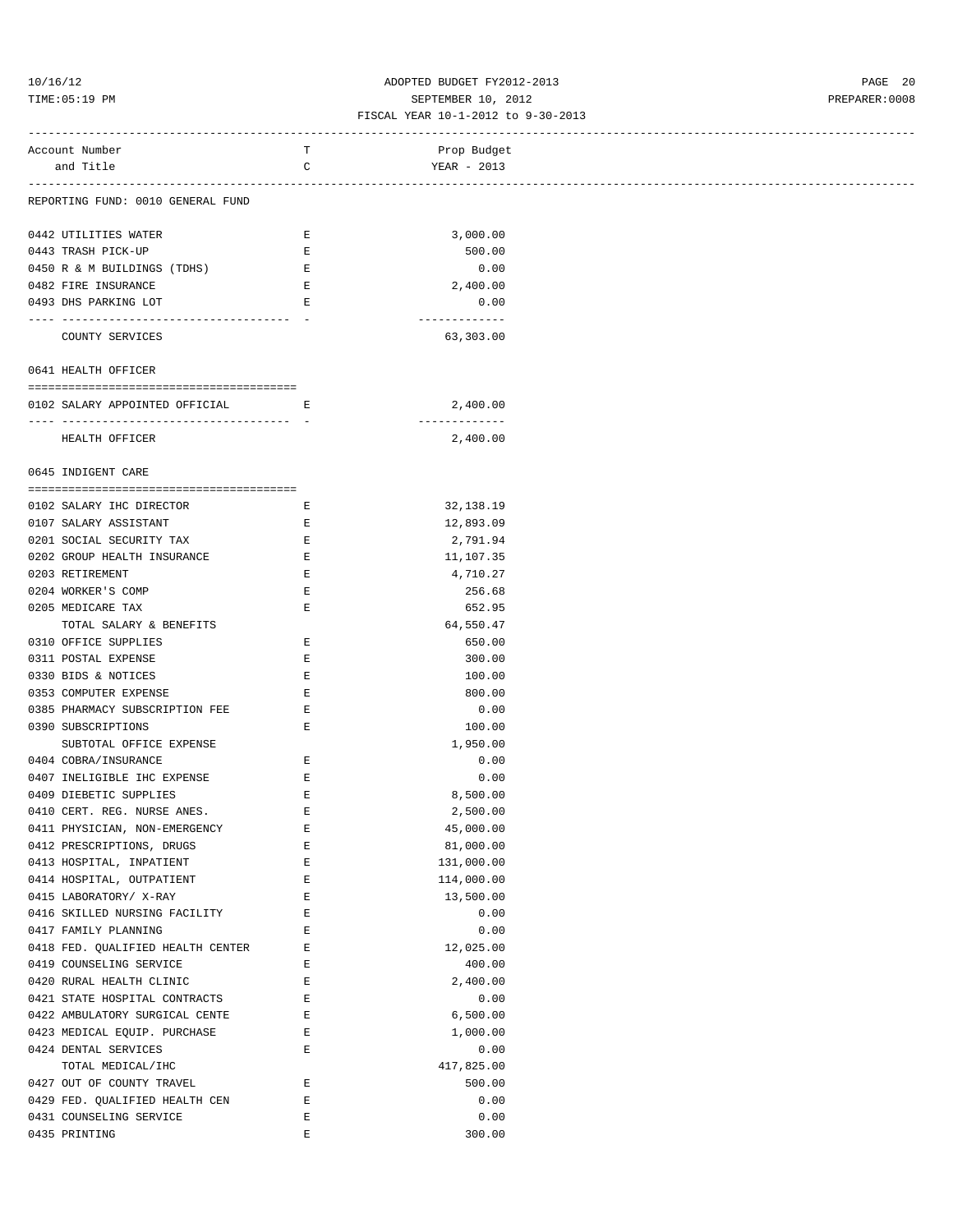ADOPTED BUDGET FY2012-2013
SEPTEMBER 10, 2012
FISCAL YEAR 10-1-2012 to 9-30-2013

| Account Number and Title | TC | Prop Budget YEAR - 2013 |
|---|---|---|
| **REPORTING FUND: 0010 GENERAL FUND** | | |
| 0442 UTILITIES WATER | E | 3,000.00 |
| 0443 TRASH PICK-UP | E | 500.00 |
| 0450 R & M BUILDINGS (TDHS) | E | 0.00 |
| 0482 FIRE INSURANCE | E | 2,400.00 |
| 0493 DHS PARKING LOT | E | 0.00 |
| COUNTY SERVICES | | 63,303.00 |
| **0641 HEALTH OFFICER** | | |
| 0102 SALARY APPOINTED OFFICIAL | E | 2,400.00 |
| HEALTH OFFICER | | 2,400.00 |
| **0645 INDIGENT CARE** | | |
| 0102 SALARY IHC DIRECTOR | E | 32,138.19 |
| 0107 SALARY ASSISTANT | E | 12,893.09 |
| 0201 SOCIAL SECURITY TAX | E | 2,791.94 |
| 0202 GROUP HEALTH INSURANCE | E | 11,107.35 |
| 0203 RETIREMENT | E | 4,710.27 |
| 0204 WORKER'S COMP | E | 256.68 |
| 0205 MEDICARE TAX | E | 652.95 |
| TOTAL SALARY & BENEFITS | | 64,550.47 |
| 0310 OFFICE SUPPLIES | E | 650.00 |
| 0311 POSTAL EXPENSE | E | 300.00 |
| 0330 BIDS & NOTICES | E | 100.00 |
| 0353 COMPUTER EXPENSE | E | 800.00 |
| 0385 PHARMACY SUBSCRIPTION FEE | E | 0.00 |
| 0390 SUBSCRIPTIONS | E | 100.00 |
| SUBTOTAL OFFICE EXPENSE | | 1,950.00 |
| 0404 COBRA/INSURANCE | E | 0.00 |
| 0407 INELIGIBLE IHC EXPENSE | E | 0.00 |
| 0409 DIEBETIC SUPPLIES | E | 8,500.00 |
| 0410 CERT. REG. NURSE ANES. | E | 2,500.00 |
| 0411 PHYSICIAN, NON-EMERGENCY | E | 45,000.00 |
| 0412 PRESCRIPTIONS, DRUGS | E | 81,000.00 |
| 0413 HOSPITAL, INPATIENT | E | 131,000.00 |
| 0414 HOSPITAL, OUTPATIENT | E | 114,000.00 |
| 0415 LABORATORY/ X-RAY | E | 13,500.00 |
| 0416 SKILLED NURSING FACILITY | E | 0.00 |
| 0417 FAMILY PLANNING | E | 0.00 |
| 0418 FED. QUALIFIED HEALTH CENTER | E | 12,025.00 |
| 0419 COUNSELING SERVICE | E | 400.00 |
| 0420 RURAL HEALTH CLINIC | E | 2,400.00 |
| 0421 STATE HOSPITAL CONTRACTS | E | 0.00 |
| 0422 AMBULATORY SURGICAL CENTE | E | 6,500.00 |
| 0423 MEDICAL EQUIP. PURCHASE | E | 1,000.00 |
| 0424 DENTAL SERVICES | E | 0.00 |
| TOTAL MEDICAL/IHC | | 417,825.00 |
| 0427 OUT OF COUNTY TRAVEL | E | 500.00 |
| 0429 FED. QUALIFIED HEALTH CEN | E | 0.00 |
| 0431 COUNSELING SERVICE | E | 0.00 |
| 0435 PRINTING | E | 300.00 |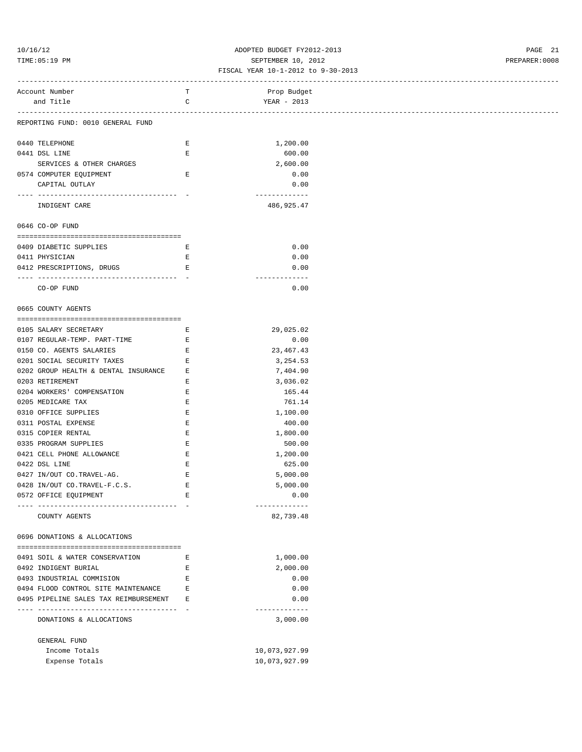FISCAL YEAR 10-1-2012 to 9-30-2013

| Account Number and Title | TC | Prop Budget YEAR - 2013 |
|---|---|---|
| **REPORTING FUND: 0010 GENERAL FUND** | | |
| 0440 TELEPHONE | E | 1,200.00 |
| 0441 DSL LINE | E | 600.00 |
| SERVICES & OTHER CHARGES | | 2,600.00 |
| 0574 COMPUTER EQUIPMENT | E | 0.00 |
| CAPITAL OUTLAY | | 0.00 |
| INDIGENT CARE | | 486,925.47 |
| **0646 CO-OP FUND** | | |
| 0409 DIABETIC SUPPLIES | E | 0.00 |
| 0411 PHYSICIAN | E | 0.00 |
| 0412 PRESCRIPTIONS, DRUGS | E | 0.00 |
| CO-OP FUND | | 0.00 |
| **0665 COUNTY AGENTS** | | |
| 0105 SALARY SECRETARY | E | 29,025.02 |
| 0107 REGULAR-TEMP. PART-TIME | E | 0.00 |
| 0150 CO. AGENTS SALARIES | E | 23,467.43 |
| 0201 SOCIAL SECURITY TAXES | E | 3,254.53 |
| 0202 GROUP HEALTH & DENTAL INSURANCE | E | 7,404.90 |
| 0203 RETIREMENT | E | 3,036.02 |
| 0204 WORKERS' COMPENSATION | E | 165.44 |
| 0205 MEDICARE TAX | E | 761.14 |
| 0310 OFFICE SUPPLIES | E | 1,100.00 |
| 0311 POSTAL EXPENSE | E | 400.00 |
| 0315 COPIER RENTAL | E | 1,800.00 |
| 0335 PROGRAM SUPPLIES | E | 500.00 |
| 0421 CELL PHONE ALLOWANCE | E | 1,200.00 |
| 0422 DSL LINE | E | 625.00 |
| 0427 IN/OUT CO.TRAVEL-AG. | E | 5,000.00 |
| 0428 IN/OUT CO.TRAVEL-F.C.S. | E | 5,000.00 |
| 0572 OFFICE EQUIPMENT | E | 0.00 |
| COUNTY AGENTS | | 82,739.48 |
| **0696 DONATIONS & ALLOCATIONS** | | |
| 0491 SOIL & WATER CONSERVATION | E | 1,000.00 |
| 0492 INDIGENT BURIAL | E | 2,000.00 |
| 0493 INDUSTRIAL COMMISION | E | 0.00 |
| 0494 FLOOD CONTROL SITE MAINTENANCE | E | 0.00 |
| 0495 PIPELINE SALES TAX REIMBURSEMENT | E | 0.00 |
| DONATIONS & ALLOCATIONS | | 3,000.00 |
| **GENERAL FUND** | | |
| Income Totals | | 10,073,927.99 |
| Expense Totals | | 10,073,927.99 |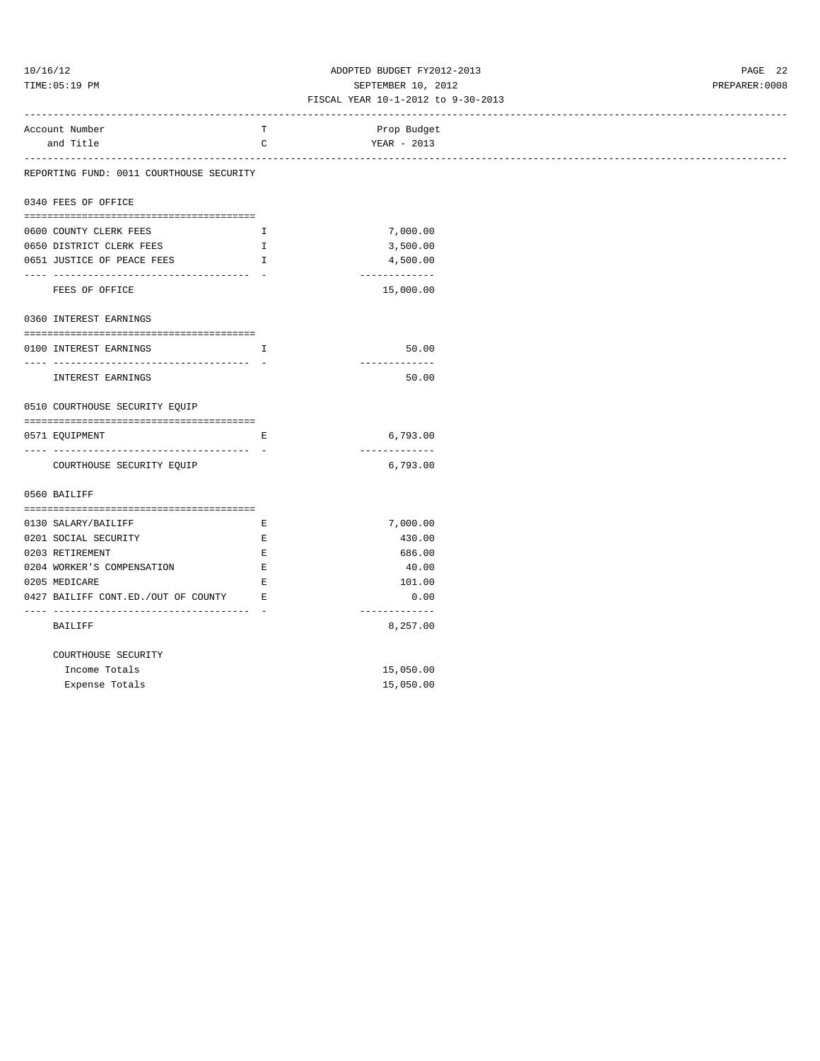ADOPTED BUDGET FY2012-2013
SEPTEMBER 10, 2012
FISCAL YEAR 10-1-2012 to 9-30-2013

| Account Number and Title | TC | Prop Budget YEAR - 2013 |
|---|---|---|
| **REPORTING FUND: 0011 COURTHOUSE SECURITY** | | |
| **0340 FEES OF OFFICE** | | |
| 0600 COUNTY CLERK FEES | I | 7,000.00 |
| 0650 DISTRICT CLERK FEES | I | 3,500.00 |
| 0651 JUSTICE OF PEACE FEES | I | 4,500.00 |
| FEES OF OFFICE | | 15,000.00 |
| **0360 INTEREST EARNINGS** | | |
| 0100 INTEREST EARNINGS | I | 50.00 |
| INTEREST EARNINGS | | 50.00 |
| **0510 COURTHOUSE SECURITY EQUIP** | | |
| 0571 EQUIPMENT | E | 6,793.00 |
| COURTHOUSE SECURITY EQUIP | | 6,793.00 |
| **0560 BAILIFF** | | |
| 0130 SALARY/BAILIFF | E | 7,000.00 |
| 0201 SOCIAL SECURITY | E | 430.00 |
| 0203 RETIREMENT | E | 686.00 |
| 0204 WORKER'S COMPENSATION | E | 40.00 |
| 0205 MEDICARE | E | 101.00 |
| 0427 BAILIFF CONT.ED./OUT OF COUNTY | E | 0.00 |
| BAILIFF | | 8,257.00 |
| **COURTHOUSE SECURITY** | | |
| Income Totals | | 15,050.00 |
| Expense Totals | | 15,050.00 |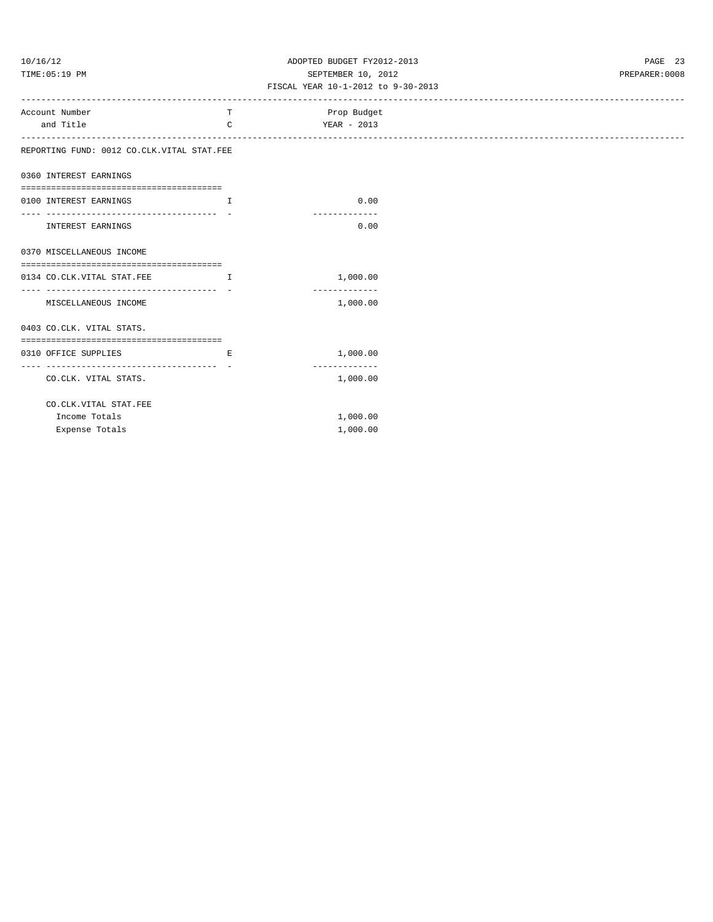ADOPTED BUDGET FY2012-2013
SEPTEMBER 10, 2012
FISCAL YEAR 10-1-2012 to 9-30-2013

| Account Number and Title | TC | Prop Budget YEAR - 2013 |
|---|---|---|
| REPORTING FUND: 0012 CO.CLK.VITAL STAT.FEE | | |
| **0360 INTEREST EARNINGS** | | |
| 0100 INTEREST EARNINGS | I | 0.00 |
| INTEREST EARNINGS | | 0.00 |
| **0370 MISCELLANEOUS INCOME** | | |
| 0134 CO.CLK.VITAL STAT.FEE | I | 1,000.00 |
| MISCELLANEOUS INCOME | | 1,000.00 |
| **0403 CO.CLK. VITAL STATS.** | | |
| 0310 OFFICE SUPPLIES | E | 1,000.00 |
| CO.CLK. VITAL STATS. | | 1,000.00 |
| CO.CLK.VITAL STAT.FEE | | |
| Income Totals | | 1,000.00 |
| Expense Totals | | 1,000.00 |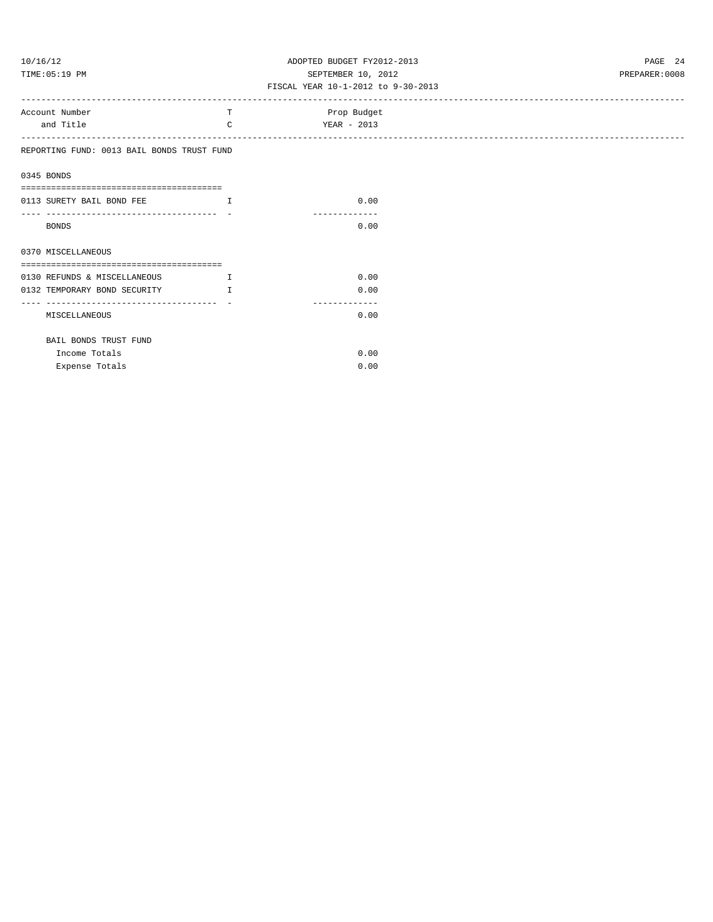REPORTING FUND: 0013 BAIL BONDS TRUST FUND

| Account Number and Title | TC | Prop Budget YEAR - 2013 |
|---|---|---|
| **0345 BONDS** | | |
| 0113 SURETY BAIL BOND FEE | I | 0.00 |
| BONDS | | 0.00 |
| **0370 MISCELLANEOUS** | | |
| 0130 REFUNDS & MISCELLANEOUS | I | 0.00 |
| 0132 TEMPORARY BOND SECURITY | I | 0.00 |
| MISCELLANEOUS | | 0.00 |
| **BAIL BONDS TRUST FUND** | | |
| Income Totals | | 0.00 |
| Expense Totals | | 0.00 |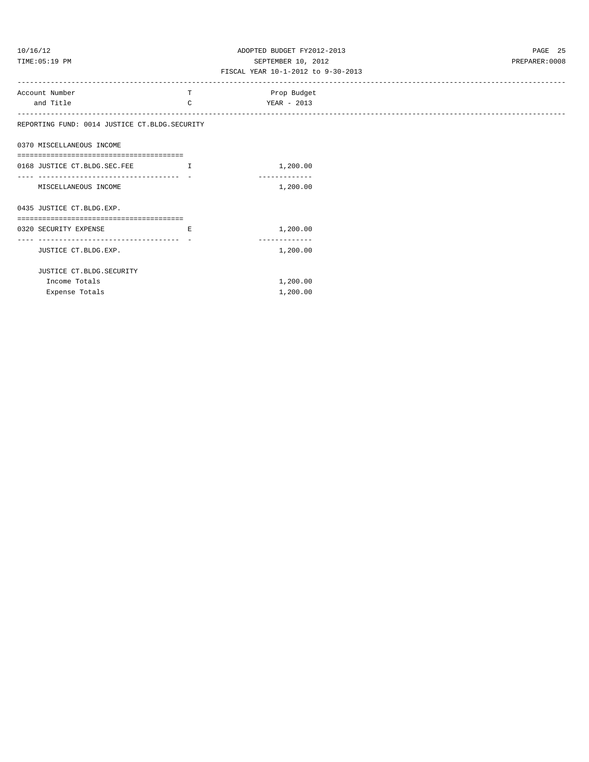ADOPTED BUDGET FY2012-2013
SEPTEMBER 10, 2012
FISCAL YEAR 10-1-2012 to 9-30-2013

| Account Number and Title | T C | Prop Budget YEAR - 2013 |
|---|---|---|
| **REPORTING FUND: 0014 JUSTICE CT.BLDG.SECURITY** | | |
| **0370 MISCELLANEOUS INCOME** | | |
| 0168 JUSTICE CT.BLDG.SEC.FEE | I | 1,200.00 |
| MISCELLANEOUS INCOME | | 1,200.00 |
| **0435 JUSTICE CT.BLDG.EXP.** | | |
| 0320 SECURITY EXPENSE | E | 1,200.00 |
| JUSTICE CT.BLDG.EXP. | | 1,200.00 |
| JUSTICE CT.BLDG.SECURITY | | |
| Income Totals | | 1,200.00 |
| Expense Totals | | 1,200.00 |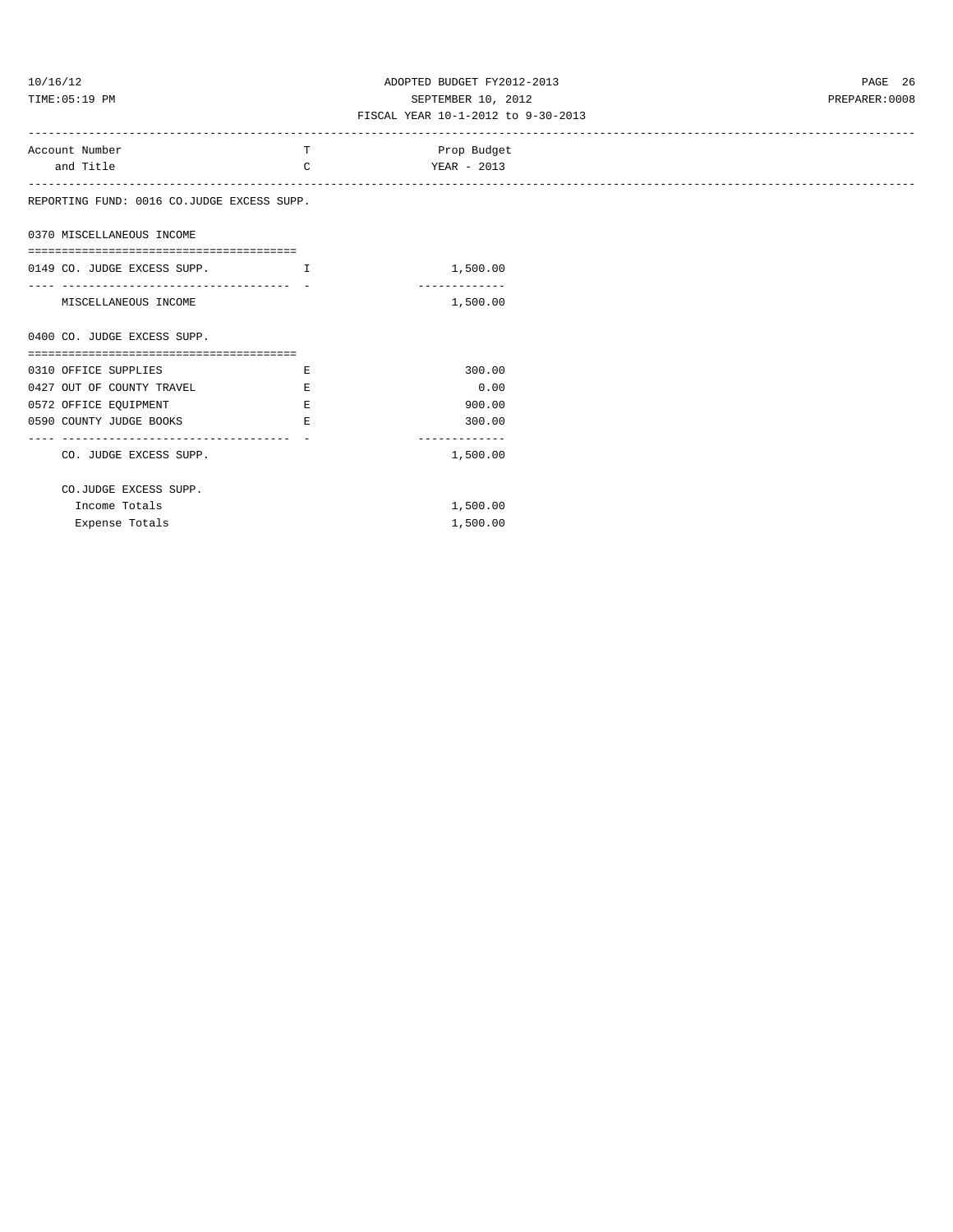ADOPTED BUDGET FY2012-2013

SEPTEMBER 10, 2012

FISCAL YEAR 10-1-2012 to 9-30-2013

| Account Number and Title | TC | Prop Budget YEAR - 2013 |
|---|---|---|
| **REPORTING FUND: 0016 CO.JUDGE EXCESS SUPP.** | | |
| **0370 MISCELLANEOUS INCOME** | | |
| 0149 CO. JUDGE EXCESS SUPP. | I | 1,500.00 |
| MISCELLANEOUS INCOME | | 1,500.00 |
| **0400 CO. JUDGE EXCESS SUPP.** | | |
| 0310 OFFICE SUPPLIES | E | 300.00 |
| 0427 OUT OF COUNTY TRAVEL | E | 0.00 |
| 0572 OFFICE EQUIPMENT | E | 900.00 |
| 0590 COUNTY JUDGE BOOKS | E | 300.00 |
| CO. JUDGE EXCESS SUPP. | | 1,500.00 |
| **CO.JUDGE EXCESS SUPP.** | | |
| Income Totals | | 1,500.00 |
| Expense Totals | | 1,500.00 |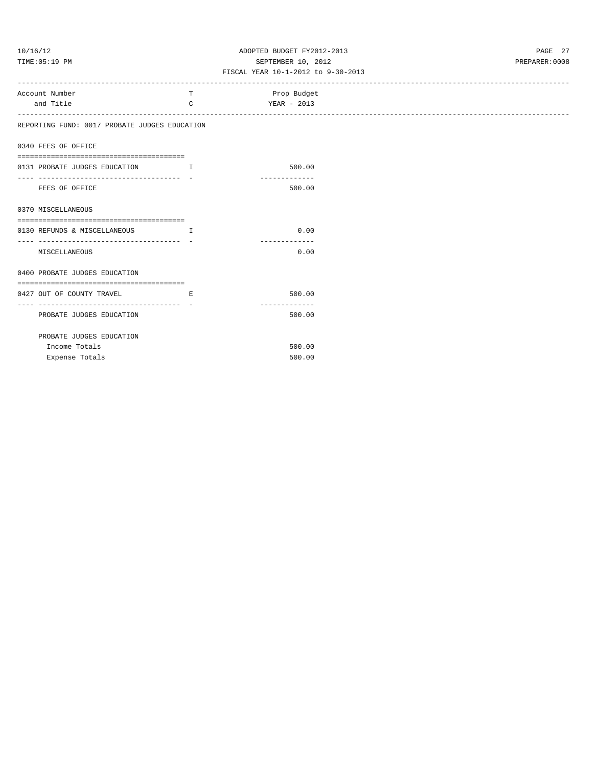ADOPTED BUDGET FY2012-2013
SEPTEMBER 10, 2012
FISCAL YEAR 10-1-2012 to 9-30-2013

| Account Number and Title | T C | Prop Budget YEAR - 2013 |
|---|---|---|
| **REPORTING FUND: 0017 PROBATE JUDGES EDUCATION** | | |
| **0340 FEES OF OFFICE** | | |
| 0131 PROBATE JUDGES EDUCATION | I | 500.00 |
| FEES OF OFFICE | | 500.00 |
| **0370 MISCELLANEOUS** | | |
| 0130 REFUNDS & MISCELLANEOUS | I | 0.00 |
| MISCELLANEOUS | | 0.00 |
| **0400 PROBATE JUDGES EDUCATION** | | |
| 0427 OUT OF COUNTY TRAVEL | E | 500.00 |
| PROBATE JUDGES EDUCATION | | 500.00 |
| PROBATE JUDGES EDUCATION | | |
| Income Totals | | 500.00 |
| Expense Totals | | 500.00 |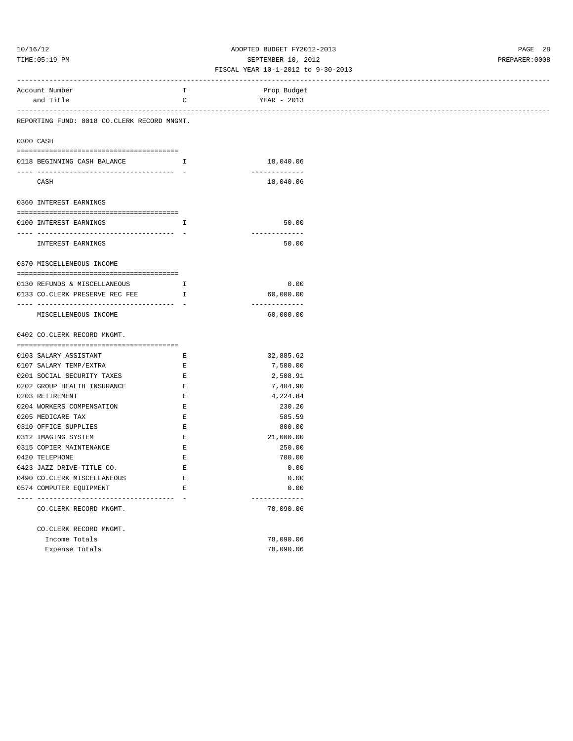ADOPTED BUDGET FY2012-2013
SEPTEMBER 10, 2012
FISCAL YEAR 10-1-2012 to 9-30-2013

| Account Number and Title | TC | Prop Budget YEAR - 2013 |
|---|---|---|
| **REPORTING FUND: 0018 CO.CLERK RECORD MNGMT.** | | |
| **0300 CASH** | | |
| 0118 BEGINNING CASH BALANCE | I | 18,040.06 |
| CASH | | 18,040.06 |
| **0360 INTEREST EARNINGS** | | |
| 0100 INTEREST EARNINGS | I | 50.00 |
| INTEREST EARNINGS | | 50.00 |
| **0370 MISCELLENEOUS INCOME** | | |
| 0130 REFUNDS & MISCELLANEOUS | I | 0.00 |
| 0133 CO.CLERK PRESERVE REC FEE | I | 60,000.00 |
| MISCELLENEOUS INCOME | | 60,000.00 |
| **0402 CO.CLERK RECORD MNGMT.** | | |
| 0103 SALARY ASSISTANT | E | 32,885.62 |
| 0107 SALARY TEMP/EXTRA | E | 7,500.00 |
| 0201 SOCIAL SECURITY TAXES | E | 2,508.91 |
| 0202 GROUP HEALTH INSURANCE | E | 7,404.90 |
| 0203 RETIREMENT | E | 4,224.84 |
| 0204 WORKERS COMPENSATION | E | 230.20 |
| 0205 MEDICARE TAX | E | 585.59 |
| 0310 OFFICE SUPPLIES | E | 800.00 |
| 0312 IMAGING SYSTEM | E | 21,000.00 |
| 0315 COPIER MAINTENANCE | E | 250.00 |
| 0420 TELEPHONE | E | 700.00 |
| 0423 JAZZ DRIVE-TITLE CO. | E | 0.00 |
| 0490 CO.CLERK MISCELLANEOUS | E | 0.00 |
| 0574 COMPUTER EQUIPMENT | E | 0.00 |
| CO.CLERK RECORD MNGMT. | | 78,090.06 |
| **CO.CLERK RECORD MNGMT.** | | |
| Income Totals | | 78,090.06 |
| Expense Totals | | 78,090.06 |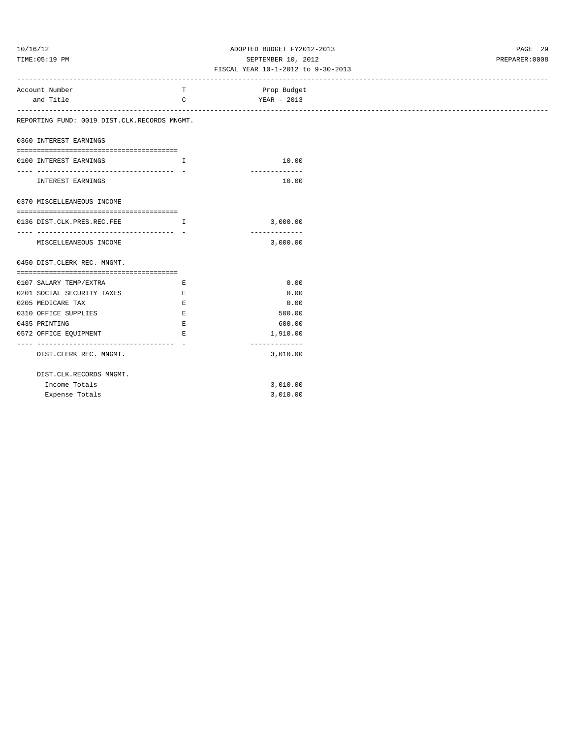ADOPTED BUDGET FY2012-2013
SEPTEMBER 10, 2012
FISCAL YEAR 10-1-2012 to 9-30-2013

| Account Number and Title | TC | Prop Budget YEAR - 2013 |
|---|---|---|
| **REPORTING FUND: 0019 DIST.CLK.RECORDS MNGMT.** | | |
| **0360 INTEREST EARNINGS** | | |
| 0100 INTEREST EARNINGS | I | 10.00 |
| INTEREST EARNINGS | | 10.00 |
| **0370 MISCELLEANEOUS INCOME** | | |
| 0136 DIST.CLK.PRES.REC.FEE | I | 3,000.00 |
| MISCELLEANEOUS INCOME | | 3,000.00 |
| **0450 DIST.CLERK REC. MNGMT.** | | |
| 0107 SALARY TEMP/EXTRA | E | 0.00 |
| 0201 SOCIAL SECURITY TAXES | E | 0.00 |
| 0205 MEDICARE TAX | E | 0.00 |
| 0310 OFFICE SUPPLIES | E | 500.00 |
| 0435 PRINTING | E | 600.00 |
| 0572 OFFICE EQUIPMENT | E | 1,910.00 |
| DIST.CLERK REC. MNGMT. | | 3,010.00 |
| DIST.CLK.RECORDS MNGMT. | | |
| Income Totals | | 3,010.00 |
| Expense Totals | | 3,010.00 |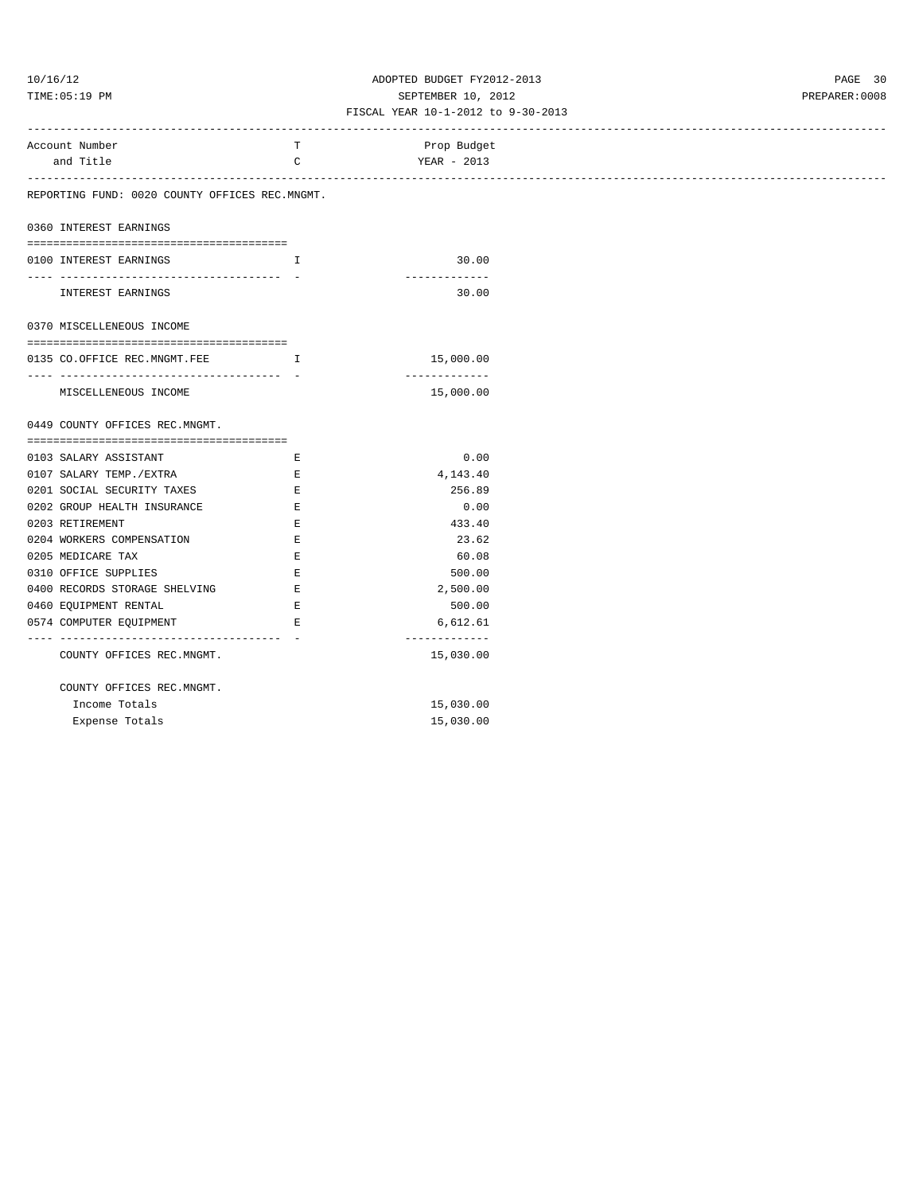ADOPTED BUDGET FY2012-2013
SEPTEMBER 10, 2012
FISCAL YEAR 10-1-2012 to 9-30-2013

| Account Number and Title | TC | Prop Budget YEAR - 2013 |
|---|---|---|

REPORTING FUND: 0020 COUNTY OFFICES REC.MNGMT.

**0360 INTEREST EARNINGS**

| Account Number and Title | TC | Prop Budget YEAR - 2013 |
|---|---|---|
| 0100 INTEREST EARNINGS | I | 30.00 |
| INTEREST EARNINGS | | 30.00 |

**0370 MISCELLENEOUS INCOME**

| Account Number and Title | TC | Prop Budget YEAR - 2013 |
|---|---|---|
| 0135 CO.OFFICE REC.MNGMT.FEE | I | 15,000.00 |
| MISCELLENEOUS INCOME | | 15,000.00 |

**0449 COUNTY OFFICES REC.MNGMT.**

| Account Number and Title | TC | Prop Budget YEAR - 2013 |
|---|---|---|
| 0103 SALARY ASSISTANT | E | 0.00 |
| 0107 SALARY TEMP./EXTRA | E | 4,143.40 |
| 0201 SOCIAL SECURITY TAXES | E | 256.89 |
| 0202 GROUP HEALTH INSURANCE | E | 0.00 |
| 0203 RETIREMENT | E | 433.40 |
| 0204 WORKERS COMPENSATION | E | 23.62 |
| 0205 MEDICARE TAX | E | 60.08 |
| 0310 OFFICE SUPPLIES | E | 500.00 |
| 0400 RECORDS STORAGE SHELVING | E | 2,500.00 |
| 0460 EQUIPMENT RENTAL | E | 500.00 |
| 0574 COMPUTER EQUIPMENT | E | 6,612.61 |
| COUNTY OFFICES REC.MNGMT. | | 15,030.00 |

COUNTY OFFICES REC.MNGMT.

| | | |
|---|---|---|
| Income Totals | | 15,030.00 |
| Expense Totals | | 15,030.00 |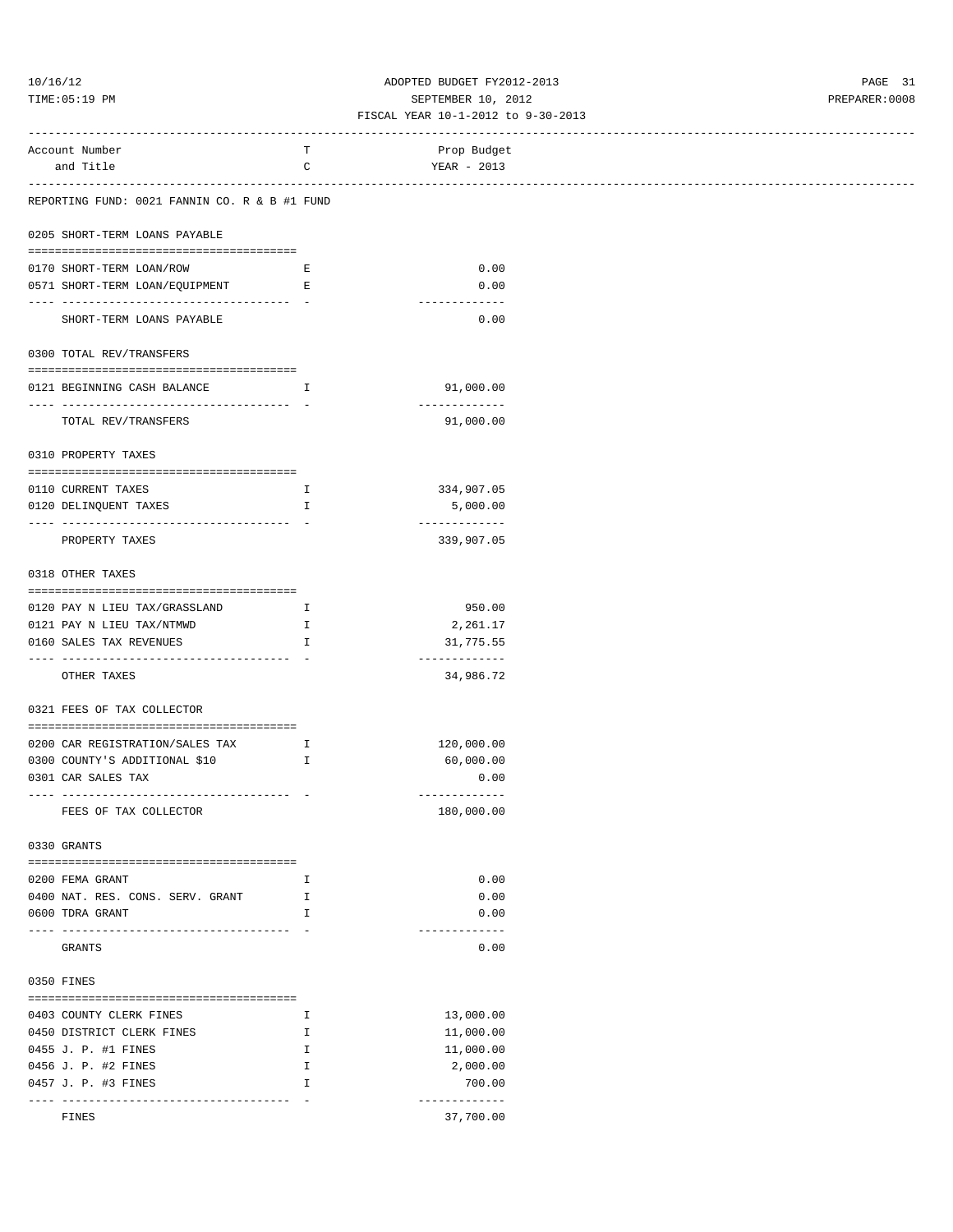ADOPTED BUDGET FY2012-2013
SEPTEMBER 10, 2012
FISCAL YEAR 10-1-2012 to 9-30-2013

| Account Number and Title | TC | Prop Budget YEAR - 2013 |
|---|---|---|
| **REPORTING FUND: 0021 FANNIN CO. R & B #1 FUND** | | |
| **0205 SHORT-TERM LOANS PAYABLE** | | |
| 0170 SHORT-TERM LOAN/ROW | E | 0.00 |
| 0571 SHORT-TERM LOAN/EQUIPMENT | E | 0.00 |
| SHORT-TERM LOANS PAYABLE | | 0.00 |
| **0300 TOTAL REV/TRANSFERS** | | |
| 0121 BEGINNING CASH BALANCE | I | 91,000.00 |
| TOTAL REV/TRANSFERS | | 91,000.00 |
| **0310 PROPERTY TAXES** | | |
| 0110 CURRENT TAXES | I | 334,907.05 |
| 0120 DELINQUENT TAXES | I | 5,000.00 |
| PROPERTY TAXES | | 339,907.05 |
| **0318 OTHER TAXES** | | |
| 0120 PAY N LIEU TAX/GRASSLAND | I | 950.00 |
| 0121 PAY N LIEU TAX/NTMWD | I | 2,261.17 |
| 0160 SALES TAX REVENUES | I | 31,775.55 |
| OTHER TAXES | | 34,986.72 |
| **0321 FEES OF TAX COLLECTOR** | | |
| 0200 CAR REGISTRATION/SALES TAX | I | 120,000.00 |
| 0300 COUNTY'S ADDITIONAL $10 | I | 60,000.00 |
| 0301 CAR SALES TAX | | 0.00 |
| FEES OF TAX COLLECTOR | | 180,000.00 |
| **0330 GRANTS** | | |
| 0200 FEMA GRANT | I | 0.00 |
| 0400 NAT. RES. CONS. SERV. GRANT | I | 0.00 |
| 0600 TDRA GRANT | I | 0.00 |
| GRANTS | | 0.00 |
| **0350 FINES** | | |
| 0403 COUNTY CLERK FINES | I | 13,000.00 |
| 0450 DISTRICT CLERK FINES | I | 11,000.00 |
| 0455 J. P. #1 FINES | I | 11,000.00 |
| 0456 J. P. #2 FINES | I | 2,000.00 |
| 0457 J. P. #3 FINES | I | 700.00 |
| FINES | | 37,700.00 |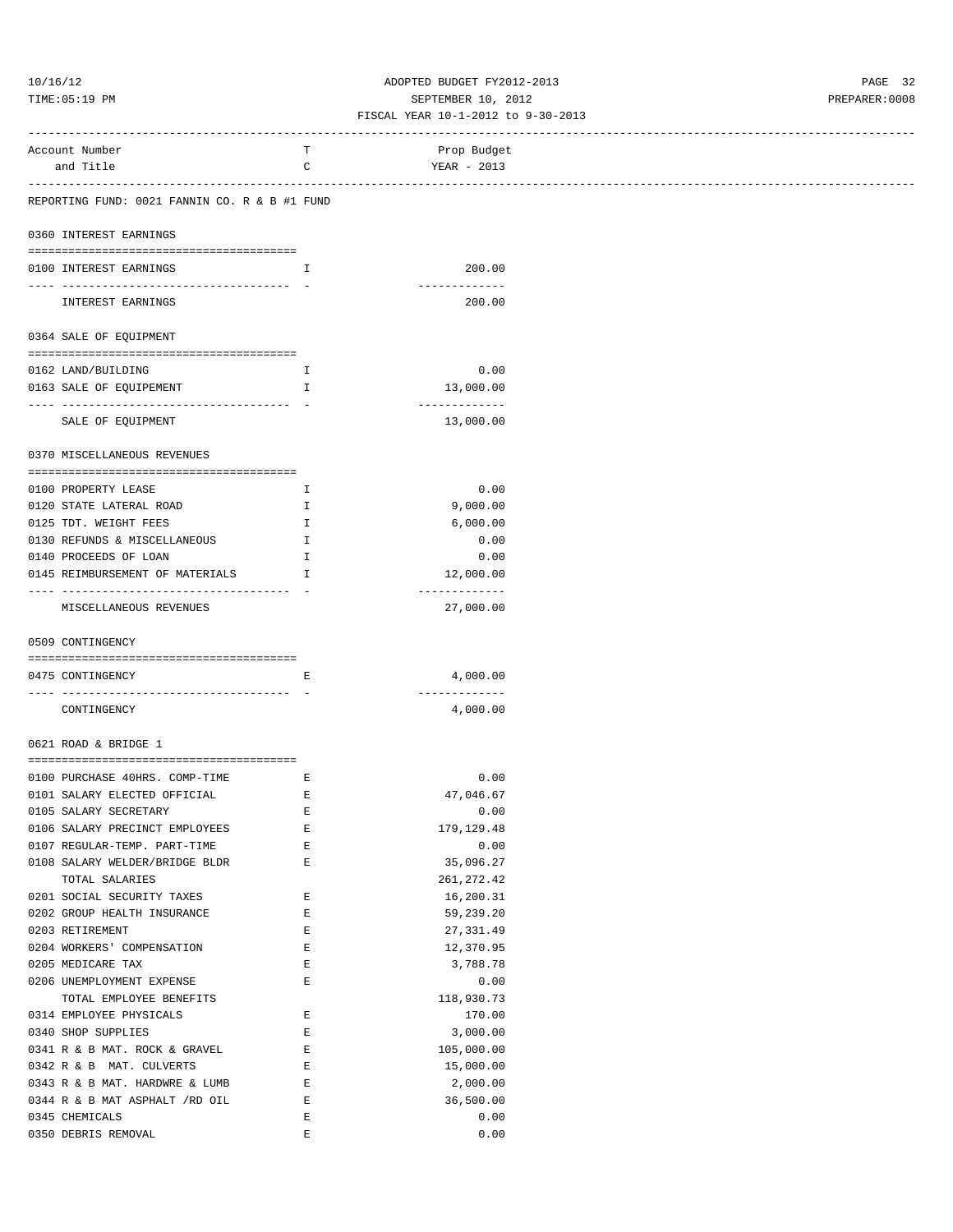ADOPTED BUDGET FY2012-2013
SEPTEMBER 10, 2012
FISCAL YEAR 10-1-2012 to 9-30-2013

| Account Number and Title | TC | Prop Budget YEAR - 2013 |
|---|---|---|
| **REPORTING FUND: 0021 FANNIN CO. R & B #1 FUND** | | |
| **0360 INTEREST EARNINGS** | | |
| 0100 INTEREST EARNINGS | I | 200.00 |
| INTEREST EARNINGS | | 200.00 |
| **0364 SALE OF EQUIPMENT** | | |
| 0162 LAND/BUILDING | I | 0.00 |
| 0163 SALE OF EQUIPEMENT | I | 13,000.00 |
| SALE OF EQUIPMENT | | 13,000.00 |
| **0370 MISCELLANEOUS REVENUES** | | |
| 0100 PROPERTY LEASE | I | 0.00 |
| 0120 STATE LATERAL ROAD | I | 9,000.00 |
| 0125 TDT. WEIGHT FEES | I | 6,000.00 |
| 0130 REFUNDS & MISCELLANEOUS | I | 0.00 |
| 0140 PROCEEDS OF LOAN | I | 0.00 |
| 0145 REIMBURSEMENT OF MATERIALS | I | 12,000.00 |
| MISCELLANEOUS REVENUES | | 27,000.00 |
| **0509 CONTINGENCY** | | |
| 0475 CONTINGENCY | E | 4,000.00 |
| CONTINGENCY | | 4,000.00 |
| **0621 ROAD & BRIDGE 1** | | |
| 0100 PURCHASE 40HRS. COMP-TIME | E | 0.00 |
| 0101 SALARY ELECTED OFFICIAL | E | 47,046.67 |
| 0105 SALARY SECRETARY | E | 0.00 |
| 0106 SALARY PRECINCT EMPLOYEES | E | 179,129.48 |
| 0107 REGULAR-TEMP. PART-TIME | E | 0.00 |
| 0108 SALARY WELDER/BRIDGE BLDR | E | 35,096.27 |
| TOTAL SALARIES | | 261,272.42 |
| 0201 SOCIAL SECURITY TAXES | E | 16,200.31 |
| 0202 GROUP HEALTH INSURANCE | E | 59,239.20 |
| 0203 RETIREMENT | E | 27,331.49 |
| 0204 WORKERS' COMPENSATION | E | 12,370.95 |
| 0205 MEDICARE TAX | E | 3,788.78 |
| 0206 UNEMPLOYMENT EXPENSE | E | 0.00 |
| TOTAL EMPLOYEE BENEFITS | | 118,930.73 |
| 0314 EMPLOYEE PHYSICALS | E | 170.00 |
| 0340 SHOP SUPPLIES | E | 3,000.00 |
| 0341 R & B MAT. ROCK & GRAVEL | E | 105,000.00 |
| 0342 R & B MAT. CULVERTS | E | 15,000.00 |
| 0343 R & B MAT. HARDWRE & LUMB | E | 2,000.00 |
| 0344 R & B MAT ASPHALT /RD OIL | E | 36,500.00 |
| 0345 CHEMICALS | E | 0.00 |
| 0350 DEBRIS REMOVAL | E | 0.00 |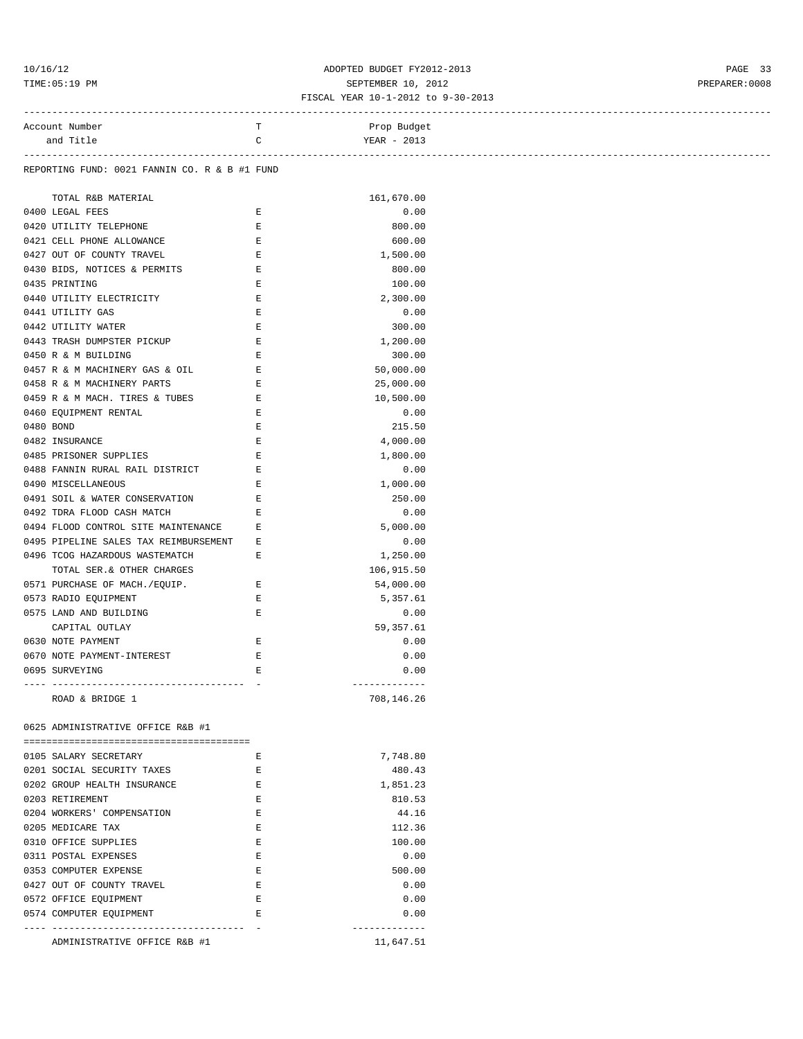ADOPTED BUDGET FY2012-2013
SEPTEMBER 10, 2012
FISCAL YEAR 10-1-2012 to 9-30-2013

| Account Number and Title | TC | Prop Budget YEAR - 2013 |
|---|---|---|
| REPORTING FUND: 0021 FANNIN CO. R & B #1 FUND | | |
| TOTAL R&B MATERIAL | | 161,670.00 |
| 0400 LEGAL FEES | E | 0.00 |
| 0420 UTILITY TELEPHONE | E | 800.00 |
| 0421 CELL PHONE ALLOWANCE | E | 600.00 |
| 0427 OUT OF COUNTY TRAVEL | E | 1,500.00 |
| 0430 BIDS, NOTICES & PERMITS | E | 800.00 |
| 0435 PRINTING | E | 100.00 |
| 0440 UTILITY ELECTRICITY | E | 2,300.00 |
| 0441 UTILITY GAS | E | 0.00 |
| 0442 UTILITY WATER | E | 300.00 |
| 0443 TRASH DUMPSTER PICKUP | E | 1,200.00 |
| 0450 R & M BUILDING | E | 300.00 |
| 0457 R & M MACHINERY GAS & OIL | E | 50,000.00 |
| 0458 R & M MACHINERY PARTS | E | 25,000.00 |
| 0459 R & M MACH. TIRES & TUBES | E | 10,500.00 |
| 0460 EQUIPMENT RENTAL | E | 0.00 |
| 0480 BOND | E | 215.50 |
| 0482 INSURANCE | E | 4,000.00 |
| 0485 PRISONER SUPPLIES | E | 1,800.00 |
| 0488 FANNIN RURAL RAIL DISTRICT | E | 0.00 |
| 0490 MISCELLANEOUS | E | 1,000.00 |
| 0491 SOIL & WATER CONSERVATION | E | 250.00 |
| 0492 TDRA FLOOD CASH MATCH | E | 0.00 |
| 0494 FLOOD CONTROL SITE MAINTENANCE | E | 5,000.00 |
| 0495 PIPELINE SALES TAX REIMBURSEMENT | E | 0.00 |
| 0496 TCOG HAZARDOUS WASTEMATCH | E | 1,250.00 |
| TOTAL SER.& OTHER CHARGES | | 106,915.50 |
| 0571 PURCHASE OF MACH./EQUIP. | E | 54,000.00 |
| 0573 RADIO EQUIPMENT | E | 5,357.61 |
| 0575 LAND AND BUILDING | E | 0.00 |
| CAPITAL OUTLAY | | 59,357.61 |
| 0630 NOTE PAYMENT | E | 0.00 |
| 0670 NOTE PAYMENT-INTEREST | E | 0.00 |
| 0695 SURVEYING | E | 0.00 |
| ROAD & BRIDGE 1 | | 708,146.26 |

0625 ADMINISTRATIVE OFFICE R&B #1

| Account Number and Title | TC | Prop Budget YEAR - 2013 |
|---|---|---|
| 0105 SALARY SECRETARY | E | 7,748.80 |
| 0201 SOCIAL SECURITY TAXES | E | 480.43 |
| 0202 GROUP HEALTH INSURANCE | E | 1,851.23 |
| 0203 RETIREMENT | E | 810.53 |
| 0204 WORKERS' COMPENSATION | E | 44.16 |
| 0205 MEDICARE TAX | E | 112.36 |
| 0310 OFFICE SUPPLIES | E | 100.00 |
| 0311 POSTAL EXPENSES | E | 0.00 |
| 0353 COMPUTER EXPENSE | E | 500.00 |
| 0427 OUT OF COUNTY TRAVEL | E | 0.00 |
| 0572 OFFICE EQUIPMENT | E | 0.00 |
| 0574 COMPUTER EQUIPMENT | E | 0.00 |
| ADMINISTRATIVE OFFICE R&B #1 | | 11,647.51 |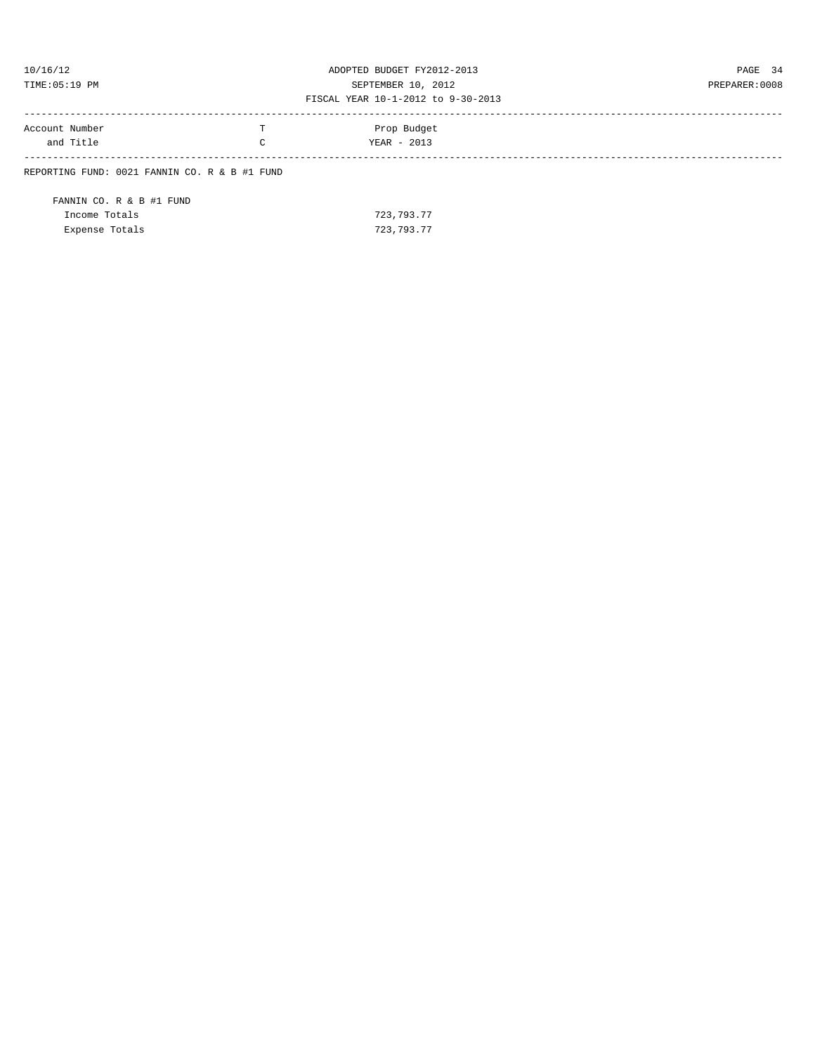| Account Number and Title | TC | Prop Budget YEAR - 2013 |
|---|---|---|
| REPORTING FUND: 0021 FANNIN CO. R & B #1 FUND | | |
| FANNIN CO. R & B #1 FUND | | |
| Income Totals | | 723,793.77 |
| Expense Totals | | 723,793.77 |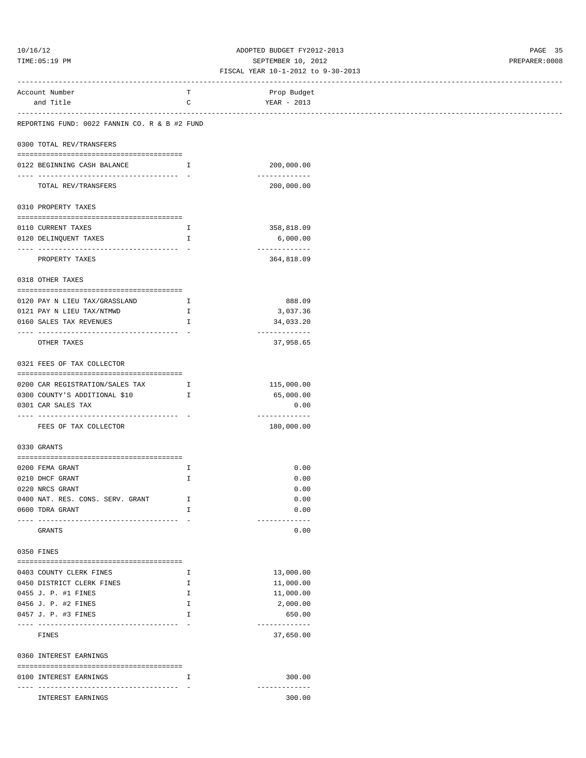ADOPTED BUDGET FY2012-2013
SEPTEMBER 10, 2012
FISCAL YEAR 10-1-2012 to 9-30-2013

| Account Number and Title | T C | Prop Budget YEAR - 2013 |
|---|---|---|

REPORTING FUND: 0022 FANNIN CO. R & B #2 FUND

**0300 TOTAL REV/TRANSFERS**

| Account Number and Title | T C | Prop Budget YEAR - 2013 |
|---|---|---|
| 0122 BEGINNING CASH BALANCE | I | 200,000.00 |
| TOTAL REV/TRANSFERS | | 200,000.00 |

**0310 PROPERTY TAXES**

| Account Number and Title | T C | Prop Budget YEAR - 2013 |
|---|---|---|
| 0110 CURRENT TAXES | I | 358,818.09 |
| 0120 DELINQUENT TAXES | I | 6,000.00 |
| PROPERTY TAXES | | 364,818.09 |

**0318 OTHER TAXES**

| Account Number and Title | T C | Prop Budget YEAR - 2013 |
|---|---|---|
| 0120 PAY N LIEU TAX/GRASSLAND | I | 888.09 |
| 0121 PAY N LIEU TAX/NTMWD | I | 3,037.36 |
| 0160 SALES TAX REVENUES | I | 34,033.20 |
| OTHER TAXES | | 37,958.65 |

**0321 FEES OF TAX COLLECTOR**

| Account Number and Title | T C | Prop Budget YEAR - 2013 |
|---|---|---|
| 0200 CAR REGISTRATION/SALES TAX | I | 115,000.00 |
| 0300 COUNTY'S ADDITIONAL $10 | I | 65,000.00 |
| 0301 CAR SALES TAX | | 0.00 |
| FEES OF TAX COLLECTOR | | 180,000.00 |

**0330 GRANTS**

| Account Number and Title | T C | Prop Budget YEAR - 2013 |
|---|---|---|
| 0200 FEMA GRANT | I | 0.00 |
| 0210 DHCF GRANT | I | 0.00 |
| 0220 NRCS GRANT | | 0.00 |
| 0400 NAT. RES. CONS. SERV. GRANT | I | 0.00 |
| 0600 TDRA GRANT | I | 0.00 |
| GRANTS | | 0.00 |

**0350 FINES**

| Account Number and Title | T C | Prop Budget YEAR - 2013 |
|---|---|---|
| 0403 COUNTY CLERK FINES | I | 13,000.00 |
| 0450 DISTRICT CLERK FINES | I | 11,000.00 |
| 0455 J. P. #1 FINES | I | 11,000.00 |
| 0456 J. P. #2 FINES | I | 2,000.00 |
| 0457 J. P. #3 FINES | I | 650.00 |
| FINES | | 37,650.00 |

**0360 INTEREST EARNINGS**

| Account Number and Title | T C | Prop Budget YEAR - 2013 |
|---|---|---|
| 0100 INTEREST EARNINGS | I | 300.00 |
| INTEREST EARNINGS | | 300.00 |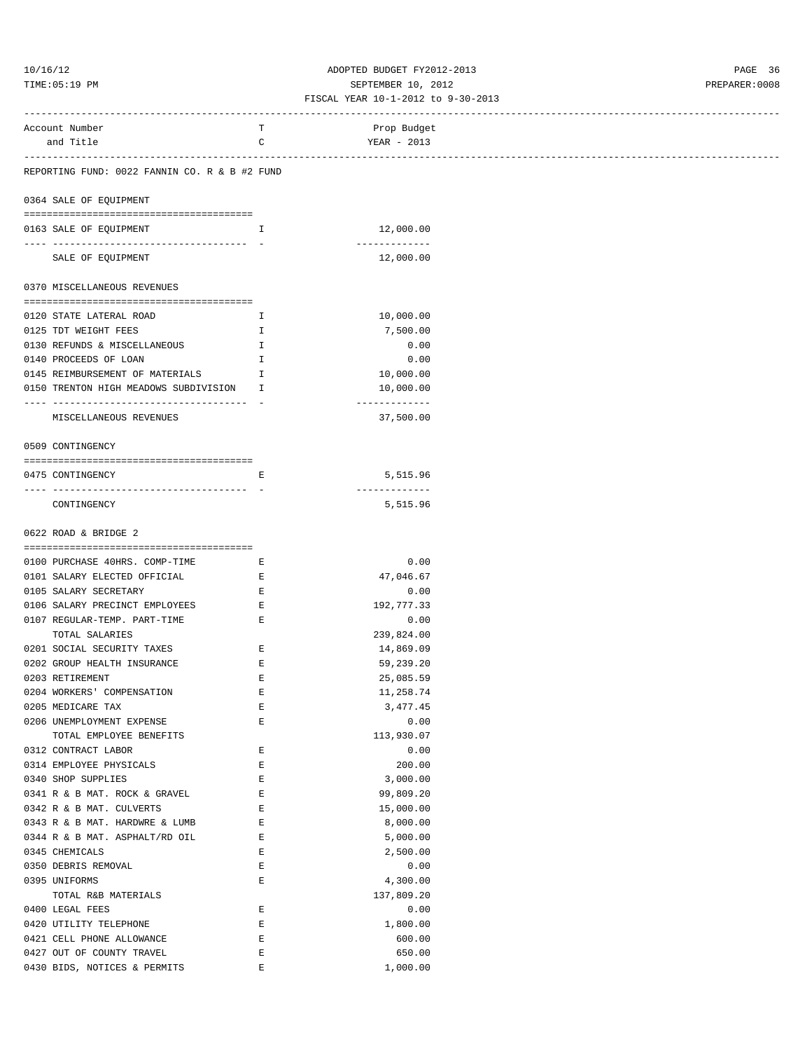ADOPTED BUDGET FY2012-2013
SEPTEMBER 10, 2012
FISCAL YEAR 10-1-2012 to 9-30-2013

| Account Number and Title | TC | Prop Budget YEAR - 2013 |
|---|---|---|
| REPORTING FUND: 0022 FANNIN CO. R & B #2 FUND | | |
| **0364 SALE OF EQUIPMENT** | | |
| 0163 SALE OF EQUIPMENT | I | 12,000.00 |
| SALE OF EQUIPMENT | | 12,000.00 |
| **0370 MISCELLANEOUS REVENUES** | | |
| 0120 STATE LATERAL ROAD | I | 10,000.00 |
| 0125 TDT WEIGHT FEES | I | 7,500.00 |
| 0130 REFUNDS & MISCELLANEOUS | I | 0.00 |
| 0140 PROCEEDS OF LOAN | I | 0.00 |
| 0145 REIMBURSEMENT OF MATERIALS | I | 10,000.00 |
| 0150 TRENTON HIGH MEADOWS SUBDIVISION | I | 10,000.00 |
| MISCELLANEOUS REVENUES | | 37,500.00 |
| **0509 CONTINGENCY** | | |
| 0475 CONTINGENCY | E | 5,515.96 |
| CONTINGENCY | | 5,515.96 |
| **0622 ROAD & BRIDGE 2** | | |
| 0100 PURCHASE 40HRS. COMP-TIME | E | 0.00 |
| 0101 SALARY ELECTED OFFICIAL | E | 47,046.67 |
| 0105 SALARY SECRETARY | E | 0.00 |
| 0106 SALARY PRECINCT EMPLOYEES | E | 192,777.33 |
| 0107 REGULAR-TEMP. PART-TIME | E | 0.00 |
| TOTAL SALARIES | | 239,824.00 |
| 0201 SOCIAL SECURITY TAXES | E | 14,869.09 |
| 0202 GROUP HEALTH INSURANCE | E | 59,239.20 |
| 0203 RETIREMENT | E | 25,085.59 |
| 0204 WORKERS' COMPENSATION | E | 11,258.74 |
| 0205 MEDICARE TAX | E | 3,477.45 |
| 0206 UNEMPLOYMENT EXPENSE | E | 0.00 |
| TOTAL EMPLOYEE BENEFITS | | 113,930.07 |
| 0312 CONTRACT LABOR | E | 0.00 |
| 0314 EMPLOYEE PHYSICALS | E | 200.00 |
| 0340 SHOP SUPPLIES | E | 3,000.00 |
| 0341 R & B MAT. ROCK & GRAVEL | E | 99,809.20 |
| 0342 R & B MAT. CULVERTS | E | 15,000.00 |
| 0343 R & B MAT. HARDWRE & LUMB | E | 8,000.00 |
| 0344 R & B MAT. ASPHALT/RD OIL | E | 5,000.00 |
| 0345 CHEMICALS | E | 2,500.00 |
| 0350 DEBRIS REMOVAL | E | 0.00 |
| 0395 UNIFORMS | E | 4,300.00 |
| TOTAL R&B MATERIALS | | 137,809.20 |
| 0400 LEGAL FEES | E | 0.00 |
| 0420 UTILITY TELEPHONE | E | 1,800.00 |
| 0421 CELL PHONE ALLOWANCE | E | 600.00 |
| 0427 OUT OF COUNTY TRAVEL | E | 650.00 |
| 0430 BIDS, NOTICES & PERMITS | E | 1,000.00 |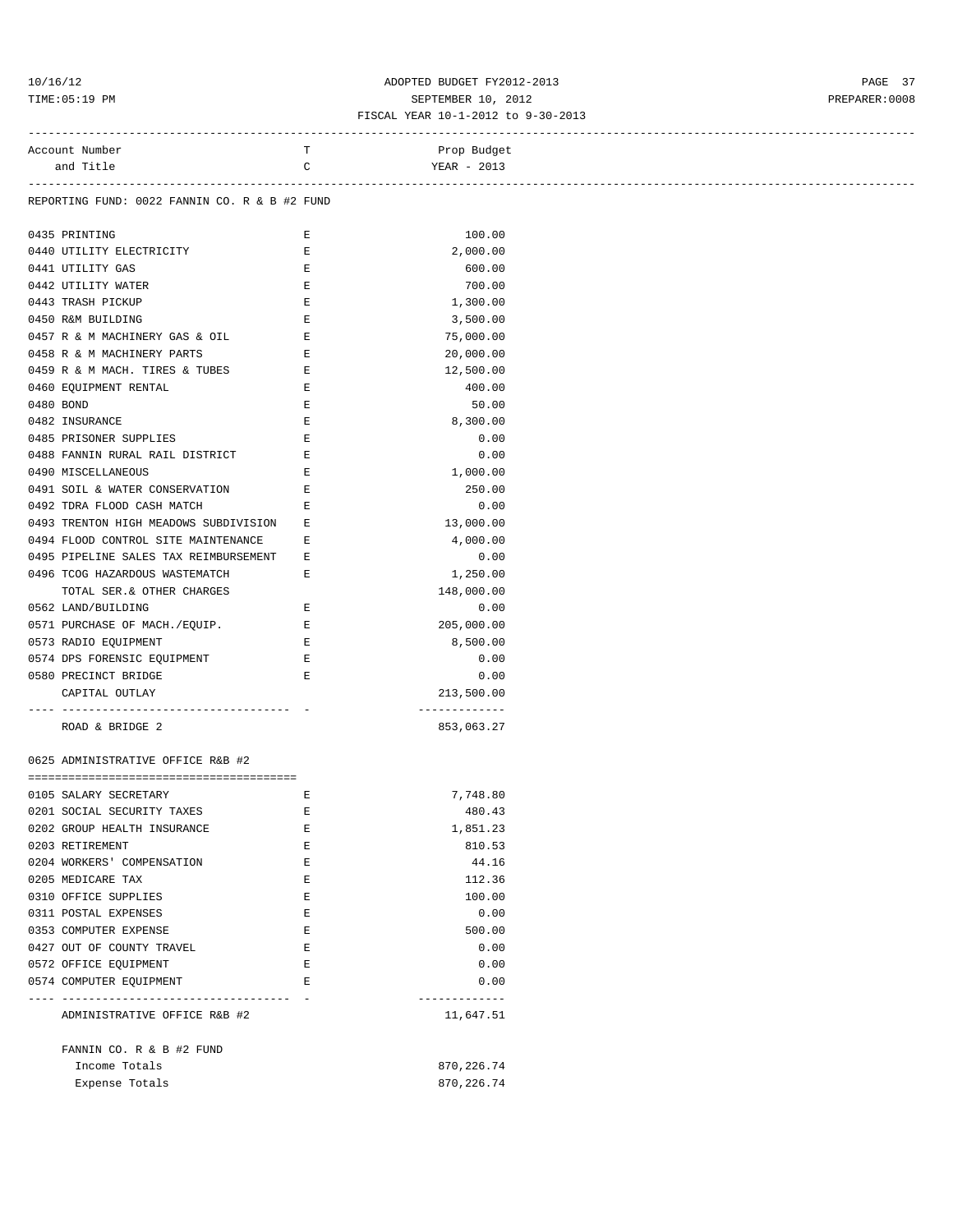ADOPTED BUDGET FY2012-2013
SEPTEMBER 10, 2012
FISCAL YEAR 10-1-2012 to 9-30-2013

| Account Number and Title | TC | Prop Budget YEAR - 2013 |
|---|---|---|
| REPORTING FUND: 0022 FANNIN CO. R & B #2 FUND | | |
| 0435 PRINTING | E | 100.00 |
| 0440 UTILITY ELECTRICITY | E | 2,000.00 |
| 0441 UTILITY GAS | E | 600.00 |
| 0442 UTILITY WATER | E | 700.00 |
| 0443 TRASH PICKUP | E | 1,300.00 |
| 0450 R&M BUILDING | E | 3,500.00 |
| 0457 R & M MACHINERY GAS & OIL | E | 75,000.00 |
| 0458 R & M MACHINERY PARTS | E | 20,000.00 |
| 0459 R & M MACH. TIRES & TUBES | E | 12,500.00 |
| 0460 EQUIPMENT RENTAL | E | 400.00 |
| 0480 BOND | E | 50.00 |
| 0482 INSURANCE | E | 8,300.00 |
| 0485 PRISONER SUPPLIES | E | 0.00 |
| 0488 FANNIN RURAL RAIL DISTRICT | E | 0.00 |
| 0490 MISCELLANEOUS | E | 1,000.00 |
| 0491 SOIL & WATER CONSERVATION | E | 250.00 |
| 0492 TDRA FLOOD CASH MATCH | E | 0.00 |
| 0493 TRENTON HIGH MEADOWS SUBDIVISION | E | 13,000.00 |
| 0494 FLOOD CONTROL SITE MAINTENANCE | E | 4,000.00 |
| 0495 PIPELINE SALES TAX REIMBURSEMENT | E | 0.00 |
| 0496 TCOG HAZARDOUS WASTEMATCH | E | 1,250.00 |
| TOTAL SER.& OTHER CHARGES | | 148,000.00 |
| 0562 LAND/BUILDING | E | 0.00 |
| 0571 PURCHASE OF MACH./EQUIP. | E | 205,000.00 |
| 0573 RADIO EQUIPMENT | E | 8,500.00 |
| 0574 DPS FORENSIC EQUIPMENT | E | 0.00 |
| 0580 PRECINCT BRIDGE | E | 0.00 |
| CAPITAL OUTLAY | | 213,500.00 |
| ROAD & BRIDGE 2 | | 853,063.27 |
| **0625 ADMINISTRATIVE OFFICE R&B #2** | | |
| 0105 SALARY SECRETARY | E | 7,748.80 |
| 0201 SOCIAL SECURITY TAXES | E | 480.43 |
| 0202 GROUP HEALTH INSURANCE | E | 1,851.23 |
| 0203 RETIREMENT | E | 810.53 |
| 0204 WORKERS' COMPENSATION | E | 44.16 |
| 0205 MEDICARE TAX | E | 112.36 |
| 0310 OFFICE SUPPLIES | E | 100.00 |
| 0311 POSTAL EXPENSES | E | 0.00 |
| 0353 COMPUTER EXPENSE | E | 500.00 |
| 0427 OUT OF COUNTY TRAVEL | E | 0.00 |
| 0572 OFFICE EQUIPMENT | E | 0.00 |
| 0574 COMPUTER EQUIPMENT | E | 0.00 |
| ADMINISTRATIVE OFFICE R&B #2 | | 11,647.51 |
| FANNIN CO. R & B #2 FUND | | |
| Income Totals | | 870,226.74 |
| Expense Totals | | 870,226.74 |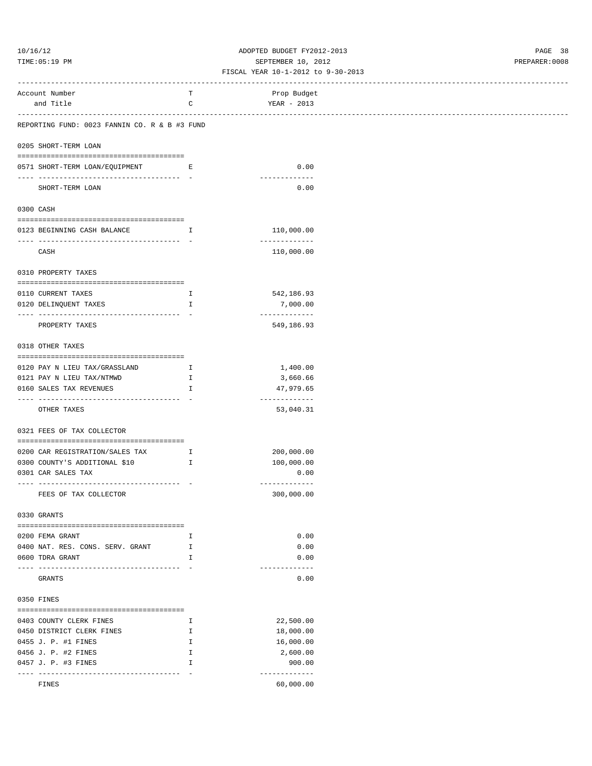REPORTING FUND: 0023 FANNIN CO. R & B #3 FUND

| Account Number and Title | TC | Prop Budget YEAR - 2013 |
|---|---|---|
| **0205 SHORT-TERM LOAN** | | |
| 0571 SHORT-TERM LOAN/EQUIPMENT | E | 0.00 |
| SHORT-TERM LOAN | | 0.00 |
| **0300 CASH** | | |
| 0123 BEGINNING CASH BALANCE | I | 110,000.00 |
| CASH | | 110,000.00 |
| **0310 PROPERTY TAXES** | | |
| 0110 CURRENT TAXES | I | 542,186.93 |
| 0120 DELINQUENT TAXES | I | 7,000.00 |
| PROPERTY TAXES | | 549,186.93 |
| **0318 OTHER TAXES** | | |
| 0120 PAY N LIEU TAX/GRASSLAND | I | 1,400.00 |
| 0121 PAY N LIEU TAX/NTMWD | I | 3,660.66 |
| 0160 SALES TAX REVENUES | I | 47,979.65 |
| OTHER TAXES | | 53,040.31 |
| **0321 FEES OF TAX COLLECTOR** | | |
| 0200 CAR REGISTRATION/SALES TAX | I | 200,000.00 |
| 0300 COUNTY'S ADDITIONAL $10 | I | 100,000.00 |
| 0301 CAR SALES TAX | | 0.00 |
| FEES OF TAX COLLECTOR | | 300,000.00 |
| **0330 GRANTS** | | |
| 0200 FEMA GRANT | I | 0.00 |
| 0400 NAT. RES. CONS. SERV. GRANT | I | 0.00 |
| 0600 TDRA GRANT | I | 0.00 |
| GRANTS | | 0.00 |
| **0350 FINES** | | |
| 0403 COUNTY CLERK FINES | I | 22,500.00 |
| 0450 DISTRICT CLERK FINES | I | 18,000.00 |
| 0455 J. P. #1 FINES | I | 16,000.00 |
| 0456 J. P. #2 FINES | I | 2,600.00 |
| 0457 J. P. #3 FINES | I | 900.00 |
| FINES | | 60,000.00 |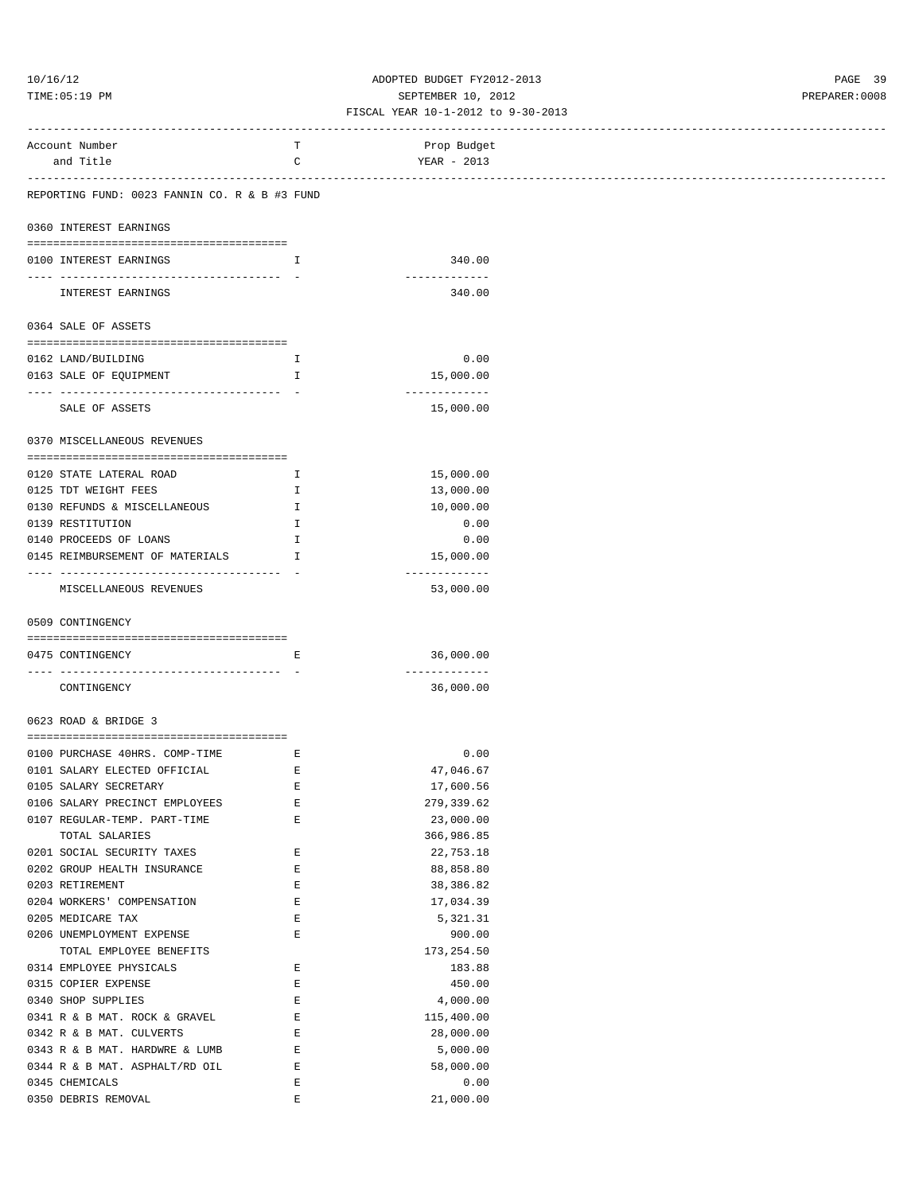ADOPTED BUDGET FY2012-2013
SEPTEMBER 10, 2012
FISCAL YEAR 10-1-2012 to 9-30-2013

| Account Number and Title | TC | Prop Budget YEAR - 2013 |
|---|---|---|

REPORTING FUND: 0023 FANNIN CO. R & B #3 FUND

**0360 INTEREST EARNINGS**

| Account Number and Title | TC | Prop Budget YEAR - 2013 |
|---|---|---|
| 0100 INTEREST EARNINGS | I | 340.00 |
| INTEREST EARNINGS | | 340.00 |

**0364 SALE OF ASSETS**

| Account Number and Title | TC | Prop Budget YEAR - 2013 |
|---|---|---|
| 0162 LAND/BUILDING | I | 0.00 |
| 0163 SALE OF EQUIPMENT | I | 15,000.00 |
| SALE OF ASSETS | | 15,000.00 |

**0370 MISCELLANEOUS REVENUES**

| Account Number and Title | TC | Prop Budget YEAR - 2013 |
|---|---|---|
| 0120 STATE LATERAL ROAD | I | 15,000.00 |
| 0125 TDT WEIGHT FEES | I | 13,000.00 |
| 0130 REFUNDS & MISCELLANEOUS | I | 10,000.00 |
| 0139 RESTITUTION | I | 0.00 |
| 0140 PROCEEDS OF LOANS | I | 0.00 |
| 0145 REIMBURSEMENT OF MATERIALS | I | 15,000.00 |
| MISCELLANEOUS REVENUES | | 53,000.00 |

**0509 CONTINGENCY**

| Account Number and Title | TC | Prop Budget YEAR - 2013 |
|---|---|---|
| 0475 CONTINGENCY | E | 36,000.00 |
| CONTINGENCY | | 36,000.00 |

**0623 ROAD & BRIDGE 3**

| Account Number and Title | TC | Prop Budget YEAR - 2013 |
|---|---|---|
| 0100 PURCHASE 40HRS. COMP-TIME | E | 0.00 |
| 0101 SALARY ELECTED OFFICIAL | E | 47,046.67 |
| 0105 SALARY SECRETARY | E | 17,600.56 |
| 0106 SALARY PRECINCT EMPLOYEES | E | 279,339.62 |
| 0107 REGULAR-TEMP. PART-TIME | E | 23,000.00 |
| TOTAL SALARIES | | 366,986.85 |
| 0201 SOCIAL SECURITY TAXES | E | 22,753.18 |
| 0202 GROUP HEALTH INSURANCE | E | 88,858.80 |
| 0203 RETIREMENT | E | 38,386.82 |
| 0204 WORKERS' COMPENSATION | E | 17,034.39 |
| 0205 MEDICARE TAX | E | 5,321.31 |
| 0206 UNEMPLOYMENT EXPENSE | E | 900.00 |
| TOTAL EMPLOYEE BENEFITS | | 173,254.50 |
| 0314 EMPLOYEE PHYSICALS | E | 183.88 |
| 0315 COPIER EXPENSE | E | 450.00 |
| 0340 SHOP SUPPLIES | E | 4,000.00 |
| 0341 R & B MAT. ROCK & GRAVEL | E | 115,400.00 |
| 0342 R & B MAT. CULVERTS | E | 28,000.00 |
| 0343 R & B MAT. HARDWRE & LUMB | E | 5,000.00 |
| 0344 R & B MAT. ASPHALT/RD OIL | E | 58,000.00 |
| 0345 CHEMICALS | E | 0.00 |
| 0350 DEBRIS REMOVAL | E | 21,000.00 |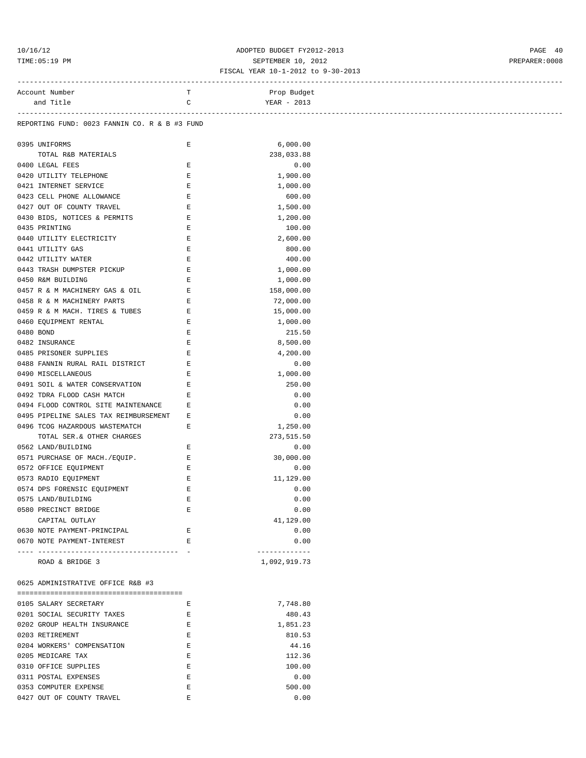ADOPTED BUDGET FY2012-2013
SEPTEMBER 10, 2012
FISCAL YEAR 10-1-2012 to 9-30-2013

| Account Number and Title | TC | Prop Budget YEAR - 2013 |
|---|---|---|

REPORTING FUND: 0023 FANNIN CO. R & B #3 FUND

| Account Number and Title | TC | Prop Budget YEAR - 2013 |
|---|---|---|
| 0395 UNIFORMS | E | 6,000.00 |
| TOTAL R&B MATERIALS | | 238,033.88 |
| 0400 LEGAL FEES | E | 0.00 |
| 0420 UTILITY TELEPHONE | E | 1,900.00 |
| 0421 INTERNET SERVICE | E | 1,000.00 |
| 0423 CELL PHONE ALLOWANCE | E | 600.00 |
| 0427 OUT OF COUNTY TRAVEL | E | 1,500.00 |
| 0430 BIDS, NOTICES & PERMITS | E | 1,200.00 |
| 0435 PRINTING | E | 100.00 |
| 0440 UTILITY ELECTRICITY | E | 2,600.00 |
| 0441 UTILITY GAS | E | 800.00 |
| 0442 UTILITY WATER | E | 400.00 |
| 0443 TRASH DUMPSTER PICKUP | E | 1,000.00 |
| 0450 R&M BUILDING | E | 1,000.00 |
| 0457 R & M MACHINERY GAS & OIL | E | 158,000.00 |
| 0458 R & M MACHINERY PARTS | E | 72,000.00 |
| 0459 R & M MACH. TIRES & TUBES | E | 15,000.00 |
| 0460 EQUIPMENT RENTAL | E | 1,000.00 |
| 0480 BOND | E | 215.50 |
| 0482 INSURANCE | E | 8,500.00 |
| 0485 PRISONER SUPPLIES | E | 4,200.00 |
| 0488 FANNIN RURAL RAIL DISTRICT | E | 0.00 |
| 0490 MISCELLANEOUS | E | 1,000.00 |
| 0491 SOIL & WATER CONSERVATION | E | 250.00 |
| 0492 TDRA FLOOD CASH MATCH | E | 0.00 |
| 0494 FLOOD CONTROL SITE MAINTENANCE | E | 0.00 |
| 0495 PIPELINE SALES TAX REIMBURSEMENT | E | 0.00 |
| 0496 TCOG HAZARDOUS WASTEMATCH | E | 1,250.00 |
| TOTAL SER.& OTHER CHARGES | | 273,515.50 |
| 0562 LAND/BUILDING | E | 0.00 |
| 0571 PURCHASE OF MACH./EQUIP. | E | 30,000.00 |
| 0572 OFFICE EQUIPMENT | E | 0.00 |
| 0573 RADIO EQUIPMENT | E | 11,129.00 |
| 0574 DPS FORENSIC EQUIPMENT | E | 0.00 |
| 0575 LAND/BUILDING | E | 0.00 |
| 0580 PRECINCT BRIDGE | E | 0.00 |
| CAPITAL OUTLAY | | 41,129.00 |
| 0630 NOTE PAYMENT-PRINCIPAL | E | 0.00 |
| 0670 NOTE PAYMENT-INTEREST | E | 0.00 |
| ROAD & BRIDGE 3 | | 1,092,919.73 |

0625 ADMINISTRATIVE OFFICE R&B #3

| Account Number and Title | TC | Prop Budget YEAR - 2013 |
|---|---|---|
| 0105 SALARY SECRETARY | E | 7,748.80 |
| 0201 SOCIAL SECURITY TAXES | E | 480.43 |
| 0202 GROUP HEALTH INSURANCE | E | 1,851.23 |
| 0203 RETIREMENT | E | 810.53 |
| 0204 WORKERS' COMPENSATION | E | 44.16 |
| 0205 MEDICARE TAX | E | 112.36 |
| 0310 OFFICE SUPPLIES | E | 100.00 |
| 0311 POSTAL EXPENSES | E | 0.00 |
| 0353 COMPUTER EXPENSE | E | 500.00 |
| 0427 OUT OF COUNTY TRAVEL | E | 0.00 |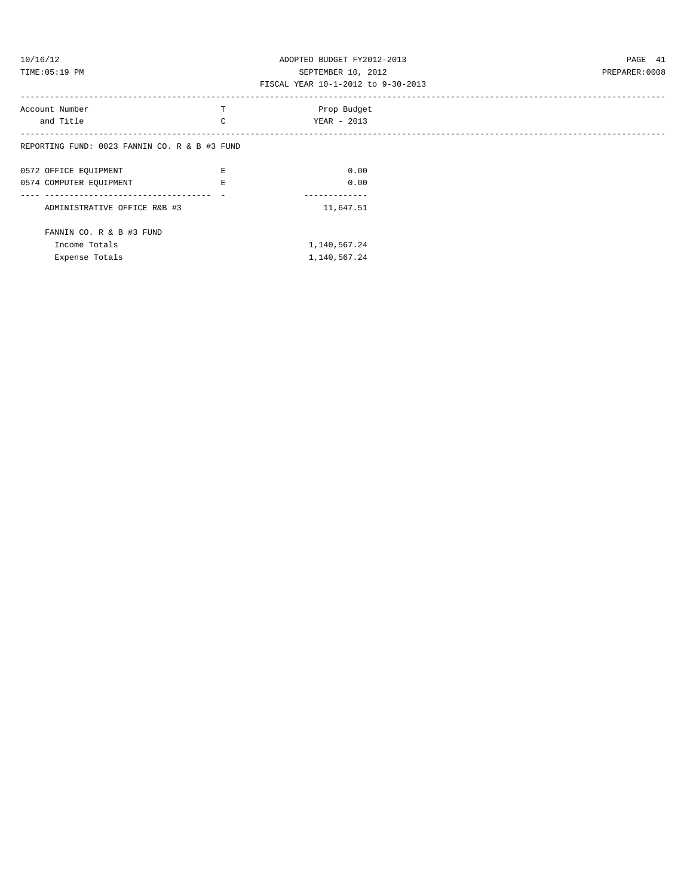ADOPTED BUDGET FY2012-2013
SEPTEMBER 10, 2012
FISCAL YEAR 10-1-2012 to 9-30-2013

| Account Number and Title | TC | Prop Budget YEAR - 2013 |
|---|---|---|
| REPORTING FUND: 0023 FANNIN CO. R & B #3 FUND | | |
| 0572 OFFICE EQUIPMENT | E | 0.00 |
| 0574 COMPUTER EQUIPMENT | E | 0.00 |
| ADMINISTRATIVE OFFICE R&B #3 | | 11,647.51 |
| FANNIN CO. R & B #3 FUND | | |
| Income Totals | | 1,140,567.24 |
| Expense Totals | | 1,140,567.24 |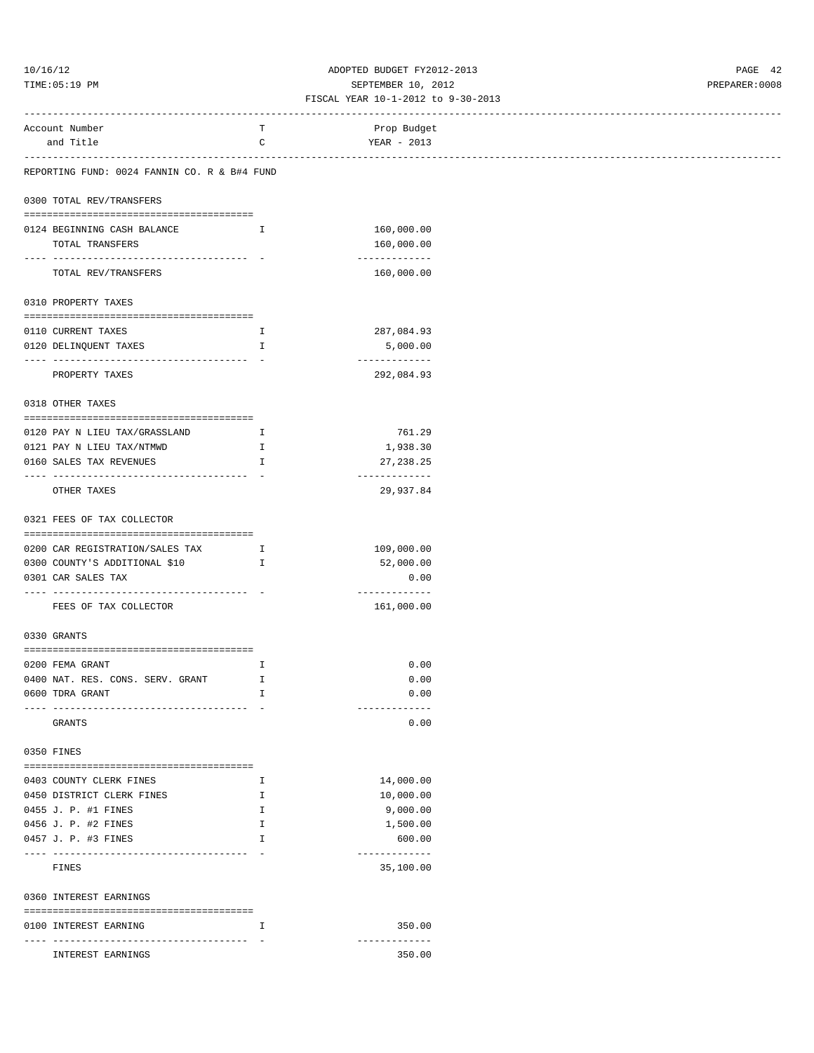ADOPTED BUDGET FY2012-2013
SEPTEMBER 10, 2012
FISCAL YEAR 10-1-2012 to 9-30-2013

| Account Number and Title | TC | Prop Budget YEAR - 2013 |
|---|---|---|

**REPORTING FUND: 0024 FANNIN CO. R & B#4 FUND**

**0300 TOTAL REV/TRANSFERS**

| Account Number and Title | TC | Prop Budget YEAR - 2013 |
|---|---|---|
| 0124 BEGINNING CASH BALANCE | I | 160,000.00 |
| TOTAL TRANSFERS | | 160,000.00 |
| TOTAL REV/TRANSFERS | | 160,000.00 |

**0310 PROPERTY TAXES**

| Account Number and Title | TC | Prop Budget YEAR - 2013 |
|---|---|---|
| 0110 CURRENT TAXES | I | 287,084.93 |
| 0120 DELINQUENT TAXES | I | 5,000.00 |
| PROPERTY TAXES | | 292,084.93 |

**0318 OTHER TAXES**

| Account Number and Title | TC | Prop Budget YEAR - 2013 |
|---|---|---|
| 0120 PAY N LIEU TAX/GRASSLAND | I | 761.29 |
| 0121 PAY N LIEU TAX/NTMWD | I | 1,938.30 |
| 0160 SALES TAX REVENUES | I | 27,238.25 |
| OTHER TAXES | | 29,937.84 |

**0321 FEES OF TAX COLLECTOR**

| Account Number and Title | TC | Prop Budget YEAR - 2013 |
|---|---|---|
| 0200 CAR REGISTRATION/SALES TAX | I | 109,000.00 |
| 0300 COUNTY'S ADDITIONAL $10 | I | 52,000.00 |
| 0301 CAR SALES TAX | | 0.00 |
| FEES OF TAX COLLECTOR | | 161,000.00 |

**0330 GRANTS**

| Account Number and Title | TC | Prop Budget YEAR - 2013 |
|---|---|---|
| 0200 FEMA GRANT | I | 0.00 |
| 0400 NAT. RES. CONS. SERV. GRANT | I | 0.00 |
| 0600 TDRA GRANT | I | 0.00 |
| GRANTS | | 0.00 |

**0350 FINES**

| Account Number and Title | TC | Prop Budget YEAR - 2013 |
|---|---|---|
| 0403 COUNTY CLERK FINES | I | 14,000.00 |
| 0450 DISTRICT CLERK FINES | I | 10,000.00 |
| 0455 J. P. #1 FINES | I | 9,000.00 |
| 0456 J. P. #2 FINES | I | 1,500.00 |
| 0457 J. P. #3 FINES | I | 600.00 |
| FINES | | 35,100.00 |

**0360 INTEREST EARNINGS**

| Account Number and Title | TC | Prop Budget YEAR - 2013 |
|---|---|---|
| 0100 INTEREST EARNING | I | 350.00 |
| INTEREST EARNINGS | | 350.00 |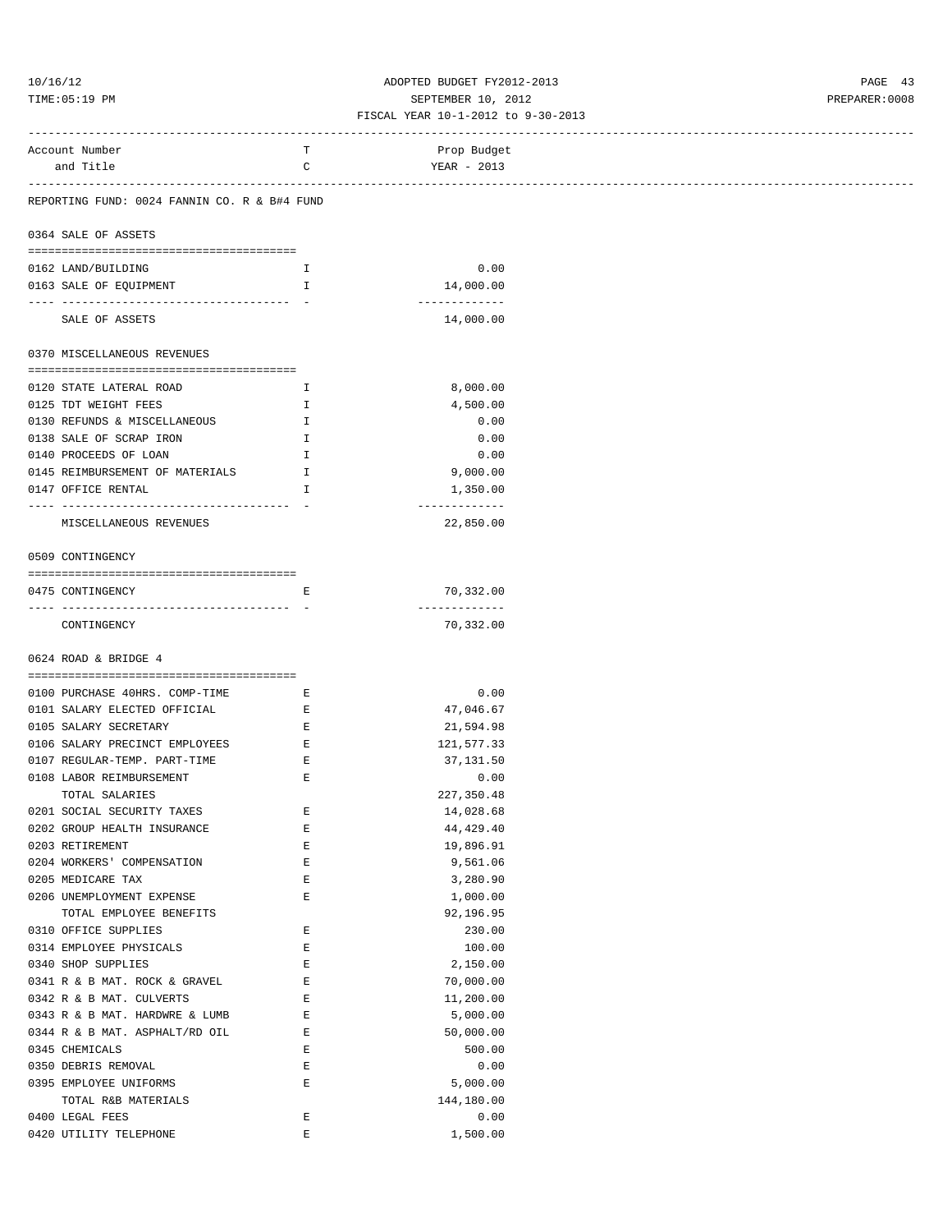ADOPTED BUDGET FY2012-2013
SEPTEMBER 10, 2012
FISCAL YEAR 10-1-2012 to 9-30-2013

| Account Number and Title | TC | Prop Budget YEAR - 2013 |
|---|---|---|

REPORTING FUND: 0024 FANNIN CO. R & B#4 FUND

## 0364 SALE OF ASSETS

| Account Number and Title | TC | Prop Budget YEAR - 2013 |
|---|---|---|
| 0162 LAND/BUILDING | I | 0.00 |
| 0163 SALE OF EQUIPMENT | I | 14,000.00 |
| SALE OF ASSETS | | 14,000.00 |

## 0370 MISCELLANEOUS REVENUES

| Account Number and Title | TC | Prop Budget YEAR - 2013 |
|---|---|---|
| 0120 STATE LATERAL ROAD | I | 8,000.00 |
| 0125 TDT WEIGHT FEES | I | 4,500.00 |
| 0130 REFUNDS & MISCELLANEOUS | I | 0.00 |
| 0138 SALE OF SCRAP IRON | I | 0.00 |
| 0140 PROCEEDS OF LOAN | I | 0.00 |
| 0145 REIMBURSEMENT OF MATERIALS | I | 9,000.00 |
| 0147 OFFICE RENTAL | I | 1,350.00 |
| MISCELLANEOUS REVENUES | | 22,850.00 |

## 0509 CONTINGENCY

| Account Number and Title | TC | Prop Budget YEAR - 2013 |
|---|---|---|
| 0475 CONTINGENCY | E | 70,332.00 |
| CONTINGENCY | | 70,332.00 |

## 0624 ROAD & BRIDGE 4

| Account Number and Title | TC | Prop Budget YEAR - 2013 |
|---|---|---|
| 0100 PURCHASE 40HRS. COMP-TIME | E | 0.00 |
| 0101 SALARY ELECTED OFFICIAL | E | 47,046.67 |
| 0105 SALARY SECRETARY | E | 21,594.98 |
| 0106 SALARY PRECINCT EMPLOYEES | E | 121,577.33 |
| 0107 REGULAR-TEMP. PART-TIME | E | 37,131.50 |
| 0108 LABOR REIMBURSEMENT | E | 0.00 |
| TOTAL SALARIES | | 227,350.48 |
| 0201 SOCIAL SECURITY TAXES | E | 14,028.68 |
| 0202 GROUP HEALTH INSURANCE | E | 44,429.40 |
| 0203 RETIREMENT | E | 19,896.91 |
| 0204 WORKERS' COMPENSATION | E | 9,561.06 |
| 0205 MEDICARE TAX | E | 3,280.90 |
| 0206 UNEMPLOYMENT EXPENSE | E | 1,000.00 |
| TOTAL EMPLOYEE BENEFITS | | 92,196.95 |
| 0310 OFFICE SUPPLIES | E | 230.00 |
| 0314 EMPLOYEE PHYSICALS | E | 100.00 |
| 0340 SHOP SUPPLIES | E | 2,150.00 |
| 0341 R & B MAT. ROCK & GRAVEL | E | 70,000.00 |
| 0342 R & B MAT. CULVERTS | E | 11,200.00 |
| 0343 R & B MAT. HARDWRE & LUMB | E | 5,000.00 |
| 0344 R & B MAT. ASPHALT/RD OIL | E | 50,000.00 |
| 0345 CHEMICALS | E | 500.00 |
| 0350 DEBRIS REMOVAL | E | 0.00 |
| 0395 EMPLOYEE UNIFORMS | E | 5,000.00 |
| TOTAL R&B MATERIALS | | 144,180.00 |
| 0400 LEGAL FEES | E | 0.00 |
| 0420 UTILITY TELEPHONE | E | 1,500.00 |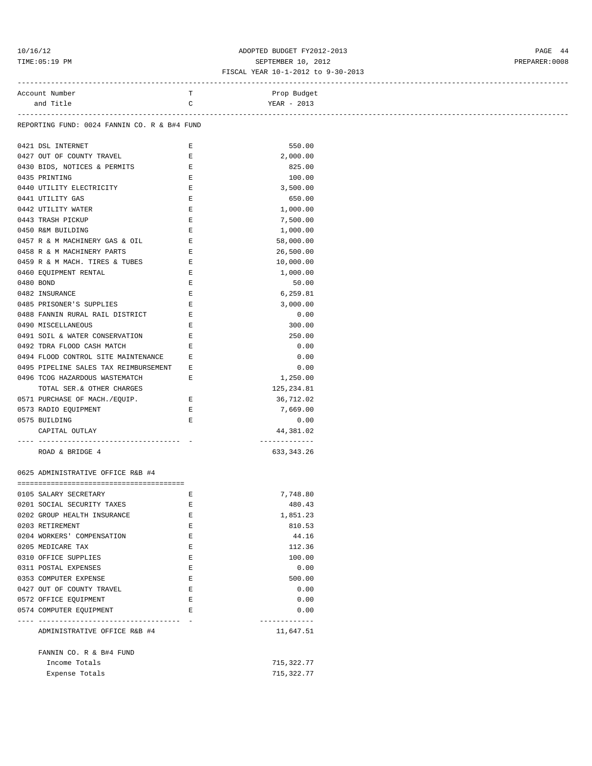ADOPTED BUDGET FY2012-2013

SEPTEMBER 10, 2012

FISCAL YEAR 10-1-2012 to 9-30-2013

| Account Number and Title | T C | Prop Budget YEAR - 2013 |
|---|---|---|
| REPORTING FUND: 0024 FANNIN CO. R & B#4 FUND | | |
| 0421 DSL INTERNET | E | 550.00 |
| 0427 OUT OF COUNTY TRAVEL | E | 2,000.00 |
| 0430 BIDS, NOTICES & PERMITS | E | 825.00 |
| 0435 PRINTING | E | 100.00 |
| 0440 UTILITY ELECTRICITY | E | 3,500.00 |
| 0441 UTILITY GAS | E | 650.00 |
| 0442 UTILITY WATER | E | 1,000.00 |
| 0443 TRASH PICKUP | E | 7,500.00 |
| 0450 R&M BUILDING | E | 1,000.00 |
| 0457 R & M MACHINERY GAS & OIL | E | 58,000.00 |
| 0458 R & M MACHINERY PARTS | E | 26,500.00 |
| 0459 R & M MACH. TIRES & TUBES | E | 10,000.00 |
| 0460 EQUIPMENT RENTAL | E | 1,000.00 |
| 0480 BOND | E | 50.00 |
| 0482 INSURANCE | E | 6,259.81 |
| 0485 PRISONER'S SUPPLIES | E | 3,000.00 |
| 0488 FANNIN RURAL RAIL DISTRICT | E | 0.00 |
| 0490 MISCELLANEOUS | E | 300.00 |
| 0491 SOIL & WATER CONSERVATION | E | 250.00 |
| 0492 TDRA FLOOD CASH MATCH | E | 0.00 |
| 0494 FLOOD CONTROL SITE MAINTENANCE | E | 0.00 |
| 0495 PIPELINE SALES TAX REIMBURSEMENT | E | 0.00 |
| 0496 TCOG HAZARDOUS WASTEMATCH | E | 1,250.00 |
| TOTAL SER.& OTHER CHARGES | | 125,234.81 |
| 0571 PURCHASE OF MACH./EQUIP. | E | 36,712.02 |
| 0573 RADIO EQUIPMENT | E | 7,669.00 |
| 0575 BUILDING | E | 0.00 |
| CAPITAL OUTLAY | | 44,381.02 |
| ROAD & BRIDGE 4 | | 633,343.26 |
| **0625 ADMINISTRATIVE OFFICE R&B #4** | | |
| 0105 SALARY SECRETARY | E | 7,748.80 |
| 0201 SOCIAL SECURITY TAXES | E | 480.43 |
| 0202 GROUP HEALTH INSURANCE | E | 1,851.23 |
| 0203 RETIREMENT | E | 810.53 |
| 0204 WORKERS' COMPENSATION | E | 44.16 |
| 0205 MEDICARE TAX | E | 112.36 |
| 0310 OFFICE SUPPLIES | E | 100.00 |
| 0311 POSTAL EXPENSES | E | 0.00 |
| 0353 COMPUTER EXPENSE | E | 500.00 |
| 0427 OUT OF COUNTY TRAVEL | E | 0.00 |
| 0572 OFFICE EQUIPMENT | E | 0.00 |
| 0574 COMPUTER EQUIPMENT | E | 0.00 |
| ADMINISTRATIVE OFFICE R&B #4 | | 11,647.51 |
| FANNIN CO. R & B#4 FUND | | |
| Income Totals | | 715,322.77 |
| Expense Totals | | 715,322.77 |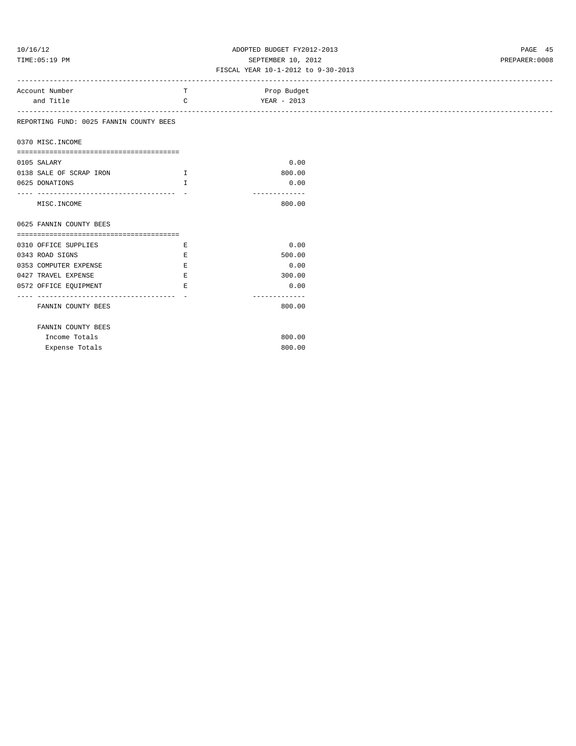ADOPTED BUDGET FY2012-2013

SEPTEMBER 10, 2012

FISCAL YEAR 10-1-2012 to 9-30-2013

| Account Number and Title | TC | Prop Budget YEAR - 2013 |
|---|---|---|
| **REPORTING FUND: 0025 FANNIN COUNTY BEES** | | |
| **0370 MISC.INCOME** | | |
| 0105 SALARY | | 0.00 |
| 0138 SALE OF SCRAP IRON | I | 800.00 |
| 0625 DONATIONS | I | 0.00 |
| MISC.INCOME | | 800.00 |
| **0625 FANNIN COUNTY BEES** | | |
| 0310 OFFICE SUPPLIES | E | 0.00 |
| 0343 ROAD SIGNS | E | 500.00 |
| 0353 COMPUTER EXPENSE | E | 0.00 |
| 0427 TRAVEL EXPENSE | E | 300.00 |
| 0572 OFFICE EQUIPMENT | E | 0.00 |
| FANNIN COUNTY BEES | | 800.00 |
| **FANNIN COUNTY BEES** | | |
| Income Totals | | 800.00 |
| Expense Totals | | 800.00 |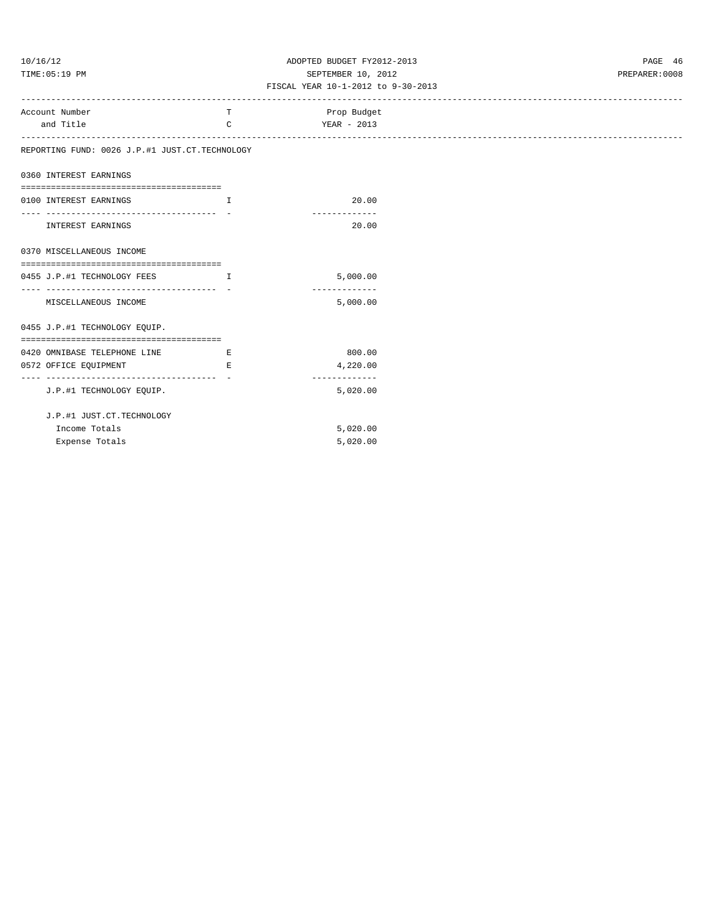ADOPTED BUDGET FY2012-2013
SEPTEMBER 10, 2012
FISCAL YEAR 10-1-2012 to 9-30-2013

| Account Number and Title | T C | Prop Budget YEAR - 2013 |
|---|---|---|
| **REPORTING FUND: 0026 J.P.#1 JUST.CT.TECHNOLOGY** | | |
| **0360 INTEREST EARNINGS** | | |
| 0100 INTEREST EARNINGS | I | 20.00 |
| INTEREST EARNINGS | | 20.00 |
| **0370 MISCELLANEOUS INCOME** | | |
| 0455 J.P.#1 TECHNOLOGY FEES | I | 5,000.00 |
| MISCELLANEOUS INCOME | | 5,000.00 |
| **0455 J.P.#1 TECHNOLOGY EQUIP.** | | |
| 0420 OMNIBASE TELEPHONE LINE | E | 800.00 |
| 0572 OFFICE EQUIPMENT | E | 4,220.00 |
| J.P.#1 TECHNOLOGY EQUIP. | | 5,020.00 |
| **J.P.#1 JUST.CT.TECHNOLOGY** | | |
| Income Totals | | 5,020.00 |
| Expense Totals | | 5,020.00 |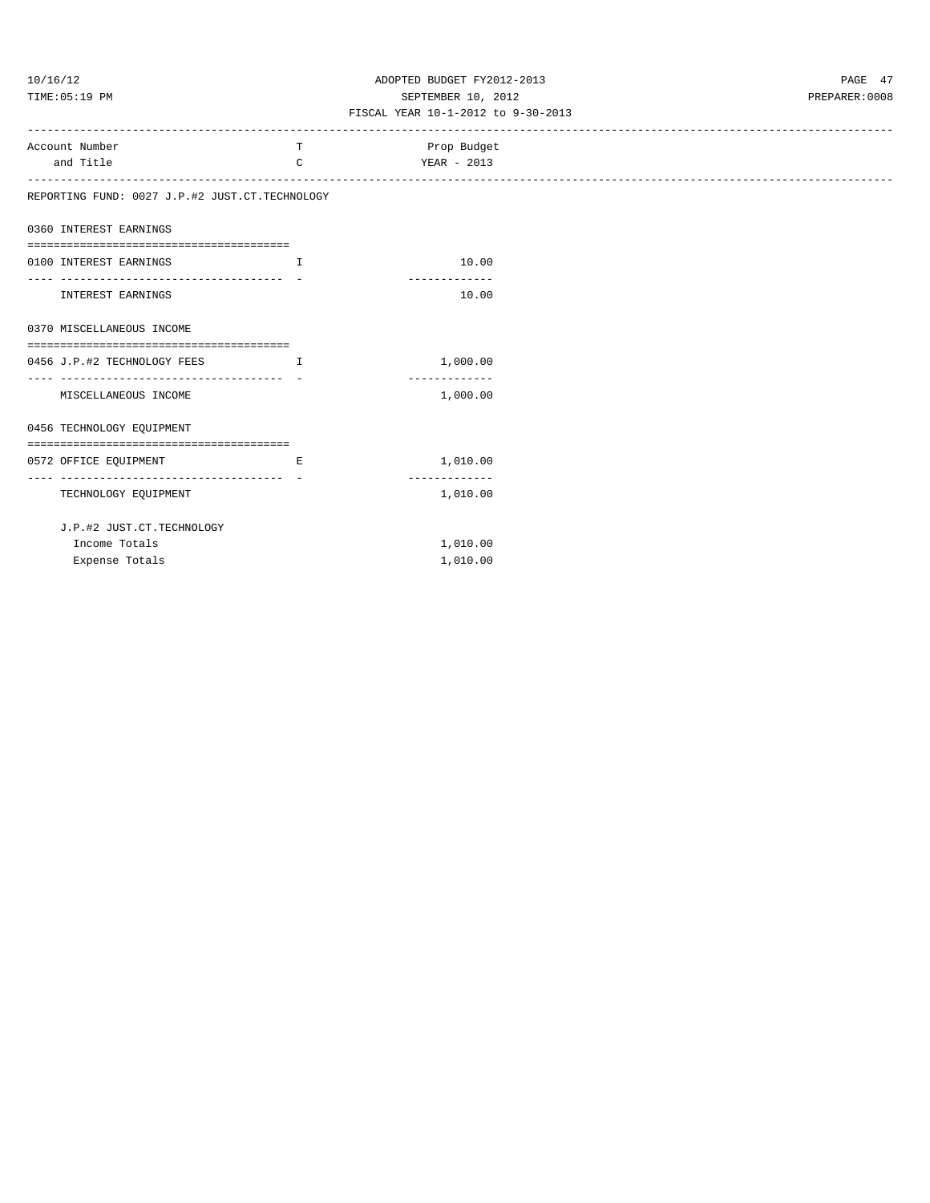ADOPTED BUDGET FY2012-2013
SEPTEMBER 10, 2012
FISCAL YEAR 10-1-2012 to 9-30-2013

| Account Number and Title | T C | Prop Budget YEAR - 2013 |
|---|---|---|
| **REPORTING FUND: 0027 J.P.#2 JUST.CT.TECHNOLOGY** | | |
| **0360 INTEREST EARNINGS** | | |
| 0100 INTEREST EARNINGS | I | 10.00 |
| INTEREST EARNINGS | | 10.00 |
| **0370 MISCELLANEOUS INCOME** | | |
| 0456 J.P.#2 TECHNOLOGY FEES | I | 1,000.00 |
| MISCELLANEOUS INCOME | | 1,000.00 |
| **0456 TECHNOLOGY EQUIPMENT** | | |
| 0572 OFFICE EQUIPMENT | E | 1,010.00 |
| TECHNOLOGY EQUIPMENT | | 1,010.00 |
| J.P.#2 JUST.CT.TECHNOLOGY | | |
| Income Totals | | 1,010.00 |
| Expense Totals | | 1,010.00 |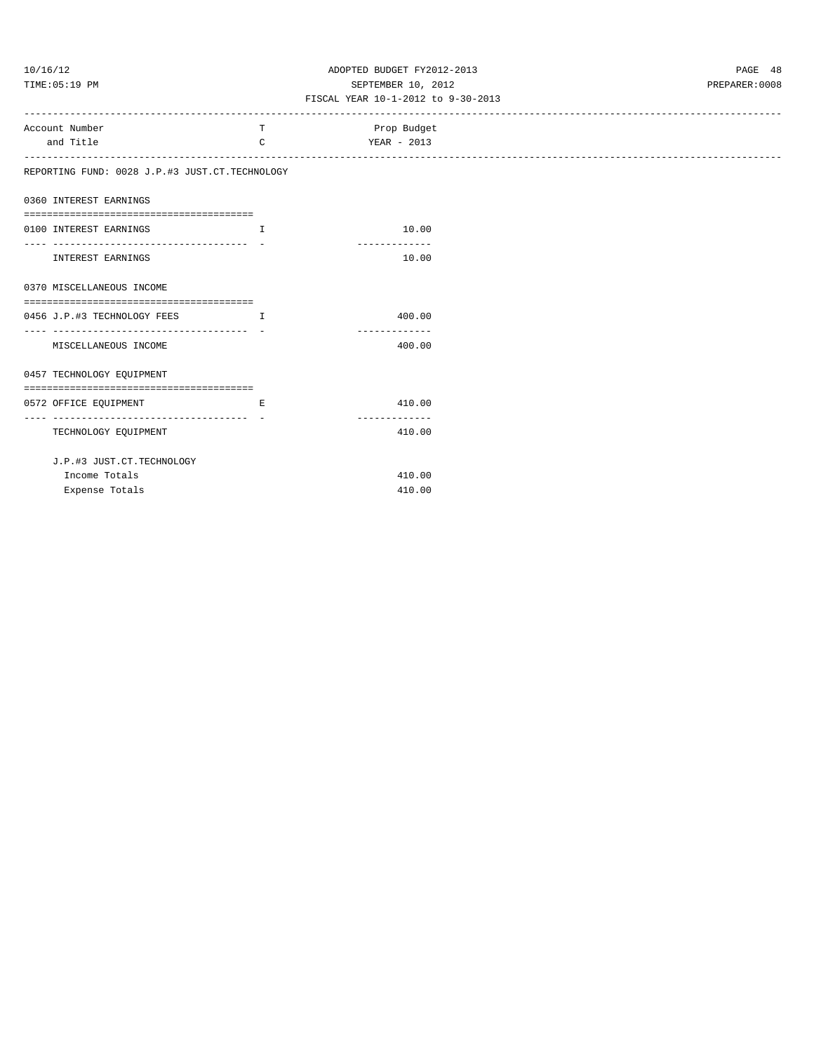ADOPTED BUDGET FY2012-2013
SEPTEMBER 10, 2012
FISCAL YEAR 10-1-2012 to 9-30-2013

| Account Number and Title | T C | Prop Budget YEAR - 2013 |
|---|---|---|
| **REPORTING FUND: 0028 J.P.#3 JUST.CT.TECHNOLOGY** | | |
| **0360 INTEREST EARNINGS** | | |
| 0100 INTEREST EARNINGS | I | 10.00 |
| INTEREST EARNINGS | | 10.00 |
| **0370 MISCELLANEOUS INCOME** | | |
| 0456 J.P.#3 TECHNOLOGY FEES | I | 400.00 |
| MISCELLANEOUS INCOME | | 400.00 |
| **0457 TECHNOLOGY EQUIPMENT** | | |
| 0572 OFFICE EQUIPMENT | E | 410.00 |
| TECHNOLOGY EQUIPMENT | | 410.00 |
| J.P.#3 JUST.CT.TECHNOLOGY | | |
| Income Totals | | 410.00 |
| Expense Totals | | 410.00 |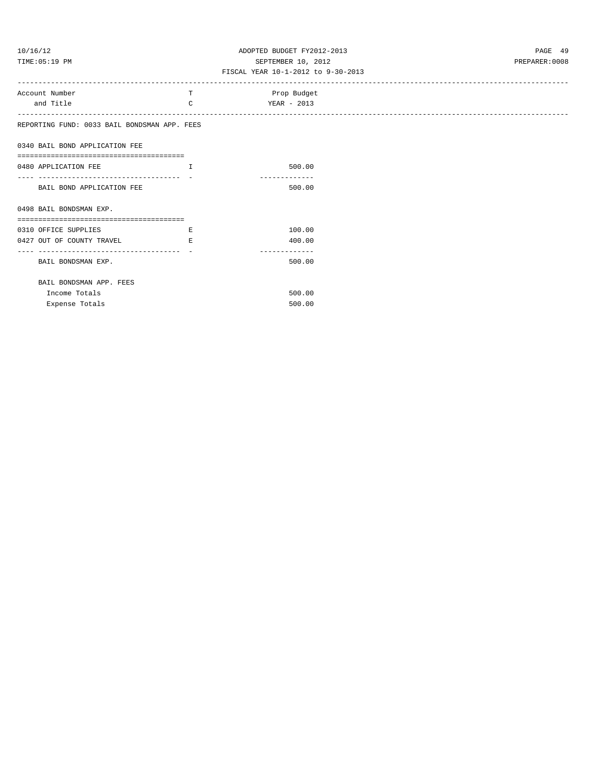ADOPTED BUDGET FY2012-2013

SEPTEMBER 10, 2012

FISCAL YEAR 10-1-2012 to 9-30-2013

| Account Number and Title | T C | Prop Budget YEAR - 2013 |
|---|---|---|
| **REPORTING FUND: 0033 BAIL BONDSMAN APP. FEES** | | |
| **0340 BAIL BOND APPLICATION FEE** | | |
| 0480 APPLICATION FEE | I | 500.00 |
| BAIL BOND APPLICATION FEE | | 500.00 |
| **0498 BAIL BONDSMAN EXP.** | | |
| 0310 OFFICE SUPPLIES | E | 100.00 |
| 0427 OUT OF COUNTY TRAVEL | E | 400.00 |
| BAIL BONDSMAN EXP. | | 500.00 |
| BAIL BONDSMAN APP. FEES | | |
| Income Totals | | 500.00 |
| Expense Totals | | 500.00 |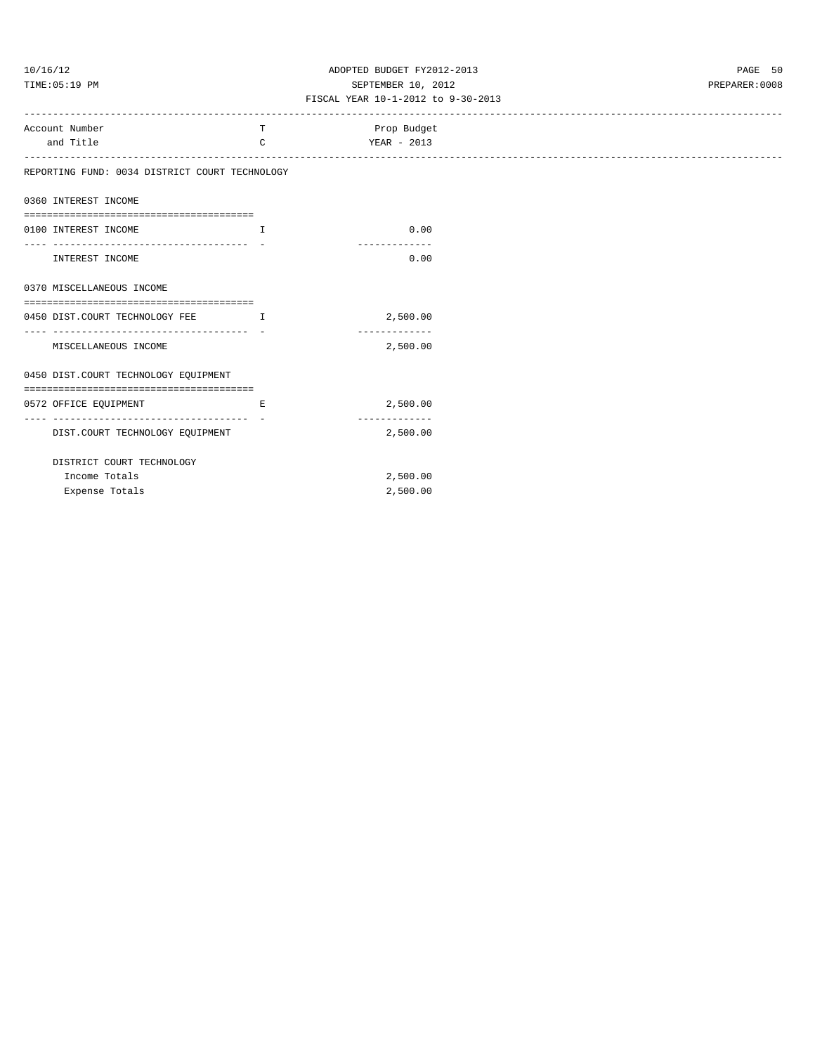| Account Number and Title | TC | Prop Budget YEAR - 2013 |
|---|---|---|
| **REPORTING FUND: 0034 DISTRICT COURT TECHNOLOGY** | | |
| **0360 INTEREST INCOME** | | |
| 0100 INTEREST INCOME | I | 0.00 |
| INTEREST INCOME | | 0.00 |
| **0370 MISCELLANEOUS INCOME** | | |
| 0450 DIST.COURT TECHNOLOGY FEE | I | 2,500.00 |
| MISCELLANEOUS INCOME | | 2,500.00 |
| **0450 DIST.COURT TECHNOLOGY EQUIPMENT** | | |
| 0572 OFFICE EQUIPMENT | E | 2,500.00 |
| DIST.COURT TECHNOLOGY EQUIPMENT | | 2,500.00 |
| DISTRICT COURT TECHNOLOGY | | |
| Income Totals | | 2,500.00 |
| Expense Totals | | 2,500.00 |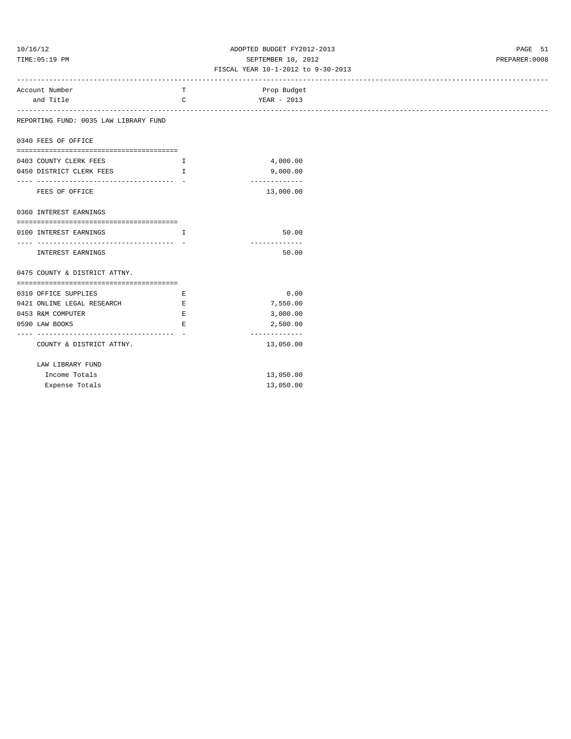ADOPTED BUDGET FY2012-2013
SEPTEMBER 10, 2012
FISCAL YEAR 10-1-2012 to 9-30-2013

| Account Number and Title | T C | Prop Budget YEAR - 2013 |
|---|---|---|
| **REPORTING FUND: 0035 LAW LIBRARY FUND** | | |
| **0340 FEES OF OFFICE** | | |
| 0403 COUNTY CLERK FEES | I | 4,000.00 |
| 0450 DISTRICT CLERK FEES | I | 9,000.00 |
| FEES OF OFFICE | | 13,000.00 |
| **0360 INTEREST EARNINGS** | | |
| 0100 INTEREST EARNINGS | I | 50.00 |
| INTEREST EARNINGS | | 50.00 |
| **0475 COUNTY & DISTRICT ATTNY.** | | |
| 0310 OFFICE SUPPLIES | E | 0.00 |
| 0421 ONLINE LEGAL RESEARCH | E | 7,550.00 |
| 0453 R&M COMPUTER | E | 3,000.00 |
| 0590 LAW BOOKS | E | 2,500.00 |
| COUNTY & DISTRICT ATTNY. | | 13,050.00 |
| **LAW LIBRARY FUND** | | |
| Income Totals | | 13,050.00 |
| Expense Totals | | 13,050.00 |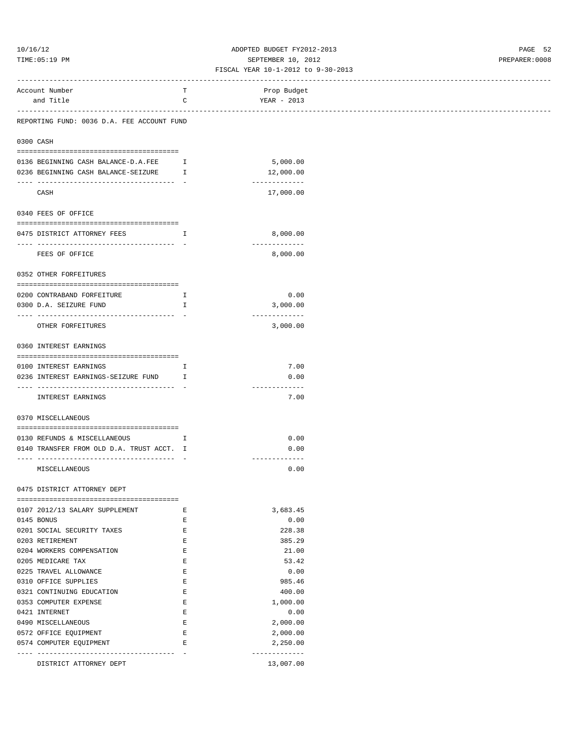ADOPTED BUDGET FY2012-2013
SEPTEMBER 10, 2012
FISCAL YEAR 10-1-2012 to 9-30-2013

| Account Number and Title | TC | Prop Budget YEAR - 2013 |
|---|---|---|
| **REPORTING FUND: 0036 D.A. FEE ACCOUNT FUND** | | |
| **0300 CASH** | | |
| 0136 BEGINNING CASH BALANCE-D.A.FEE | I | 5,000.00 |
| 0236 BEGINNING CASH BALANCE-SEIZURE | I | 12,000.00 |
| CASH | | 17,000.00 |
| **0340 FEES OF OFFICE** | | |
| 0475 DISTRICT ATTORNEY FEES | I | 8,000.00 |
| FEES OF OFFICE | | 8,000.00 |
| **0352 OTHER FORFEITURES** | | |
| 0200 CONTRABAND FORFEITURE | I | 0.00 |
| 0300 D.A. SEIZURE FUND | I | 3,000.00 |
| OTHER FORFEITURES | | 3,000.00 |
| **0360 INTEREST EARNINGS** | | |
| 0100 INTEREST EARNINGS | I | 7.00 |
| 0236 INTEREST EARNINGS-SEIZURE FUND | I | 0.00 |
| INTEREST EARNINGS | | 7.00 |
| **0370 MISCELLANEOUS** | | |
| 0130 REFUNDS & MISCELLANEOUS | I | 0.00 |
| 0140 TRANSFER FROM OLD D.A. TRUST ACCT. | I | 0.00 |
| MISCELLANEOUS | | 0.00 |
| **0475 DISTRICT ATTORNEY DEPT** | | |
| 0107 2012/13 SALARY SUPPLEMENT | E | 3,683.45 |
| 0145 BONUS | E | 0.00 |
| 0201 SOCIAL SECURITY TAXES | E | 228.38 |
| 0203 RETIREMENT | E | 385.29 |
| 0204 WORKERS COMPENSATION | E | 21.00 |
| 0205 MEDICARE TAX | E | 53.42 |
| 0225 TRAVEL ALLOWANCE | E | 0.00 |
| 0310 OFFICE SUPPLIES | E | 985.46 |
| 0321 CONTINUING EDUCATION | E | 400.00 |
| 0353 COMPUTER EXPENSE | E | 1,000.00 |
| 0421 INTERNET | E | 0.00 |
| 0490 MISCELLANEOUS | E | 2,000.00 |
| 0572 OFFICE EQUIPMENT | E | 2,000.00 |
| 0574 COMPUTER EQUIPMENT | E | 2,250.00 |
| DISTRICT ATTORNEY DEPT | | 13,007.00 |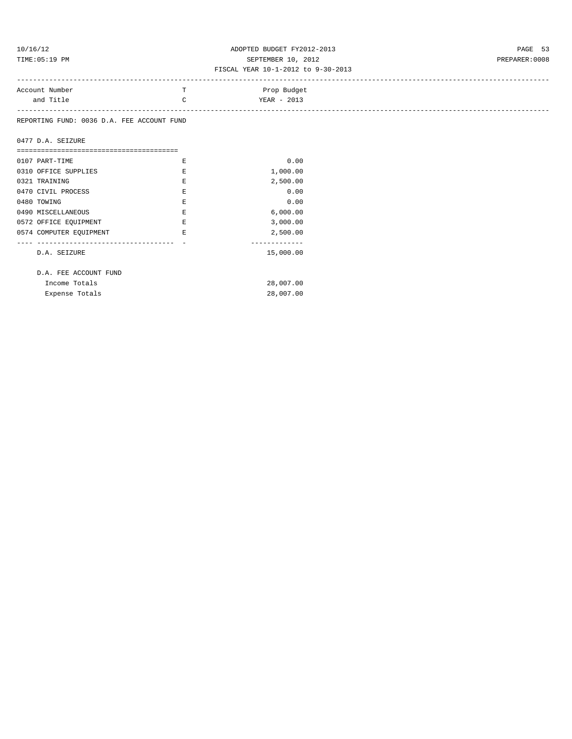ADOPTED BUDGET FY2012-2013
SEPTEMBER 10, 2012
FISCAL YEAR 10-1-2012 to 9-30-2013

| Account Number and Title | T C | Prop Budget YEAR - 2013 |
|---|---|---|
| REPORTING FUND: 0036 D.A. FEE ACCOUNT FUND | | |
| 0477 D.A. SEIZURE | | |
| 0107 PART-TIME | E | 0.00 |
| 0310 OFFICE SUPPLIES | E | 1,000.00 |
| 0321 TRAINING | E | 2,500.00 |
| 0470 CIVIL PROCESS | E | 0.00 |
| 0480 TOWING | E | 0.00 |
| 0490 MISCELLANEOUS | E | 6,000.00 |
| 0572 OFFICE EQUIPMENT | E | 3,000.00 |
| 0574 COMPUTER EQUIPMENT | E | 2,500.00 |
| D.A. SEIZURE | | 15,000.00 |
| D.A. FEE ACCOUNT FUND | | |
| Income Totals | | 28,007.00 |
| Expense Totals | | 28,007.00 |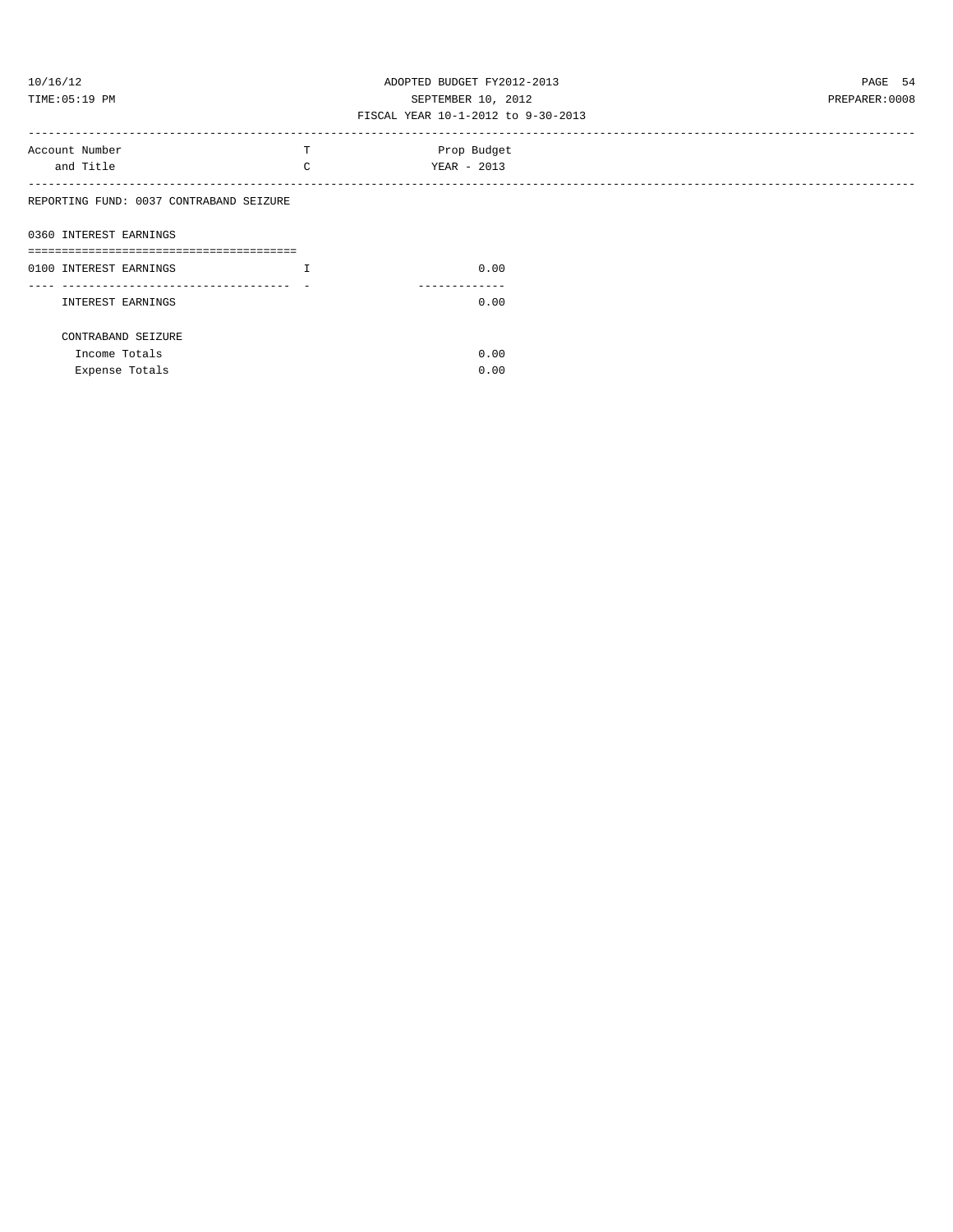ADOPTED BUDGET FY2012-2013
SEPTEMBER 10, 2012
FISCAL YEAR 10-1-2012 to 9-30-2013

| Account Number and Title | TC | Prop Budget YEAR - 2013 |
|---|---|---|
| REPORTING FUND: 0037 CONTRABAND SEIZURE | | |
| 0360 INTEREST EARNINGS | | |
| 0100 INTEREST EARNINGS | I | 0.00 |
| INTEREST EARNINGS | | 0.00 |
| CONTRABAND SEIZURE | | |
| Income Totals | | 0.00 |
| Expense Totals | | 0.00 |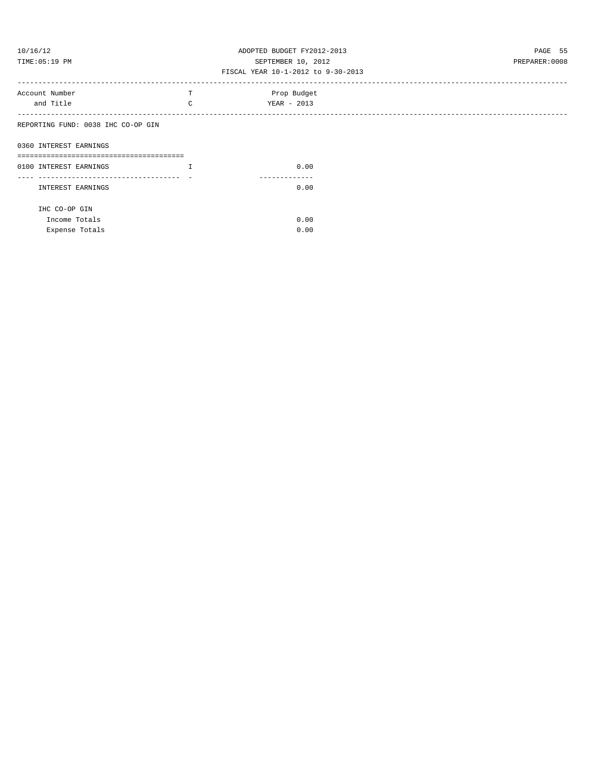ADOPTED BUDGET FY2012-2013
SEPTEMBER 10, 2012
FISCAL YEAR 10-1-2012 to 9-30-2013

| Account Number and Title | T C | Prop Budget YEAR - 2013 |
|---|---|---|
| REPORTING FUND: 0038 IHC CO-OP GIN | | |
| 0360 INTEREST EARNINGS | | |
| 0100 INTEREST EARNINGS | I | 0.00 |
| INTEREST EARNINGS | | 0.00 |
| IHC CO-OP GIN | | |
| Income Totals | | 0.00 |
| Expense Totals | | 0.00 |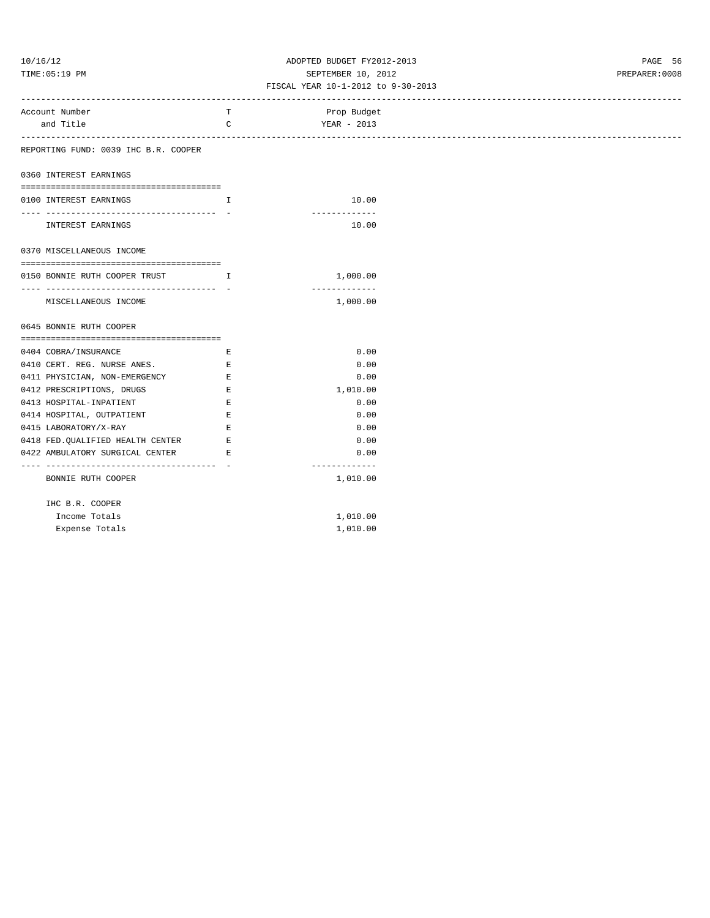ADOPTED BUDGET FY2012-2013

SEPTEMBER 10, 2012

FISCAL YEAR 10-1-2012 to 9-30-2013

| Account Number and Title | TC | Prop Budget YEAR - 2013 |
|---|---|---|
| **REPORTING FUND: 0039 IHC B.R. COOPER** | | |
| **0360 INTEREST EARNINGS** | | |
| 0100 INTEREST EARNINGS | I | 10.00 |
| INTEREST EARNINGS | | 10.00 |
| **0370 MISCELLANEOUS INCOME** | | |
| 0150 BONNIE RUTH COOPER TRUST | I | 1,000.00 |
| MISCELLANEOUS INCOME | | 1,000.00 |
| **0645 BONNIE RUTH COOPER** | | |
| 0404 COBRA/INSURANCE | E | 0.00 |
| 0410 CERT. REG. NURSE ANES. | E | 0.00 |
| 0411 PHYSICIAN, NON-EMERGENCY | E | 0.00 |
| 0412 PRESCRIPTIONS, DRUGS | E | 1,010.00 |
| 0413 HOSPITAL-INPATIENT | E | 0.00 |
| 0414 HOSPITAL, OUTPATIENT | E | 0.00 |
| 0415 LABORATORY/X-RAY | E | 0.00 |
| 0418 FED.QUALIFIED HEALTH CENTER | E | 0.00 |
| 0422 AMBULATORY SURGICAL CENTER | E | 0.00 |
| BONNIE RUTH COOPER | | 1,010.00 |
| IHC B.R. COOPER | | |
| Income Totals | | 1,010.00 |
| Expense Totals | | 1,010.00 |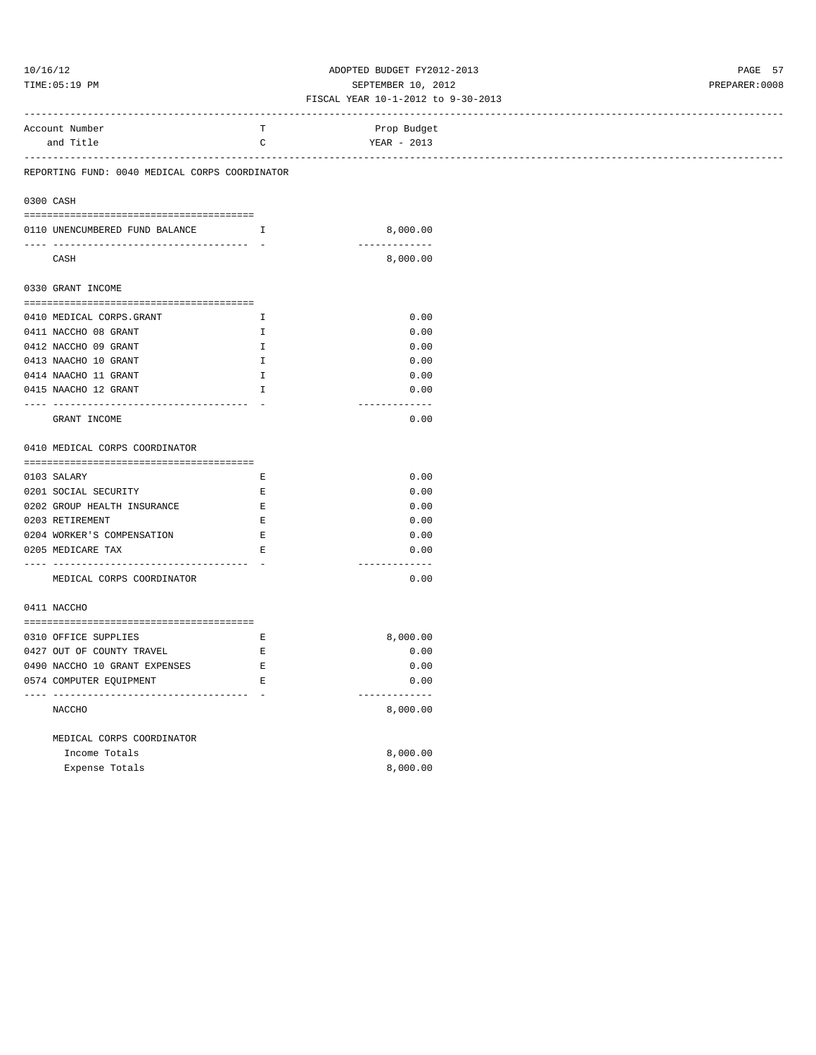ADOPTED BUDGET FY2012-2013
SEPTEMBER 10, 2012
FISCAL YEAR 10-1-2012 to 9-30-2013

| Account Number and Title | TC | Prop Budget YEAR - 2013 |
|---|---|---|
| **REPORTING FUND: 0040 MEDICAL CORPS COORDINATOR** | | |
| **0300 CASH** | | |
| 0110 UNENCUMBERED FUND BALANCE | I | 8,000.00 |
| CASH | | 8,000.00 |
| **0330 GRANT INCOME** | | |
| 0410 MEDICAL CORPS.GRANT | I | 0.00 |
| 0411 NACCHO 08 GRANT | I | 0.00 |
| 0412 NACCHO 09 GRANT | I | 0.00 |
| 0413 NAACHO 10 GRANT | I | 0.00 |
| 0414 NAACHO 11 GRANT | I | 0.00 |
| 0415 NAACHO 12 GRANT | I | 0.00 |
| GRANT INCOME | | 0.00 |
| **0410 MEDICAL CORPS COORDINATOR** | | |
| 0103 SALARY | E | 0.00 |
| 0201 SOCIAL SECURITY | E | 0.00 |
| 0202 GROUP HEALTH INSURANCE | E | 0.00 |
| 0203 RETIREMENT | E | 0.00 |
| 0204 WORKER'S COMPENSATION | E | 0.00 |
| 0205 MEDICARE TAX | E | 0.00 |
| MEDICAL CORPS COORDINATOR | | 0.00 |
| **0411 NACCHO** | | |
| 0310 OFFICE SUPPLIES | E | 8,000.00 |
| 0427 OUT OF COUNTY TRAVEL | E | 0.00 |
| 0490 NACCHO 10 GRANT EXPENSES | E | 0.00 |
| 0574 COMPUTER EQUIPMENT | E | 0.00 |
| NACCHO | | 8,000.00 |
| **MEDICAL CORPS COORDINATOR** | | |
| Income Totals | | 8,000.00 |
| Expense Totals | | 8,000.00 |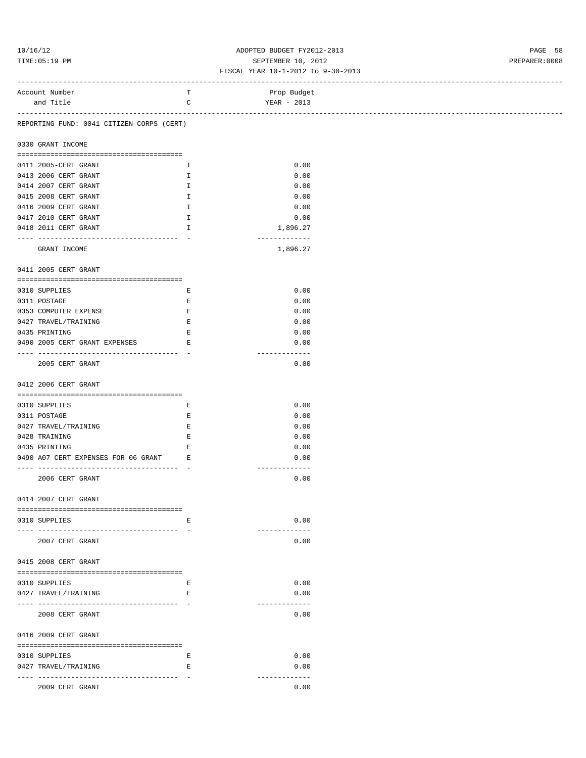REPORTING FUND: 0041 CITIZEN CORPS (CERT)

## 0330 GRANT INCOME

| Account Number and Title | TC | Prop Budget YEAR - 2013 |
|---|---|---|
| 0411 2005-CERT GRANT | I | 0.00 |
| 0413 2006 CERT GRANT | I | 0.00 |
| 0414 2007 CERT GRANT | I | 0.00 |
| 0415 2008 CERT GRANT | I | 0.00 |
| 0416 2009 CERT GRANT | I | 0.00 |
| 0417 2010 CERT GRANT | I | 0.00 |
| 0418 2011 CERT GRANT | I | 1,896.27 |
| GRANT INCOME | | 1,896.27 |

## 0411 2005 CERT GRANT

| Account Number and Title | TC | Prop Budget YEAR - 2013 |
|---|---|---|
| 0310 SUPPLIES | E | 0.00 |
| 0311 POSTAGE | E | 0.00 |
| 0353 COMPUTER EXPENSE | E | 0.00 |
| 0427 TRAVEL/TRAINING | E | 0.00 |
| 0435 PRINTING | E | 0.00 |
| 0490 2005 CERT GRANT EXPENSES | E | 0.00 |
| 2005 CERT GRANT | | 0.00 |

## 0412 2006 CERT GRANT

| Account Number and Title | TC | Prop Budget YEAR - 2013 |
|---|---|---|
| 0310 SUPPLIES | E | 0.00 |
| 0311 POSTAGE | E | 0.00 |
| 0427 TRAVEL/TRAINING | E | 0.00 |
| 0428 TRAINING | E | 0.00 |
| 0435 PRINTING | E | 0.00 |
| 0490 A07 CERT EXPENSES FOR 06 GRANT | E | 0.00 |
| 2006 CERT GRANT | | 0.00 |

## 0414 2007 CERT GRANT

| Account Number and Title | TC | Prop Budget YEAR - 2013 |
|---|---|---|
| 0310 SUPPLIES | E | 0.00 |
| 2007 CERT GRANT | | 0.00 |

## 0415 2008 CERT GRANT

| Account Number and Title | TC | Prop Budget YEAR - 2013 |
|---|---|---|
| 0310 SUPPLIES | E | 0.00 |
| 0427 TRAVEL/TRAINING | E | 0.00 |
| 2008 CERT GRANT | | 0.00 |

## 0416 2009 CERT GRANT

| Account Number and Title | TC | Prop Budget YEAR - 2013 |
|---|---|---|
| 0310 SUPPLIES | E | 0.00 |
| 0427 TRAVEL/TRAINING | E | 0.00 |
| 2009 CERT GRANT | | 0.00 |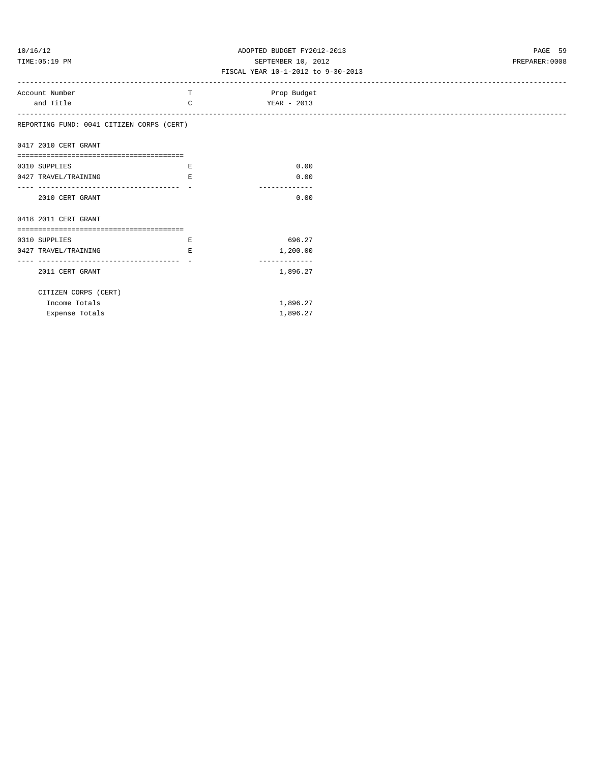FISCAL YEAR 10-1-2012 to 9-30-2013

| Account Number and Title | TC | Prop Budget YEAR - 2013 |
|---|---|---|
| **REPORTING FUND: 0041 CITIZEN CORPS (CERT)** | | |
| **0417 2010 CERT GRANT** | | |
| 0310 SUPPLIES | E | 0.00 |
| 0427 TRAVEL/TRAINING | E | 0.00 |
| 2010 CERT GRANT | | 0.00 |
| **0418 2011 CERT GRANT** | | |
| 0310 SUPPLIES | E | 696.27 |
| 0427 TRAVEL/TRAINING | E | 1,200.00 |
| 2011 CERT GRANT | | 1,896.27 |
| CITIZEN CORPS (CERT) | | |
| Income Totals | | 1,896.27 |
| Expense Totals | | 1,896.27 |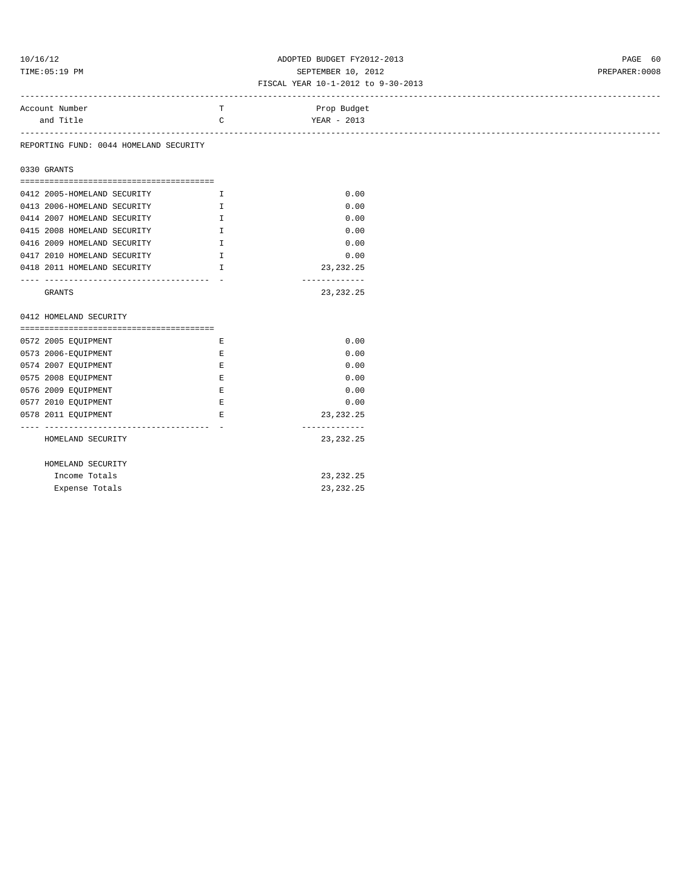ADOPTED BUDGET FY2012-2013
SEPTEMBER 10, 2012
FISCAL YEAR 10-1-2012 to 9-30-2013

| Account Number and Title | TC | Prop Budget YEAR - 2013 |
|---|---|---|

REPORTING FUND: 0044 HOMELAND SECURITY

**0330 GRANTS**

| Account Number and Title | TC | Prop Budget YEAR - 2013 |
|---|---|---|
| 0412 2005-HOMELAND SECURITY | I | 0.00 |
| 0413 2006-HOMELAND SECURITY | I | 0.00 |
| 0414 2007 HOMELAND SECURITY | I | 0.00 |
| 0415 2008 HOMELAND SECURITY | I | 0.00 |
| 0416 2009 HOMELAND SECURITY | I | 0.00 |
| 0417 2010 HOMELAND SECURITY | I | 0.00 |
| 0418 2011 HOMELAND SECURITY | I | 23,232.25 |
| GRANTS | | 23,232.25 |

**0412 HOMELAND SECURITY**

| Account Number and Title | TC | Prop Budget YEAR - 2013 |
|---|---|---|
| 0572 2005 EQUIPMENT | E | 0.00 |
| 0573 2006-EQUIPMENT | E | 0.00 |
| 0574 2007 EQUIPMENT | E | 0.00 |
| 0575 2008 EQUIPMENT | E | 0.00 |
| 0576 2009 EQUIPMENT | E | 0.00 |
| 0577 2010 EQUIPMENT | E | 0.00 |
| 0578 2011 EQUIPMENT | E | 23,232.25 |
| HOMELAND SECURITY | | 23,232.25 |

**HOMELAND SECURITY**

| | | |
|---|---|---|
| Income Totals | | 23,232.25 |
| Expense Totals | | 23,232.25 |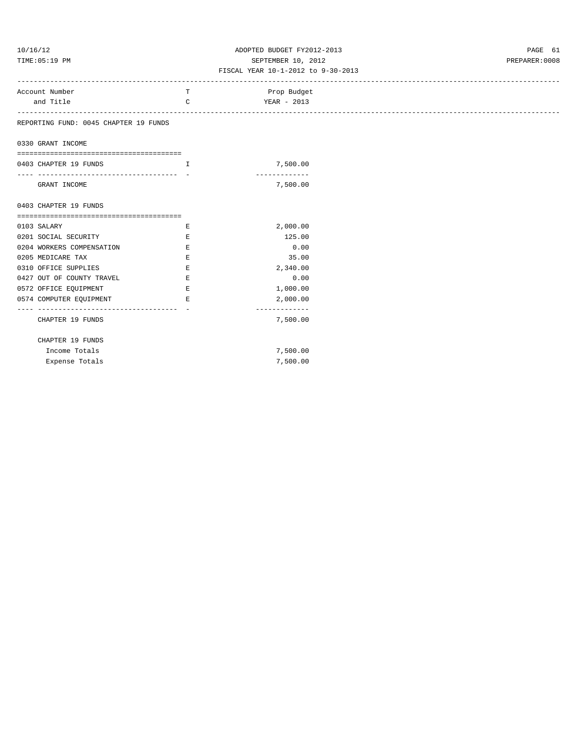ADOPTED BUDGET FY2012-2013

SEPTEMBER 10, 2012

FISCAL YEAR 10-1-2012 to 9-30-2013

| Account Number and Title | TC | Prop Budget YEAR - 2013 |
|---|---|---|
| REPORTING FUND: 0045 CHAPTER 19 FUNDS | | |
| **0330 GRANT INCOME** | | |
| 0403 CHAPTER 19 FUNDS | I | 7,500.00 |
| GRANT INCOME | | 7,500.00 |
| **0403 CHAPTER 19 FUNDS** | | |
| 0103 SALARY | E | 2,000.00 |
| 0201 SOCIAL SECURITY | E | 125.00 |
| 0204 WORKERS COMPENSATION | E | 0.00 |
| 0205 MEDICARE TAX | E | 35.00 |
| 0310 OFFICE SUPPLIES | E | 2,340.00 |
| 0427 OUT OF COUNTY TRAVEL | E | 0.00 |
| 0572 OFFICE EQUIPMENT | E | 1,000.00 |
| 0574 COMPUTER EQUIPMENT | E | 2,000.00 |
| CHAPTER 19 FUNDS | | 7,500.00 |
| **CHAPTER 19 FUNDS** | | |
| Income Totals | | 7,500.00 |
| Expense Totals | | 7,500.00 |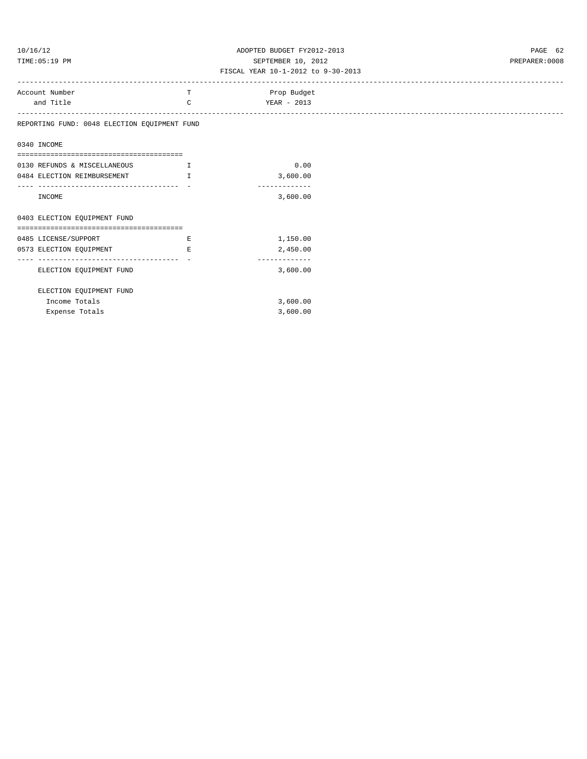ADOPTED BUDGET FY2012-2013
SEPTEMBER 10, 2012
FISCAL YEAR 10-1-2012 to 9-30-2013

| Account Number and Title | TC | Prop Budget YEAR - 2013 |
|---|---|---|

REPORTING FUND: 0048 ELECTION EQUIPMENT FUND

## 0340 INCOME

| Account Number and Title | TC | Prop Budget YEAR - 2013 |
|---|---|---|
| 0130 REFUNDS & MISCELLANEOUS | I | 0.00 |
| 0484 ELECTION REIMBURSEMENT | I | 3,600.00 |
| INCOME | | 3,600.00 |

## 0403 ELECTION EQUIPMENT FUND

| Account Number and Title | TC | Prop Budget YEAR - 2013 |
|---|---|---|
| 0485 LICENSE/SUPPORT | E | 1,150.00 |
| 0573 ELECTION EQUIPMENT | E | 2,450.00 |
| ELECTION EQUIPMENT FUND | | 3,600.00 |

ELECTION EQUIPMENT FUND

| | Prop Budget YEAR - 2013 |
|---|---|
| Income Totals | 3,600.00 |
| Expense Totals | 3,600.00 |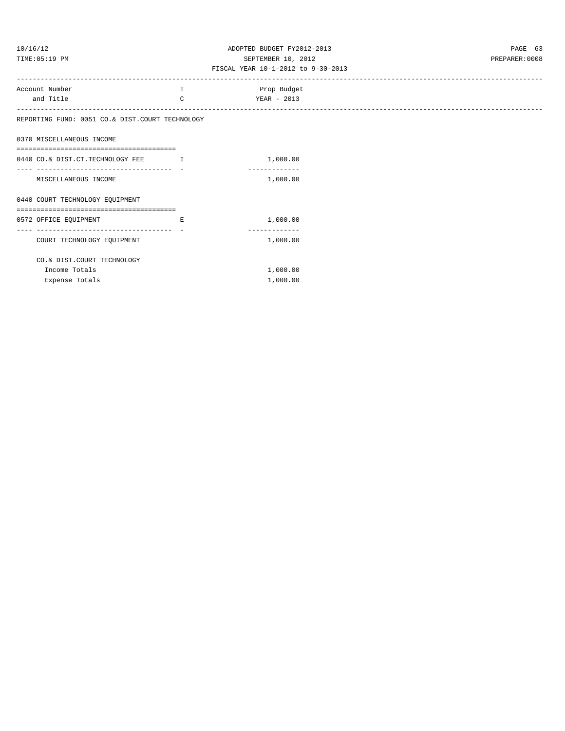ADOPTED BUDGET FY2012-2013
SEPTEMBER 10, 2012
FISCAL YEAR 10-1-2012 to 9-30-2013

| Account Number and Title | TC | Prop Budget YEAR - 2013 |
|---|---|---|
| **REPORTING FUND: 0051 CO.& DIST.COURT TECHNOLOGY** | | |
| **0370 MISCELLANEOUS INCOME** | | |
| 0440 CO.& DIST.CT.TECHNOLOGY FEE | I | 1,000.00 |
| MISCELLANEOUS INCOME | | 1,000.00 |
| **0440 COURT TECHNOLOGY EQUIPMENT** | | |
| 0572 OFFICE EQUIPMENT | E | 1,000.00 |
| COURT TECHNOLOGY EQUIPMENT | | 1,000.00 |
| **CO.& DIST.COURT TECHNOLOGY** | | |
| Income Totals | | 1,000.00 |
| Expense Totals | | 1,000.00 |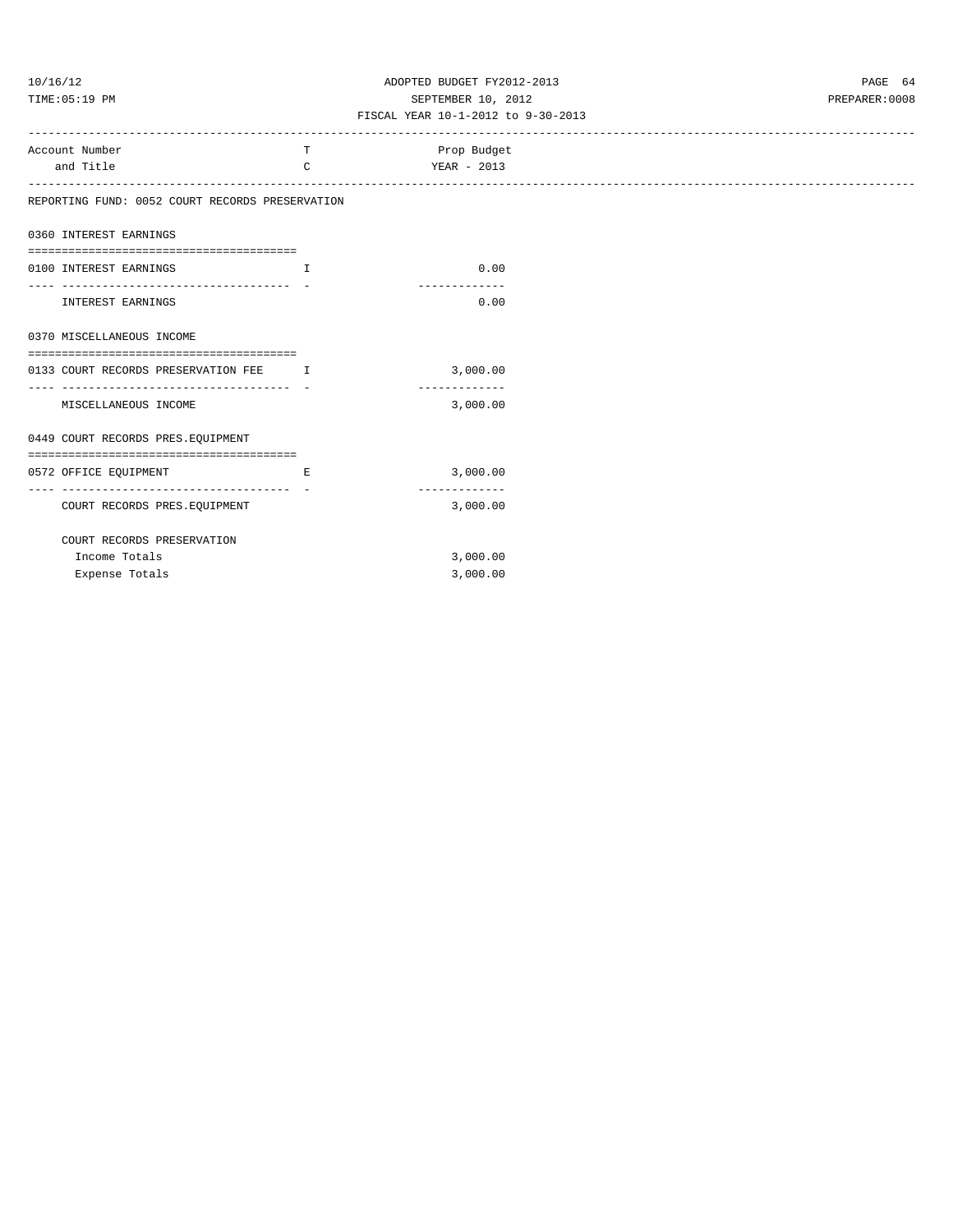ADOPTED BUDGET FY2012-2013

SEPTEMBER 10, 2012

FISCAL YEAR 10-1-2012 to 9-30-2013

| Account Number and Title | T C | Prop Budget YEAR - 2013 |
|---|---|---|

REPORTING FUND: 0052 COURT RECORDS PRESERVATION

**0360 INTEREST EARNINGS**

| Account Number and Title | T C | Prop Budget YEAR - 2013 |
|---|---|---|
| 0100 INTEREST EARNINGS | I | 0.00 |
| INTEREST EARNINGS | | 0.00 |

**0370 MISCELLANEOUS INCOME**

| Account Number and Title | T C | Prop Budget YEAR - 2013 |
|---|---|---|
| 0133 COURT RECORDS PRESERVATION FEE | I | 3,000.00 |
| MISCELLANEOUS INCOME | | 3,000.00 |

**0449 COURT RECORDS PRES.EQUIPMENT**

| Account Number and Title | T C | Prop Budget YEAR - 2013 |
|---|---|---|
| 0572 OFFICE EQUIPMENT | E | 3,000.00 |
| COURT RECORDS PRES.EQUIPMENT | | 3,000.00 |

COURT RECORDS PRESERVATION

| | Prop Budget YEAR - 2013 |
|---|---|
| Income Totals | 3,000.00 |
| Expense Totals | 3,000.00 |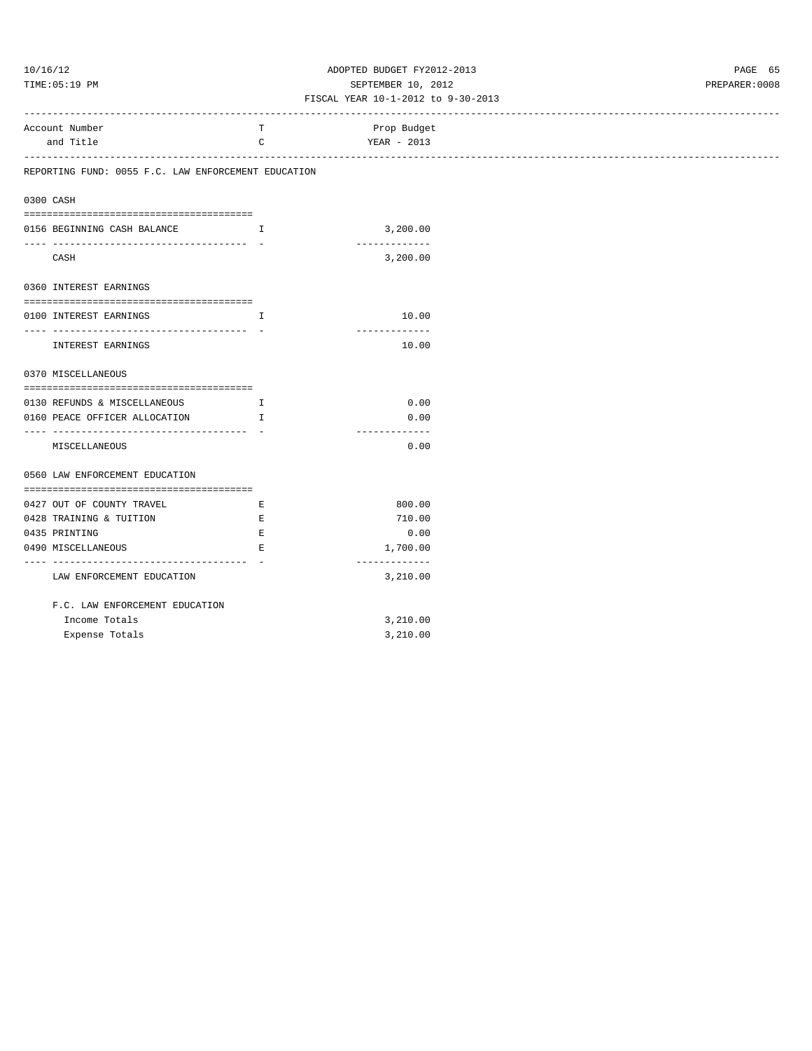ADOPTED BUDGET FY2012-2013
SEPTEMBER 10, 2012
FISCAL YEAR 10-1-2012 to 9-30-2013

| Account Number and Title | TC | Prop Budget YEAR - 2013 |
|---|---|---|

**REPORTING FUND: 0055 F.C. LAW ENFORCEMENT EDUCATION**

### 0300 CASH

| Account Number and Title | TC | Prop Budget YEAR - 2013 |
|---|---|---|
| 0156 BEGINNING CASH BALANCE | I | 3,200.00 |
| CASH | | 3,200.00 |

### 0360 INTEREST EARNINGS

| Account Number and Title | TC | Prop Budget YEAR - 2013 |
|---|---|---|
| 0100 INTEREST EARNINGS | I | 10.00 |
| INTEREST EARNINGS | | 10.00 |

### 0370 MISCELLANEOUS

| Account Number and Title | TC | Prop Budget YEAR - 2013 |
|---|---|---|
| 0130 REFUNDS & MISCELLANEOUS | I | 0.00 |
| 0160 PEACE OFFICER ALLOCATION | I | 0.00 |
| MISCELLANEOUS | | 0.00 |

### 0560 LAW ENFORCEMENT EDUCATION

| Account Number and Title | TC | Prop Budget YEAR - 2013 |
|---|---|---|
| 0427 OUT OF COUNTY TRAVEL | E | 800.00 |
| 0428 TRAINING & TUITION | E | 710.00 |
| 0435 PRINTING | E | 0.00 |
| 0490 MISCELLANEOUS | E | 1,700.00 |
| LAW ENFORCEMENT EDUCATION | | 3,210.00 |

| F.C. LAW ENFORCEMENT EDUCATION | |
|---|---|
| Income Totals | 3,210.00 |
| Expense Totals | 3,210.00 |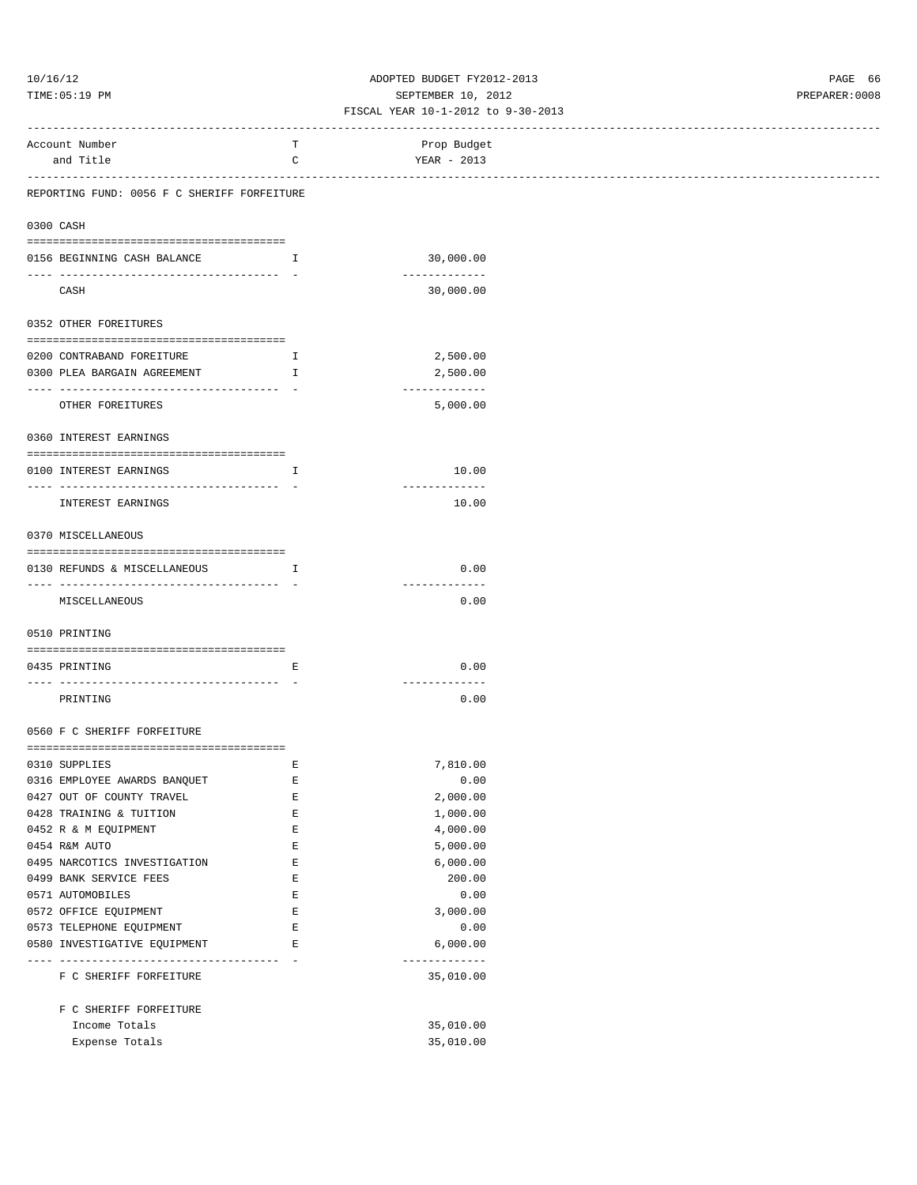ADOPTED BUDGET FY2012-2013

SEPTEMBER 10, 2012

FISCAL YEAR 10-1-2012 to 9-30-2013

| Account Number and Title | TC | Prop Budget YEAR - 2013 |
|---|---|---|
| **REPORTING FUND: 0056 F C SHERIFF FORFEITURE** | | |
| **0300 CASH** | | |
| 0156 BEGINNING CASH BALANCE | I | 30,000.00 |
| CASH | | 30,000.00 |
| **0352 OTHER FOREITURES** | | |
| 0200 CONTRABAND FOREITURE | I | 2,500.00 |
| 0300 PLEA BARGAIN AGREEMENT | I | 2,500.00 |
| OTHER FOREITURES | | 5,000.00 |
| **0360 INTEREST EARNINGS** | | |
| 0100 INTEREST EARNINGS | I | 10.00 |
| INTEREST EARNINGS | | 10.00 |
| **0370 MISCELLANEOUS** | | |
| 0130 REFUNDS & MISCELLANEOUS | I | 0.00 |
| MISCELLANEOUS | | 0.00 |
| **0510 PRINTING** | | |
| 0435 PRINTING | E | 0.00 |
| PRINTING | | 0.00 |
| **0560 F C SHERIFF FORFEITURE** | | |
| 0310 SUPPLIES | E | 7,810.00 |
| 0316 EMPLOYEE AWARDS BANQUET | E | 0.00 |
| 0427 OUT OF COUNTY TRAVEL | E | 2,000.00 |
| 0428 TRAINING & TUITION | E | 1,000.00 |
| 0452 R & M EQUIPMENT | E | 4,000.00 |
| 0454 R&M AUTO | E | 5,000.00 |
| 0495 NARCOTICS INVESTIGATION | E | 6,000.00 |
| 0499 BANK SERVICE FEES | E | 200.00 |
| 0571 AUTOMOBILES | E | 0.00 |
| 0572 OFFICE EQUIPMENT | E | 3,000.00 |
| 0573 TELEPHONE EQUIPMENT | E | 0.00 |
| 0580 INVESTIGATIVE EQUIPMENT | E | 6,000.00 |
| F C SHERIFF FORFEITURE | | 35,010.00 |
| **F C SHERIFF FORFEITURE** | | |
| Income Totals | | 35,010.00 |
| Expense Totals | | 35,010.00 |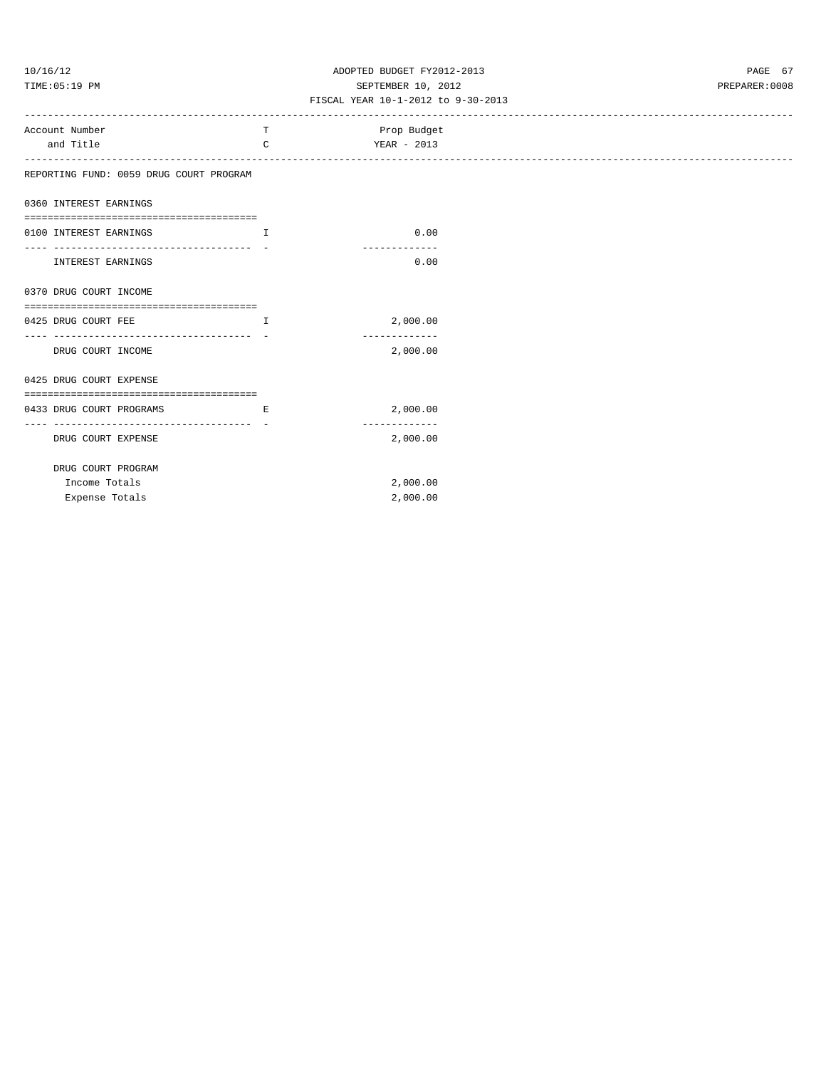ADOPTED BUDGET FY2012-2013
SEPTEMBER 10, 2012
FISCAL YEAR 10-1-2012 to 9-30-2013

| Account Number and Title | T C | Prop Budget YEAR - 2013 |
|---|---|---|
| **REPORTING FUND: 0059 DRUG COURT PROGRAM** | | |
| **0360 INTEREST EARNINGS** | | |
| 0100 INTEREST EARNINGS | I | 0.00 |
| INTEREST EARNINGS | | 0.00 |
| **0370 DRUG COURT INCOME** | | |
| 0425 DRUG COURT FEE | I | 2,000.00 |
| DRUG COURT INCOME | | 2,000.00 |
| **0425 DRUG COURT EXPENSE** | | |
| 0433 DRUG COURT PROGRAMS | E | 2,000.00 |
| DRUG COURT EXPENSE | | 2,000.00 |
| DRUG COURT PROGRAM | | |
| Income Totals | | 2,000.00 |
| Expense Totals | | 2,000.00 |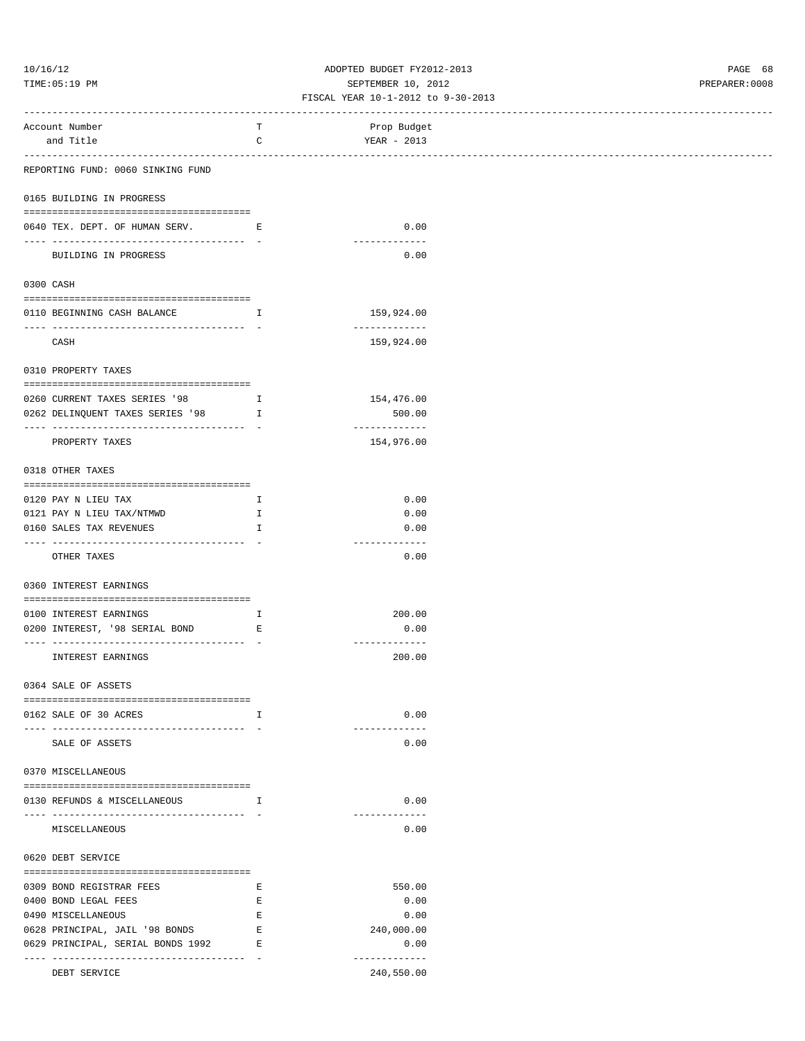ADOPTED BUDGET FY2012-2013
SEPTEMBER 10, 2012
FISCAL YEAR 10-1-2012 to 9-30-2013

| Account Number and Title | TC | Prop Budget YEAR - 2013 |
|---|---|---|
| **REPORTING FUND: 0060 SINKING FUND** | | |
| **0165 BUILDING IN PROGRESS** | | |
| 0640 TEX. DEPT. OF HUMAN SERV. | E | 0.00 |
| BUILDING IN PROGRESS | | 0.00 |
| **0300 CASH** | | |
| 0110 BEGINNING CASH BALANCE | I | 159,924.00 |
| CASH | | 159,924.00 |
| **0310 PROPERTY TAXES** | | |
| 0260 CURRENT TAXES SERIES '98 | I | 154,476.00 |
| 0262 DELINQUENT TAXES SERIES '98 | I | 500.00 |
| PROPERTY TAXES | | 154,976.00 |
| **0318 OTHER TAXES** | | |
| 0120 PAY N LIEU TAX | I | 0.00 |
| 0121 PAY N LIEU TAX/NTMWD | I | 0.00 |
| 0160 SALES TAX REVENUES | I | 0.00 |
| OTHER TAXES | | 0.00 |
| **0360 INTEREST EARNINGS** | | |
| 0100 INTEREST EARNINGS | I | 200.00 |
| 0200 INTEREST, '98 SERIAL BOND | E | 0.00 |
| INTEREST EARNINGS | | 200.00 |
| **0364 SALE OF ASSETS** | | |
| 0162 SALE OF 30 ACRES | I | 0.00 |
| SALE OF ASSETS | | 0.00 |
| **0370 MISCELLANEOUS** | | |
| 0130 REFUNDS & MISCELLANEOUS | I | 0.00 |
| MISCELLANEOUS | | 0.00 |
| **0620 DEBT SERVICE** | | |
| 0309 BOND REGISTRAR FEES | E | 550.00 |
| 0400 BOND LEGAL FEES | E | 0.00 |
| 0490 MISCELLANEOUS | E | 0.00 |
| 0628 PRINCIPAL, JAIL '98 BONDS | E | 240,000.00 |
| 0629 PRINCIPAL, SERIAL BONDS 1992 | E | 0.00 |
| DEBT SERVICE | | 240,550.00 |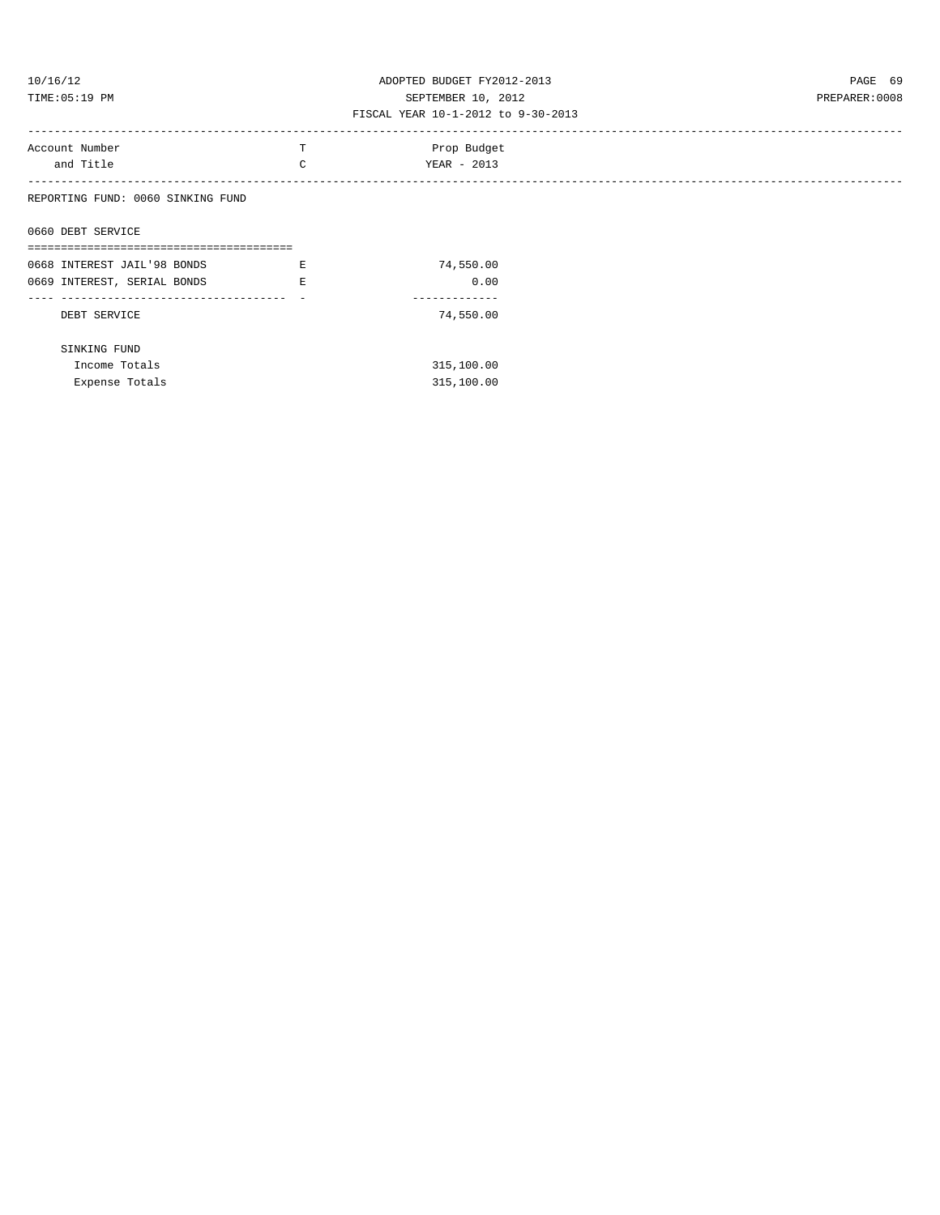| Account Number and Title | T C | Prop Budget YEAR - 2013 |
|---|---|---|
| REPORTING FUND: 0060 SINKING FUND | | |
| 0660 DEBT SERVICE | | |
| 0668 INTEREST JAIL'98 BONDS | E | 74,550.00 |
| 0669 INTEREST, SERIAL BONDS | E | 0.00 |
| DEBT SERVICE | | 74,550.00 |
| SINKING FUND | | |
| Income Totals | | 315,100.00 |
| Expense Totals | | 315,100.00 |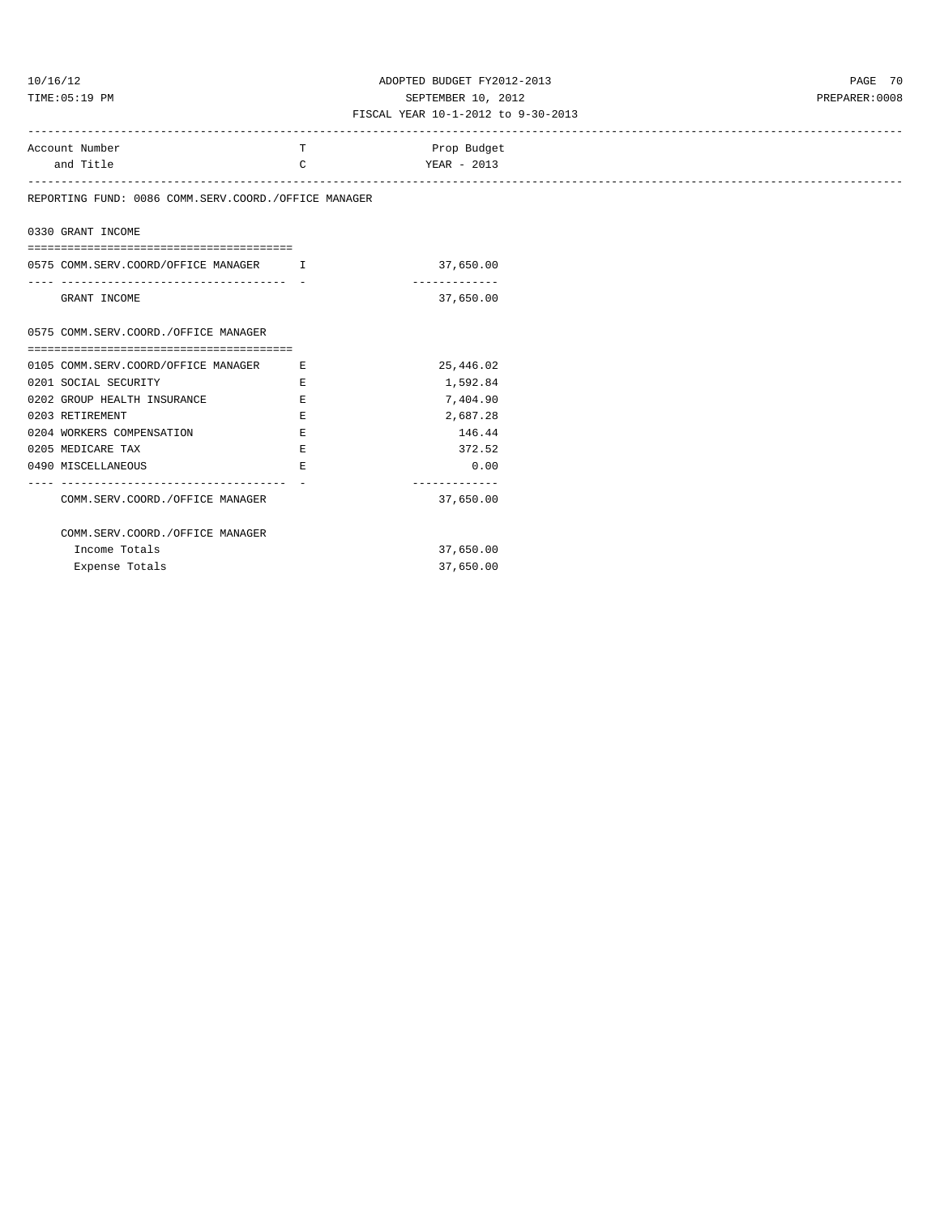ADOPTED BUDGET FY2012-2013
SEPTEMBER 10, 2012
FISCAL YEAR 10-1-2012 to 9-30-2013

| Account Number and Title | T C | Prop Budget YEAR - 2013 |
|---|---|---|

REPORTING FUND: 0086 COMM.SERV.COORD./OFFICE MANAGER

**0330 GRANT INCOME**

| Account Number and Title | T C | Prop Budget YEAR - 2013 |
|---|---|---|
| 0575 COMM.SERV.COORD/OFFICE MANAGER | I | 37,650.00 |
| GRANT INCOME | | 37,650.00 |

**0575 COMM.SERV.COORD./OFFICE MANAGER**

| Account Number and Title | T C | Prop Budget YEAR - 2013 |
|---|---|---|
| 0105 COMM.SERV.COORD/OFFICE MANAGER | E | 25,446.02 |
| 0201 SOCIAL SECURITY | E | 1,592.84 |
| 0202 GROUP HEALTH INSURANCE | E | 7,404.90 |
| 0203 RETIREMENT | E | 2,687.28 |
| 0204 WORKERS COMPENSATION | E | 146.44 |
| 0205 MEDICARE TAX | E | 372.52 |
| 0490 MISCELLANEOUS | E | 0.00 |
| COMM.SERV.COORD./OFFICE MANAGER | | 37,650.00 |

| COMM.SERV.COORD./OFFICE MANAGER | |
|---|---|
| Income Totals | 37,650.00 |
| Expense Totals | 37,650.00 |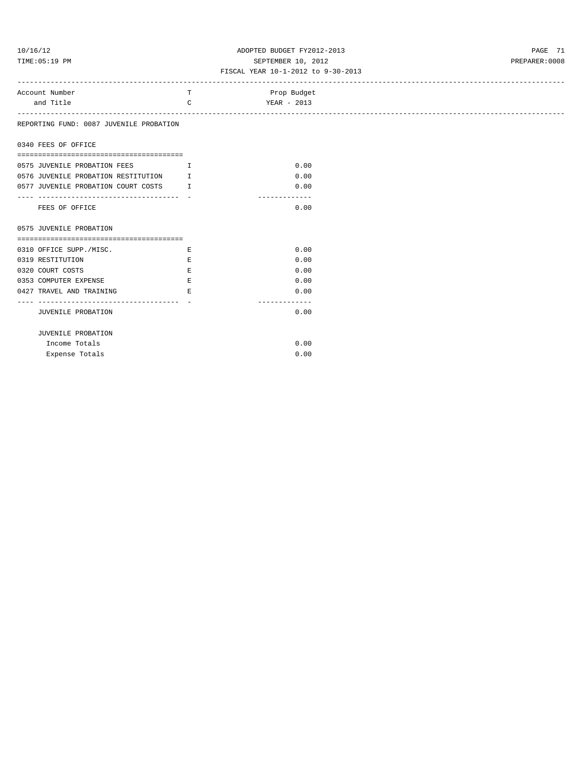ADOPTED BUDGET FY2012-2013
SEPTEMBER 10, 2012
FISCAL YEAR 10-1-2012 to 9-30-2013

| Account Number and Title | TC | Prop Budget YEAR - 2013 |
|---|---|---|
| **REPORTING FUND: 0087 JUVENILE PROBATION** | | |
| **0340 FEES OF OFFICE** | | |
| 0575 JUVENILE PROBATION FEES | I | 0.00 |
| 0576 JUVENILE PROBATION RESTITUTION | I | 0.00 |
| 0577 JUVENILE PROBATION COURT COSTS | I | 0.00 |
| FEES OF OFFICE | | 0.00 |
| **0575 JUVENILE PROBATION** | | |
| 0310 OFFICE SUPP./MISC. | E | 0.00 |
| 0319 RESTITUTION | E | 0.00 |
| 0320 COURT COSTS | E | 0.00 |
| 0353 COMPUTER EXPENSE | E | 0.00 |
| 0427 TRAVEL AND TRAINING | E | 0.00 |
| JUVENILE PROBATION | | 0.00 |
| **JUVENILE PROBATION** | | |
| Income Totals | | 0.00 |
| Expense Totals | | 0.00 |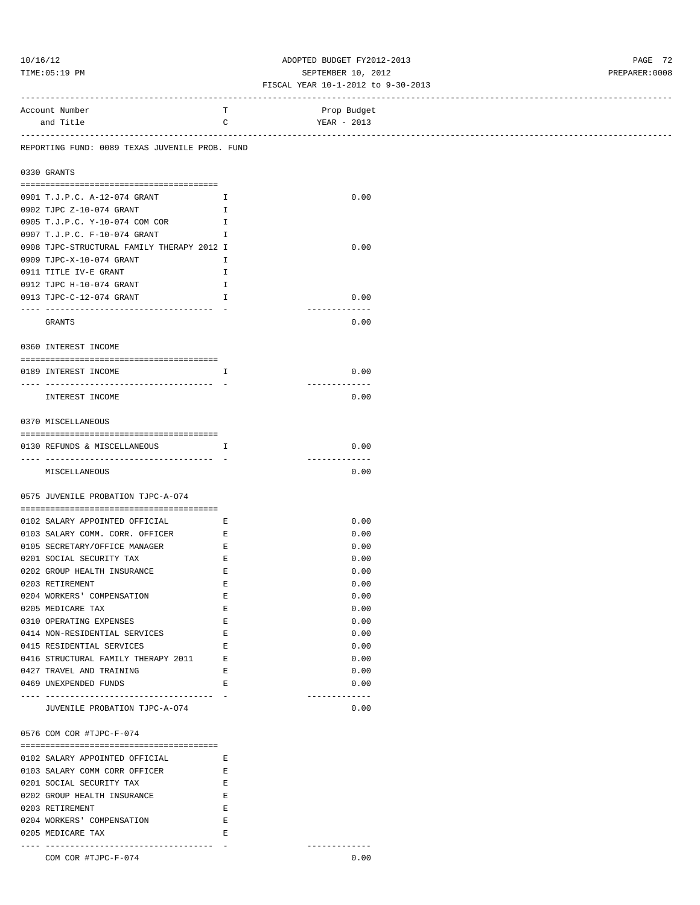REPORTING FUND: 0089 TEXAS JUVENILE PROB. FUND

| Account Number and Title | TC | Prop Budget YEAR - 2013 |
|---|---|---|
| **0330 GRANTS** | | |
| 0901 T.J.P.C. A-12-074 GRANT | I | 0.00 |
| 0902 TJPC Z-10-074 GRANT | I | |
| 0905 T.J.P.C. Y-10-074 COM COR | I | |
| 0907 T.J.P.C. F-10-074 GRANT | I | |
| 0908 TJPC-STRUCTURAL FAMILY THERAPY 2012 | I | 0.00 |
| 0909 TJPC-X-10-074 GRANT | I | |
| 0911 TITLE IV-E GRANT | I | |
| 0912 TJPC H-10-074 GRANT | I | |
| 0913 TJPC-C-12-074 GRANT | I | 0.00 |
| GRANTS | | 0.00 |
| **0360 INTEREST INCOME** | | |
| 0189 INTEREST INCOME | I | 0.00 |
| INTEREST INCOME | | 0.00 |
| **0370 MISCELLANEOUS** | | |
| 0130 REFUNDS & MISCELLANEOUS | I | 0.00 |
| MISCELLANEOUS | | 0.00 |
| **0575 JUVENILE PROBATION TJPC-A-074** | | |
| 0102 SALARY APPOINTED OFFICIAL | E | 0.00 |
| 0103 SALARY COMM. CORR. OFFICER | E | 0.00 |
| 0105 SECRETARY/OFFICE MANAGER | E | 0.00 |
| 0201 SOCIAL SECURITY TAX | E | 0.00 |
| 0202 GROUP HEALTH INSURANCE | E | 0.00 |
| 0203 RETIREMENT | E | 0.00 |
| 0204 WORKERS' COMPENSATION | E | 0.00 |
| 0205 MEDICARE TAX | E | 0.00 |
| 0310 OPERATING EXPENSES | E | 0.00 |
| 0414 NON-RESIDENTIAL SERVICES | E | 0.00 |
| 0415 RESIDENTIAL SERVICES | E | 0.00 |
| 0416 STRUCTURAL FAMILY THERAPY 2011 | E | 0.00 |
| 0427 TRAVEL AND TRAINING | E | 0.00 |
| 0469 UNEXPENDED FUNDS | E | 0.00 |
| JUVENILE PROBATION TJPC-A-074 | | 0.00 |
| **0576 COM COR #TJPC-F-074** | | |
| 0102 SALARY APPOINTED OFFICIAL | E | |
| 0103 SALARY COMM CORR OFFICER | E | |
| 0201 SOCIAL SECURITY TAX | E | |
| 0202 GROUP HEALTH INSURANCE | E | |
| 0203 RETIREMENT | E | |
| 0204 WORKERS' COMPENSATION | E | |
| 0205 MEDICARE TAX | E | |
| COM COR #TJPC-F-074 | | 0.00 |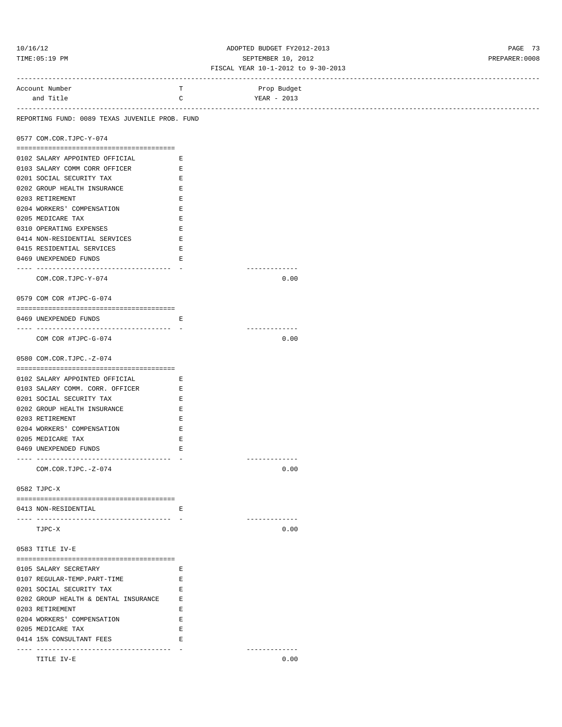ADOPTED BUDGET FY2012-2013
SEPTEMBER 10, 2012
FISCAL YEAR 10-1-2012 to 9-30-2013

| Account Number and Title | T C | Prop Budget YEAR - 2013 |
|---|---|---|

REPORTING FUND: 0089 TEXAS JUVENILE PROB. FUND

**0577 COM.COR.TJPC-Y-074**

| Account Number and Title | TC | Prop Budget YEAR - 2013 |
|---|---|---|
| 0102 SALARY APPOINTED OFFICIAL | E | |
| 0103 SALARY COMM CORR OFFICER | E | |
| 0201 SOCIAL SECURITY TAX | E | |
| 0202 GROUP HEALTH INSURANCE | E | |
| 0203 RETIREMENT | E | |
| 0204 WORKERS' COMPENSATION | E | |
| 0205 MEDICARE TAX | E | |
| 0310 OPERATING EXPENSES | E | |
| 0414 NON-RESIDENTIAL SERVICES | E | |
| 0415 RESIDENTIAL SERVICES | E | |
| 0469 UNEXPENDED FUNDS | E | |
| COM.COR.TJPC-Y-074 | | 0.00 |

**0579 COM COR #TJPC-G-074**

| Account Number and Title | TC | Prop Budget YEAR - 2013 |
|---|---|---|
| 0469 UNEXPENDED FUNDS | E | |
| COM COR #TJPC-G-074 | | 0.00 |

**0580 COM.COR.TJPC.-Z-074**

| Account Number and Title | TC | Prop Budget YEAR - 2013 |
|---|---|---|
| 0102 SALARY APPOINTED OFFICIAL | E | |
| 0103 SALARY COMM. CORR. OFFICER | E | |
| 0201 SOCIAL SECURITY TAX | E | |
| 0202 GROUP HEALTH INSURANCE | E | |
| 0203 RETIREMENT | E | |
| 0204 WORKERS' COMPENSATION | E | |
| 0205 MEDICARE TAX | E | |
| 0469 UNEXPENDED FUNDS | E | |
| COM.COR.TJPC.-Z-074 | | 0.00 |

**0582 TJPC-X**

| Account Number and Title | TC | Prop Budget YEAR - 2013 |
|---|---|---|
| 0413 NON-RESIDENTIAL | E | |
| TJPC-X | | 0.00 |

**0583 TITLE IV-E**

| Account Number and Title | TC | Prop Budget YEAR - 2013 |
|---|---|---|
| 0105 SALARY SECRETARY | E | |
| 0107 REGULAR-TEMP.PART-TIME | E | |
| 0201 SOCIAL SECURITY TAX | E | |
| 0202 GROUP HEALTH & DENTAL INSURANCE | E | |
| 0203 RETIREMENT | E | |
| 0204 WORKERS' COMPENSATION | E | |
| 0205 MEDICARE TAX | E | |
| 0414 15% CONSULTANT FEES | E | |
| TITLE IV-E | | 0.00 |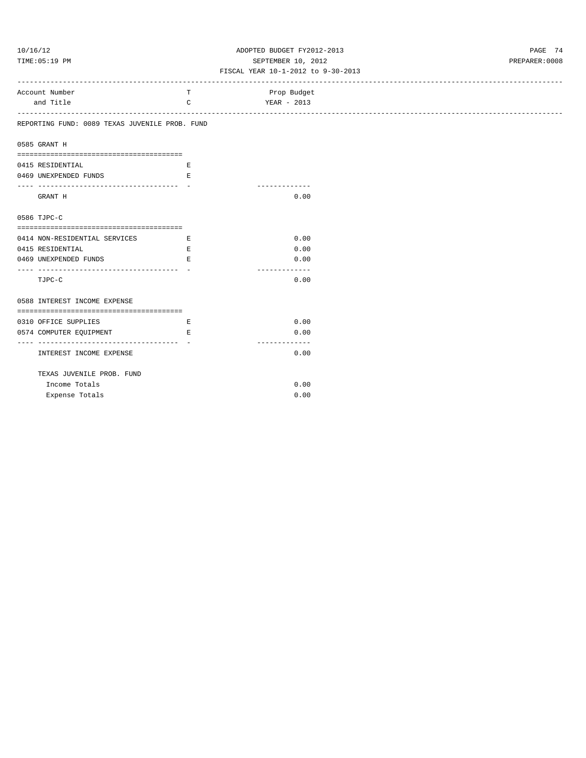FISCAL YEAR 10-1-2012 to 9-30-2013

| Account Number and Title | TC | Prop Budget YEAR - 2013 |
|---|---|---|
| **REPORTING FUND: 0089 TEXAS JUVENILE PROB. FUND** | | |
| **0585 GRANT H** | | |
| 0415 RESIDENTIAL | E | |
| 0469 UNEXPENDED FUNDS | E | |
| GRANT H | | 0.00 |
| **0586 TJPC-C** | | |
| 0414 NON-RESIDENTIAL SERVICES | E | 0.00 |
| 0415 RESIDENTIAL | E | 0.00 |
| 0469 UNEXPENDED FUNDS | E | 0.00 |
| TJPC-C | | 0.00 |
| **0588 INTEREST INCOME EXPENSE** | | |
| 0310 OFFICE SUPPLIES | E | 0.00 |
| 0574 COMPUTER EQUIPMENT | E | 0.00 |
| INTEREST INCOME EXPENSE | | 0.00 |
| TEXAS JUVENILE PROB. FUND | | |
| Income Totals | | 0.00 |
| Expense Totals | | 0.00 |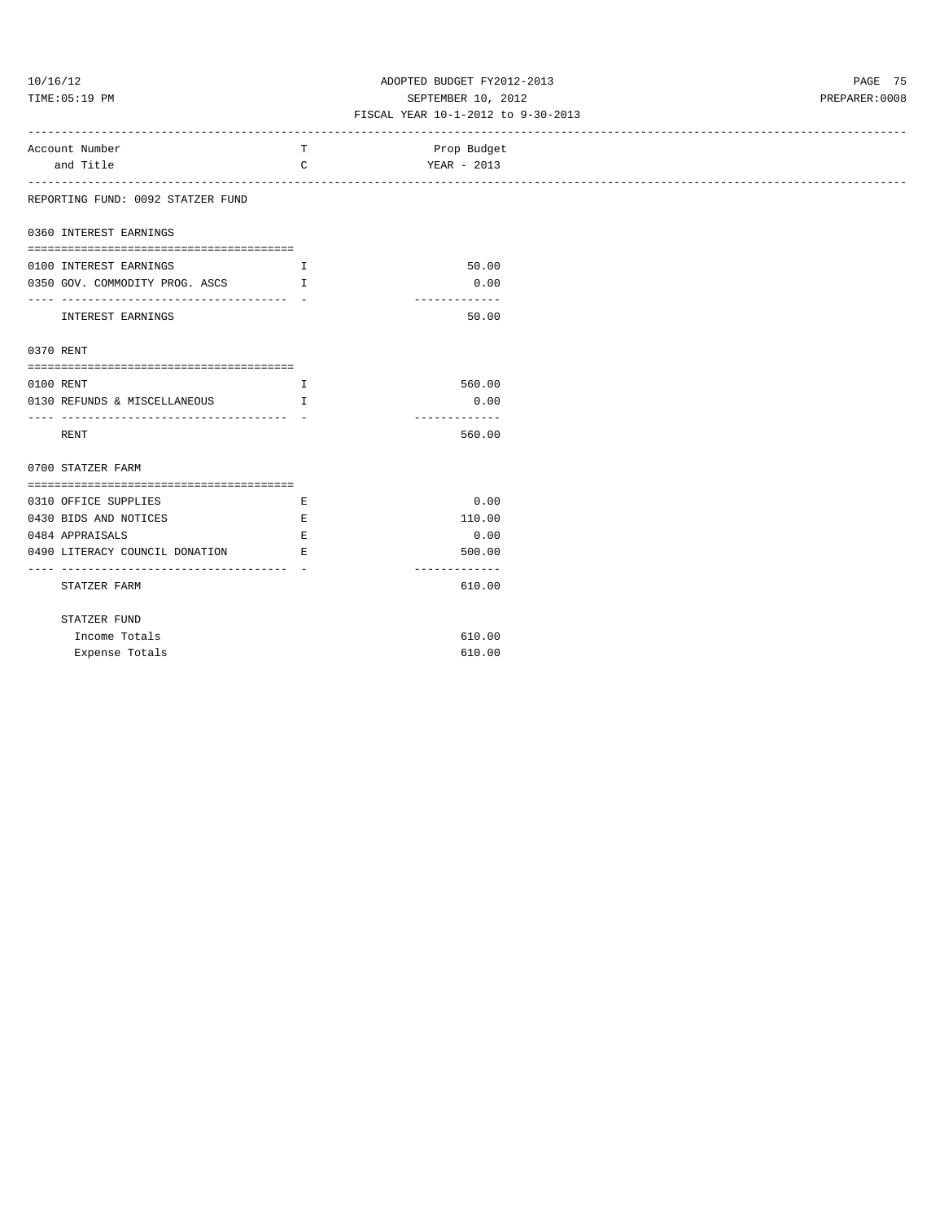ADOPTED BUDGET FY2012-2013
SEPTEMBER 10, 2012
FISCAL YEAR 10-1-2012 to 9-30-2013

| Account Number and Title | T C | Prop Budget YEAR - 2013 |
|---|---|---|

REPORTING FUND: 0092 STATZER FUND

**0360 INTEREST EARNINGS**

| Account Number and Title | T C | Prop Budget YEAR - 2013 |
|---|---|---|
| 0100 INTEREST EARNINGS | I | 50.00 |
| 0350 GOV. COMMODITY PROG. ASCS | I | 0.00 |
| INTEREST EARNINGS | | 50.00 |

**0370 RENT**

| Account Number and Title | T C | Prop Budget YEAR - 2013 |
|---|---|---|
| 0100 RENT | I | 560.00 |
| 0130 REFUNDS & MISCELLANEOUS | I | 0.00 |
| RENT | | 560.00 |

**0700 STATZER FARM**

| Account Number and Title | T C | Prop Budget YEAR - 2013 |
|---|---|---|
| 0310 OFFICE SUPPLIES | E | 0.00 |
| 0430 BIDS AND NOTICES | E | 110.00 |
| 0484 APPRAISALS | E | 0.00 |
| 0490 LITERACY COUNCIL DONATION | E | 500.00 |
| STATZER FARM | | 610.00 |

| STATZER FUND | | |
|---|---|---|
| Income Totals | | 610.00 |
| Expense Totals | | 610.00 |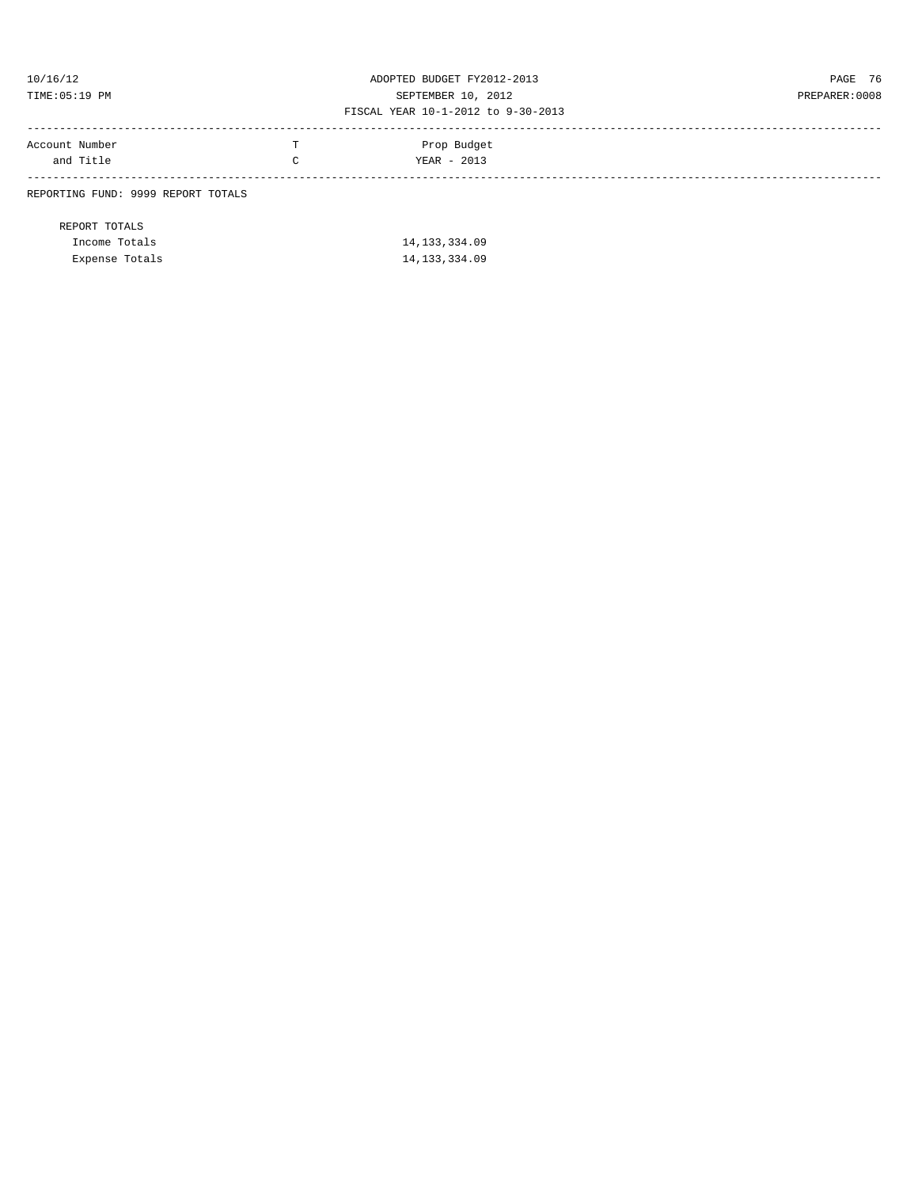ADOPTED BUDGET FY2012-2013
SEPTEMBER 10, 2012
FISCAL YEAR 10-1-2012 to 9-30-2013

10/16/12
TIME:05:19 PM

PREPARER:0008

| Account Number and Title | T C | Prop Budget YEAR - 2013 |
|---|---|---|
| REPORTING FUND: 9999 REPORT TOTALS | | |
| REPORT TOTALS | | |
| Income Totals | | 14,133,334.09 |
| Expense Totals | | 14,133,334.09 |